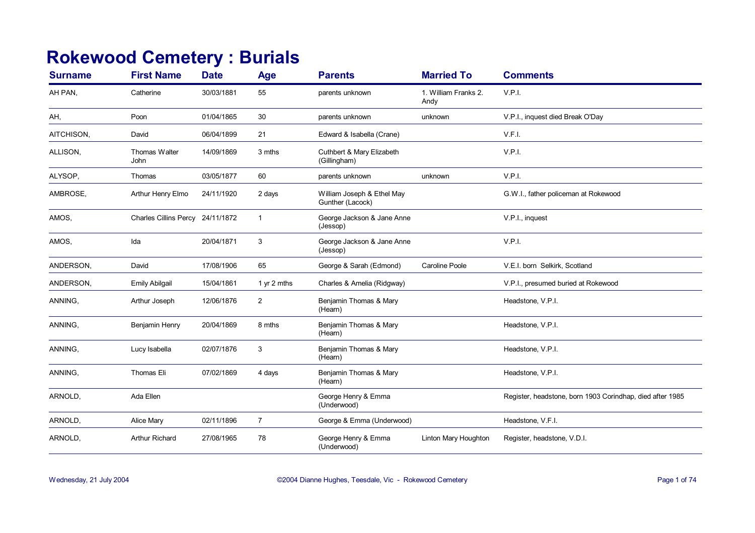# Rokewood Cemetery : Burials

| Surname | First Name | Date | Age | Parents | Married To | Comments |
|---|---|---|---|---|---|---|
| AH PAN, | Catherine | 30/03/1881 | 55 | parents unknown | 1. William Franks 2. Andy | V.P.I. |
| AH, | Poon | 01/04/1865 | 30 | parents unknown | unknown | V.P.I., inquest died Break O'Day |
| AITCHISON, | David | 06/04/1899 | 21 | Edward & Isabella (Crane) | | V.F.I. |
| ALLISON, | Thomas Walter John | 14/09/1869 | 3 mths | Cuthbert & Mary Elizabeth (Gillingham) | | V.P.I. |
| ALYSOP, | Thomas | 03/05/1877 | 60 | parents unknown | unknown | V.P.I. |
| AMBROSE, | Arthur Henry Elmo | 24/11/1920 | 2 days | William Joseph & Ethel May Gunther (Lacock) | | G.W.I., father policeman at Rokewood |
| AMOS, | Charles Cillins Percy | 24/11/1872 | 1 | George Jackson & Jane Anne (Jessop) | | V.P.I., inquest |
| AMOS, | Ida | 20/04/1871 | 3 | George Jackson & Jane Anne (Jessop) | | V.P.I. |
| ANDERSON, | David | 17/08/1906 | 65 | George & Sarah (Edmond) | Caroline Poole | V.E.I. born Selkirk, Scotland |
| ANDERSON, | Emily Abilgail | 15/04/1861 | 1 yr 2 mths | Charles & Amelia (Ridgway) | | V.P.I., presumed buried at Rokewood |
| ANNING, | Arthur Joseph | 12/06/1876 | 2 | Benjamin Thomas & Mary (Hearn) | | Headstone, V.P.I. |
| ANNING, | Benjamin Henry | 20/04/1869 | 8 mths | Benjamin Thomas & Mary (Hearn) | | Headstone, V.P.I. |
| ANNING, | Lucy Isabella | 02/07/1876 | 3 | Benjamin Thomas & Mary (Hearn) | | Headstone, V.P.I. |
| ANNING, | Thomas Eli | 07/02/1869 | 4 days | Benjamin Thomas & Mary (Hearn) | | Headstone, V.P.I. |
| ARNOLD, | Ada Ellen | | | George Henry & Emma (Underwood) | | Register, headstone, born 1903 Corindhap, died after 1985 |
| ARNOLD, | Alice Mary | 02/11/1896 | 7 | George & Emma (Underwood) | | Headstone, V.F.I. |
| ARNOLD, | Arthur Richard | 27/08/1965 | 78 | George Henry & Emma (Underwood) | Linton Mary Houghton | Register, headstone, V.D.I. |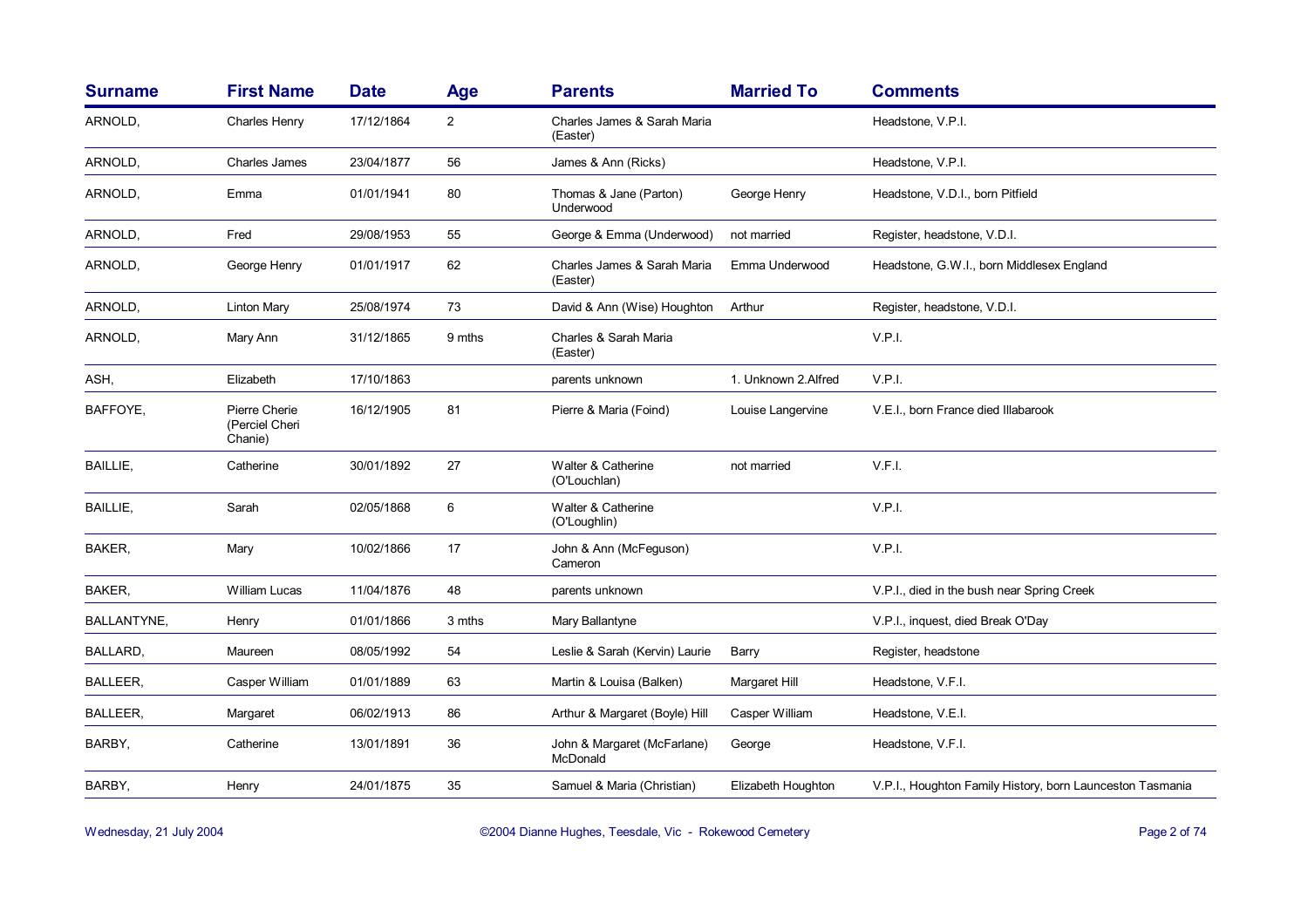| Surname | First Name | Date | Age | Parents | Married To | Comments |
|---|---|---|---|---|---|---|
| ARNOLD, | Charles Henry | 17/12/1864 | 2 | Charles James & Sarah Maria (Easter) | | Headstone, V.P.I. |
| ARNOLD, | Charles James | 23/04/1877 | 56 | James & Ann (Ricks) | | Headstone, V.P.I. |
| ARNOLD, | Emma | 01/01/1941 | 80 | Thomas & Jane (Parton) Underwood | George Henry | Headstone, V.D.I., born Pitfield |
| ARNOLD, | Fred | 29/08/1953 | 55 | George & Emma (Underwood) | not married | Register, headstone, V.D.I. |
| ARNOLD, | George Henry | 01/01/1917 | 62 | Charles James & Sarah Maria (Easter) | Emma Underwood | Headstone, G.W.I., born Middlesex England |
| ARNOLD, | Linton Mary | 25/08/1974 | 73 | David & Ann (Wise) Houghton | Arthur | Register, headstone, V.D.I. |
| ARNOLD, | Mary Ann | 31/12/1865 | 9 mths | Charles & Sarah Maria (Easter) | | V.P.I. |
| ASH, | Elizabeth | 17/10/1863 | | parents unknown | 1. Unknown 2.Alfred | V.P.I. |
| BAFFOYE, | Pierre Cherie (Perciel Cheri Chanie) | 16/12/1905 | 81 | Pierre & Maria (Foind) | Louise Langervine | V.E.I., born France died Illabarook |
| BAILLIE, | Catherine | 30/01/1892 | 27 | Walter & Catherine (O'Louchlan) | not married | V.F.I. |
| BAILLIE, | Sarah | 02/05/1868 | 6 | Walter & Catherine (O'Loughlin) | | V.P.I. |
| BAKER, | Mary | 10/02/1866 | 17 | John & Ann (McFeguson) Cameron | | V.P.I. |
| BAKER, | William Lucas | 11/04/1876 | 48 | parents unknown | | V.P.I., died in the bush near Spring Creek |
| BALLANTYNE, | Henry | 01/01/1866 | 3 mths | Mary Ballantyne | | V.P.I., inquest, died Break O'Day |
| BALLARD, | Maureen | 08/05/1992 | 54 | Leslie & Sarah (Kervin) Laurie | Barry | Register, headstone |
| BALLEER, | Casper William | 01/01/1889 | 63 | Martin & Louisa (Balken) | Margaret Hill | Headstone, V.F.I. |
| BALLEER, | Margaret | 06/02/1913 | 86 | Arthur & Margaret (Boyle) Hill | Casper William | Headstone, V.E.I. |
| BARBY, | Catherine | 13/01/1891 | 36 | John & Margaret (McFarlane) McDonald | George | Headstone, V.F.I. |
| BARBY, | Henry | 24/01/1875 | 35 | Samuel & Maria (Christian) | Elizabeth Houghton | V.P.I., Houghton Family History, born Launceston Tasmania |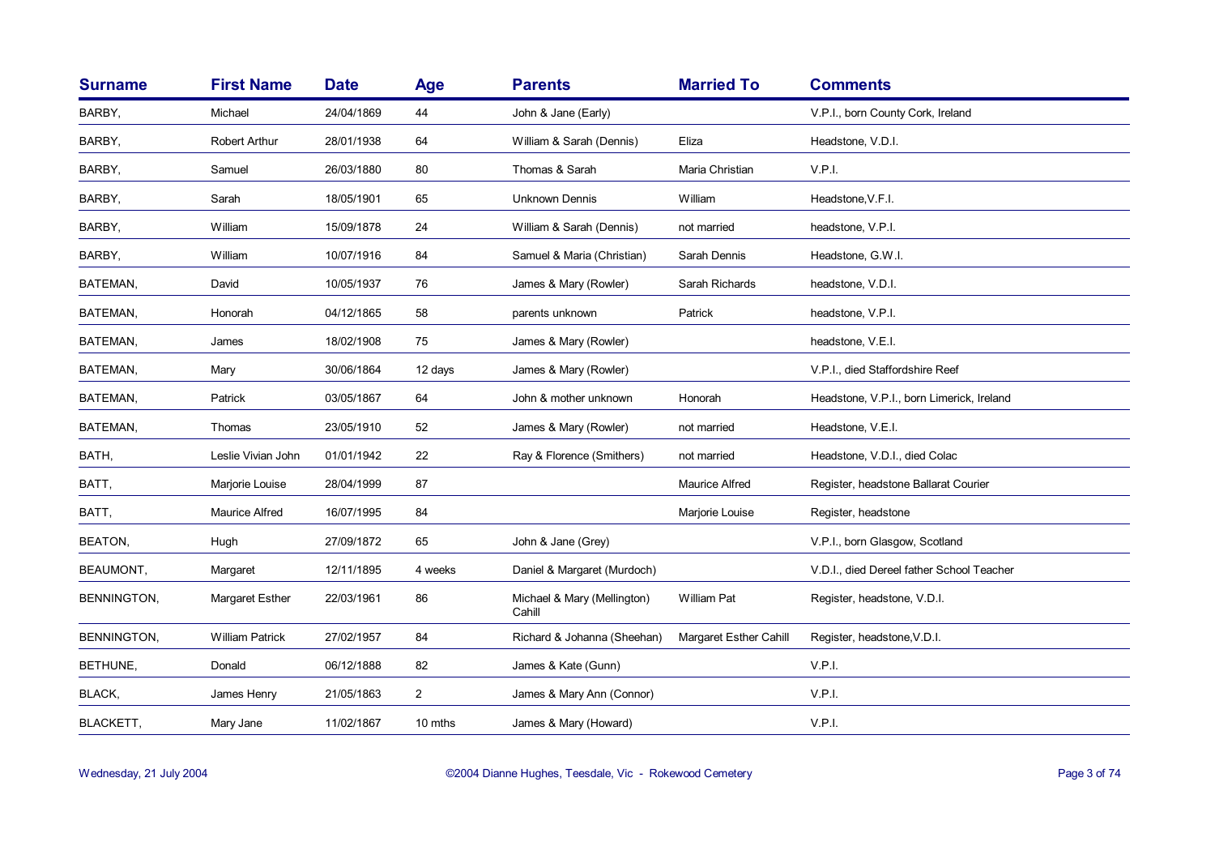| Surname | First Name | Date | Age | Parents | Married To | Comments |
|---|---|---|---|---|---|---|
| BARBY, | Michael | 24/04/1869 | 44 | John & Jane (Early) | | V.P.I., born County Cork, Ireland |
| BARBY, | Robert Arthur | 28/01/1938 | 64 | William & Sarah (Dennis) | Eliza | Headstone, V.D.I. |
| BARBY, | Samuel | 26/03/1880 | 80 | Thomas & Sarah | Maria Christian | V.P.I. |
| BARBY, | Sarah | 18/05/1901 | 65 | Unknown Dennis | William | Headstone,V.F.I. |
| BARBY, | William | 15/09/1878 | 24 | William & Sarah (Dennis) | not married | headstone, V.P.I. |
| BARBY, | William | 10/07/1916 | 84 | Samuel & Maria (Christian) | Sarah Dennis | Headstone, G.W.I. |
| BATEMAN, | David | 10/05/1937 | 76 | James & Mary (Rowler) | Sarah Richards | headstone, V.D.I. |
| BATEMAN, | Honorah | 04/12/1865 | 58 | parents unknown | Patrick | headstone, V.P.I. |
| BATEMAN, | James | 18/02/1908 | 75 | James & Mary (Rowler) | | headstone, V.E.I. |
| BATEMAN, | Mary | 30/06/1864 | 12 days | James & Mary (Rowler) | | V.P.I., died Staffordshire Reef |
| BATEMAN, | Patrick | 03/05/1867 | 64 | John & mother unknown | Honorah | Headstone, V.P.I., born Limerick, Ireland |
| BATEMAN, | Thomas | 23/05/1910 | 52 | James & Mary (Rowler) | not married | Headstone, V.E.I. |
| BATH, | Leslie Vivian John | 01/01/1942 | 22 | Ray & Florence (Smithers) | not married | Headstone, V.D.I., died Colac |
| BATT, | Marjorie Louise | 28/04/1999 | 87 | | Maurice Alfred | Register, headstone Ballarat Courier |
| BATT, | Maurice Alfred | 16/07/1995 | 84 | | Marjorie Louise | Register, headstone |
| BEATON, | Hugh | 27/09/1872 | 65 | John & Jane (Grey) | | V.P.I., born Glasgow, Scotland |
| BEAUMONT, | Margaret | 12/11/1895 | 4 weeks | Daniel & Margaret (Murdoch) | | V.D.I., died Dereel father School Teacher |
| BENNINGTON, | Margaret Esther | 22/03/1961 | 86 | Michael & Mary (Mellington) Cahill | William Pat | Register, headstone, V.D.I. |
| BENNINGTON, | William Patrick | 27/02/1957 | 84 | Richard & Johanna (Sheehan) | Margaret Esther Cahill | Register, headstone,V.D.I. |
| BETHUNE, | Donald | 06/12/1888 | 82 | James & Kate (Gunn) | | V.P.I. |
| BLACK, | James Henry | 21/05/1863 | 2 | James & Mary Ann (Connor) | | V.P.I. |
| BLACKETT, | Mary Jane | 11/02/1867 | 10 mths | James & Mary (Howard) | | V.P.I. |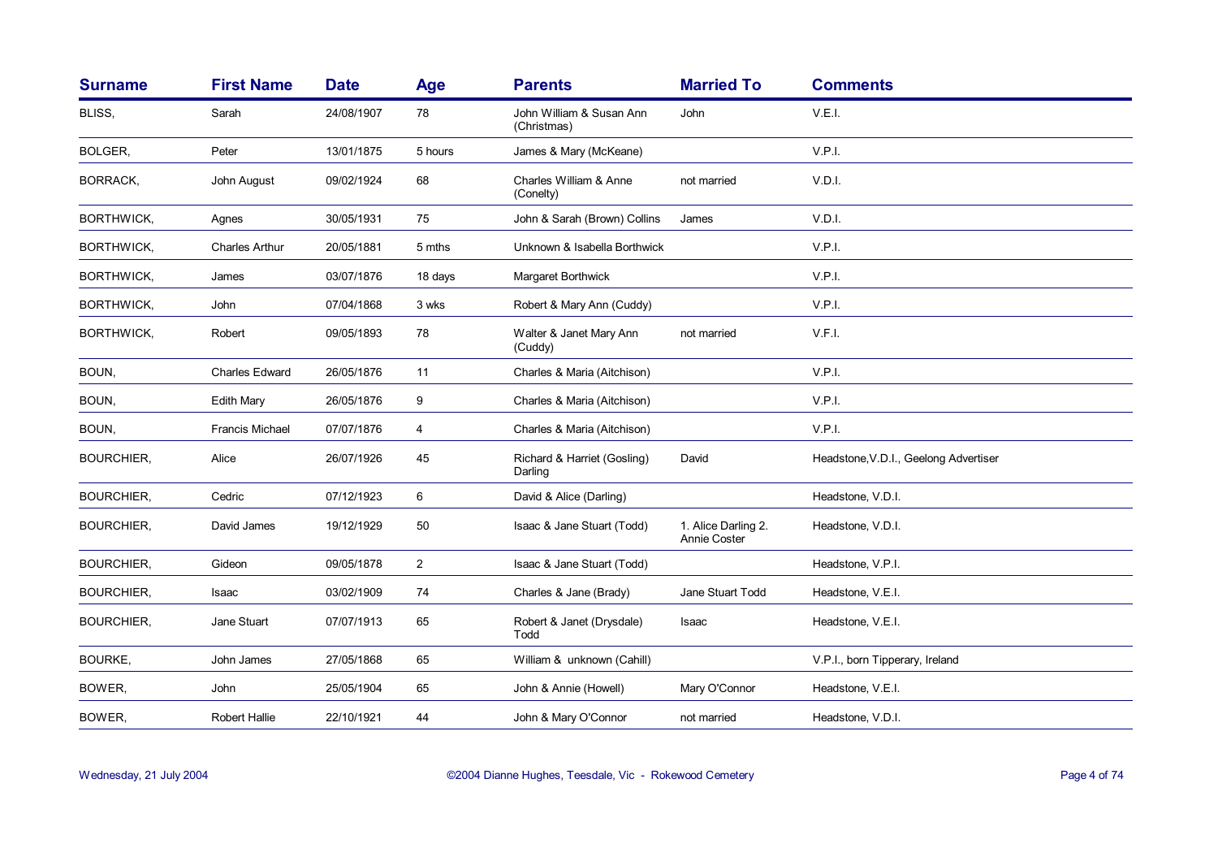| Surname | First Name | Date | Age | Parents | Married To | Comments |
|---|---|---|---|---|---|---|
| BLISS, | Sarah | 24/08/1907 | 78 | John William & Susan Ann (Christmas) | John | V.E.I. |
| BOLGER, | Peter | 13/01/1875 | 5 hours | James & Mary (McKeane) | | V.P.I. |
| BORRACK, | John August | 09/02/1924 | 68 | Charles William & Anne (Conelty) | not married | V.D.I. |
| BORTHWICK, | Agnes | 30/05/1931 | 75 | John & Sarah (Brown) Collins | James | V.D.I. |
| BORTHWICK, | Charles Arthur | 20/05/1881 | 5 mths | Unknown & Isabella Borthwick | | V.P.I. |
| BORTHWICK, | James | 03/07/1876 | 18 days | Margaret Borthwick | | V.P.I. |
| BORTHWICK, | John | 07/04/1868 | 3 wks | Robert & Mary Ann (Cuddy) | | V.P.I. |
| BORTHWICK, | Robert | 09/05/1893 | 78 | Walter & Janet Mary Ann (Cuddy) | not married | V.F.I. |
| BOUN, | Charles Edward | 26/05/1876 | 11 | Charles & Maria (Aitchison) | | V.P.I. |
| BOUN, | Edith Mary | 26/05/1876 | 9 | Charles & Maria (Aitchison) | | V.P.I. |
| BOUN, | Francis Michael | 07/07/1876 | 4 | Charles & Maria (Aitchison) | | V.P.I. |
| BOURCHIER, | Alice | 26/07/1926 | 45 | Richard & Harriet (Gosling) Darling | David | Headstone,V.D.I., Geelong Advertiser |
| BOURCHIER, | Cedric | 07/12/1923 | 6 | David & Alice (Darling) | | Headstone, V.D.I. |
| BOURCHIER, | David James | 19/12/1929 | 50 | Isaac & Jane Stuart (Todd) | 1. Alice Darling 2. Annie Coster | Headstone, V.D.I. |
| BOURCHIER, | Gideon | 09/05/1878 | 2 | Isaac & Jane Stuart (Todd) | | Headstone, V.P.I. |
| BOURCHIER, | Isaac | 03/02/1909 | 74 | Charles & Jane (Brady) | Jane Stuart Todd | Headstone, V.E.I. |
| BOURCHIER, | Jane Stuart | 07/07/1913 | 65 | Robert & Janet (Drysdale) Todd | Isaac | Headstone, V.E.I. |
| BOURKE, | John James | 27/05/1868 | 65 | William & unknown (Cahill) | | V.P.I., born Tipperary, Ireland |
| BOWER, | John | 25/05/1904 | 65 | John & Annie (Howell) | Mary O'Connor | Headstone, V.E.I. |
| BOWER, | Robert Hallie | 22/10/1921 | 44 | John & Mary O'Connor | not married | Headstone, V.D.I. |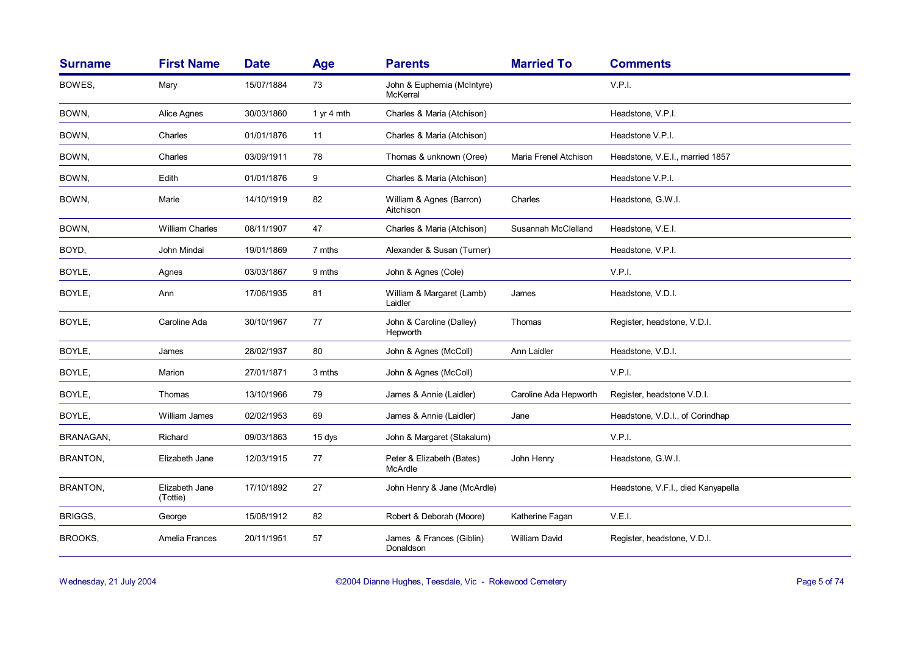| Surname | First Name | Date | Age | Parents | Married To | Comments |
|---|---|---|---|---|---|---|
| BOWES, | Mary | 15/07/1884 | 73 | John & Euphemia (McIntyre) McKerral | | V.P.I. |
| BOWN, | Alice Agnes | 30/03/1860 | 1 yr 4 mth | Charles & Maria (Atchison) | | Headstone, V.P.I. |
| BOWN, | Charles | 01/01/1876 | 11 | Charles & Maria (Atchison) | | Headstone V.P.I. |
| BOWN, | Charles | 03/09/1911 | 78 | Thomas & unknown (Oree) | Maria Frenel Atchison | Headstone, V.E.I., married 1857 |
| BOWN, | Edith | 01/01/1876 | 9 | Charles & Maria (Atchison) | | Headstone V.P.I. |
| BOWN, | Marie | 14/10/1919 | 82 | William & Agnes (Barron) Aitchison | Charles | Headstone, G.W.I. |
| BOWN, | William Charles | 08/11/1907 | 47 | Charles & Maria (Atchison) | Susannah McClelland | Headstone, V.E.I. |
| BOYD, | John Mindai | 19/01/1869 | 7 mths | Alexander & Susan (Turner) | | Headstone, V.P.I. |
| BOYLE, | Agnes | 03/03/1867 | 9 mths | John & Agnes (Cole) | | V.P.I. |
| BOYLE, | Ann | 17/06/1935 | 81 | William & Margaret (Lamb) Laidler | James | Headstone, V.D.I. |
| BOYLE, | Caroline Ada | 30/10/1967 | 77 | John & Caroline (Dalley) Hepworth | Thomas | Register, headstone, V.D.I. |
| BOYLE, | James | 28/02/1937 | 80 | John & Agnes (McColl) | Ann Laidler | Headstone, V.D.I. |
| BOYLE, | Marion | 27/01/1871 | 3 mths | John & Agnes (McColl) | | V.P.I. |
| BOYLE, | Thomas | 13/10/1966 | 79 | James & Annie (Laidler) | Caroline Ada Hepworth | Register, headstone V.D.I. |
| BOYLE, | William James | 02/02/1953 | 69 | James & Annie (Laidler) | Jane | Headstone, V.D.I., of Corindhap |
| BRANAGAN, | Richard | 09/03/1863 | 15 dys | John & Margaret (Stakalum) | | V.P.I. |
| BRANTON, | Elizabeth Jane | 12/03/1915 | 77 | Peter & Elizabeth (Bates) McArdle | John Henry | Headstone, G.W.I. |
| BRANTON, | Elizabeth Jane (Tottie) | 17/10/1892 | 27 | John Henry & Jane (McArdle) | | Headstone, V.F.I., died Kanyapella |
| BRIGGS, | George | 15/08/1912 | 82 | Robert & Deborah (Moore) | Katherine Fagan | V.E.I. |
| BROOKS, | Amelia Frances | 20/11/1951 | 57 | James & Frances (Giblin) Donaldson | William David | Register, headstone, V.D.I. |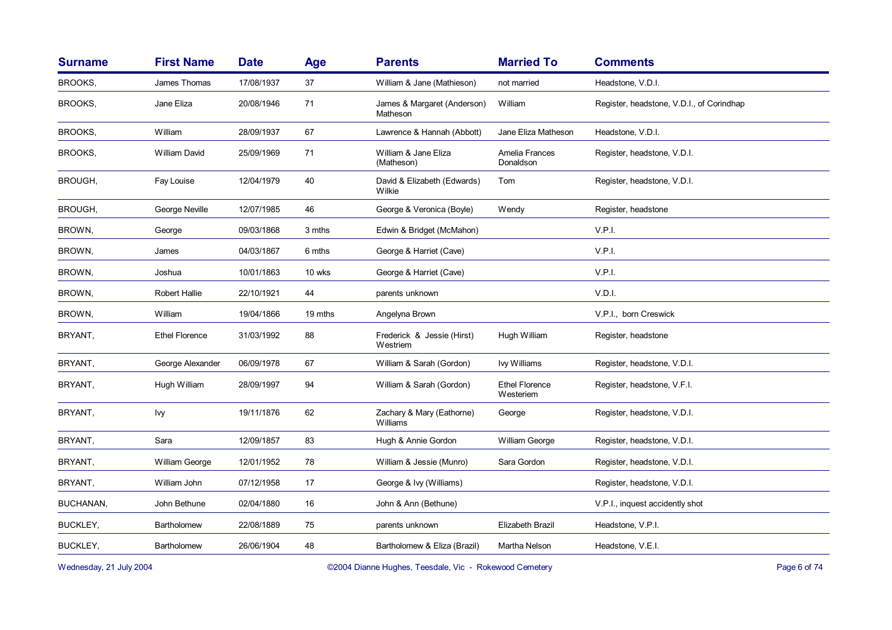| Surname | First Name | Date | Age | Parents | Married To | Comments |
|---|---|---|---|---|---|---|
| BROOKS, | James Thomas | 17/08/1937 | 37 | William & Jane (Mathieson) | not married | Headstone, V.D.I. |
| BROOKS, | Jane Eliza | 20/08/1946 | 71 | James & Margaret (Anderson) Matheson | William | Register, headstone, V.D.I., of Corindhap |
| BROOKS, | William | 28/09/1937 | 67 | Lawrence & Hannah (Abbott) | Jane Eliza Matheson | Headstone, V.D.I. |
| BROOKS, | William David | 25/09/1969 | 71 | William & Jane Eliza (Matheson) | Amelia Frances Donaldson | Register, headstone, V.D.I. |
| BROUGH, | Fay Louise | 12/04/1979 | 40 | David & Elizabeth (Edwards) Wilkie | Tom | Register, headstone, V.D.I. |
| BROUGH, | George Neville | 12/07/1985 | 46 | George & Veronica (Boyle) | Wendy | Register, headstone |
| BROWN, | George | 09/03/1868 | 3 mths | Edwin & Bridget (McMahon) | | V.P.I. |
| BROWN, | James | 04/03/1867 | 6 mths | George & Harriet (Cave) | | V.P.I. |
| BROWN, | Joshua | 10/01/1863 | 10 wks | George & Harriet (Cave) | | V.P.I. |
| BROWN, | Robert Hallie | 22/10/1921 | 44 | parents unknown | | V.D.I. |
| BROWN, | William | 19/04/1866 | 19 mths | Angelyna Brown | | V.P.I., born Creswick |
| BRYANT, | Ethel Florence | 31/03/1992 | 88 | Frederick & Jessie (Hirst) Westriem | Hugh William | Register, headstone |
| BRYANT, | George Alexander | 06/09/1978 | 67 | William & Sarah (Gordon) | Ivy Williams | Register, headstone, V.D.I. |
| BRYANT, | Hugh William | 28/09/1997 | 94 | William & Sarah (Gordon) | Ethel Florence Westeriem | Register, headstone, V.F.I. |
| BRYANT, | Ivy | 19/11/1876 | 62 | Zachary & Mary (Eathorne) Williams | George | Register, headstone, V.D.I. |
| BRYANT, | Sara | 12/09/1857 | 83 | Hugh & Annie Gordon | William George | Register, headstone, V.D.I. |
| BRYANT, | William George | 12/01/1952 | 78 | William & Jessie (Munro) | Sara Gordon | Register, headstone, V.D.I. |
| BRYANT, | William John | 07/12/1958 | 17 | George & Ivy (Williams) | | Register, headstone, V.D.I. |
| BUCHANAN, | John Bethune | 02/04/1880 | 16 | John & Ann (Bethune) | | V.P.I., inquest accidently shot |
| BUCKLEY, | Bartholomew | 22/08/1889 | 75 | parents unknown | Elizabeth Brazil | Headstone, V.P.I. |
| BUCKLEY, | Bartholomew | 26/06/1904 | 48 | Bartholomew & Eliza (Brazil) | Martha Nelson | Headstone, V.E.I. |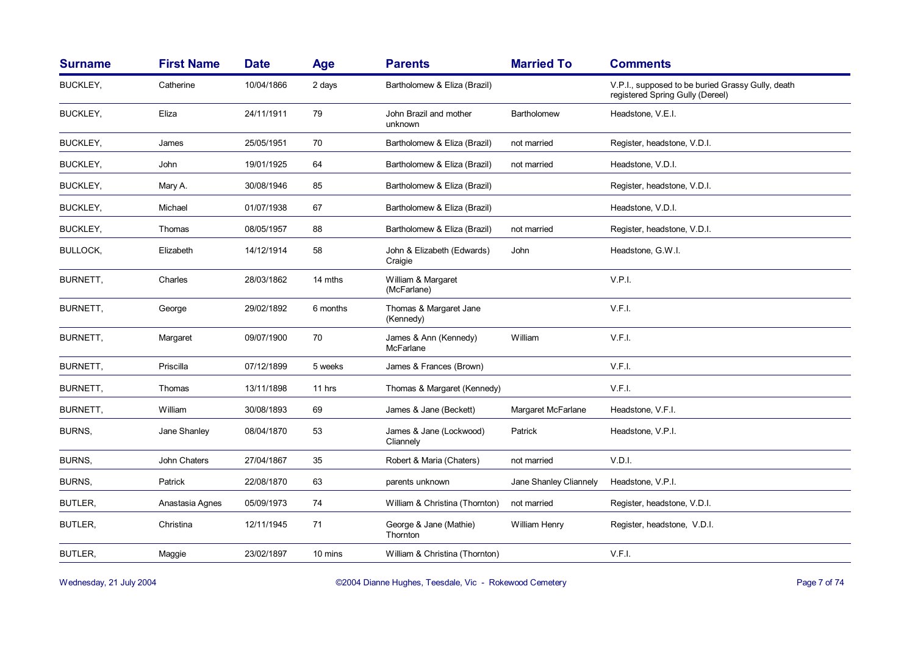| Surname | First Name | Date | Age | Parents | Married To | Comments |
|---|---|---|---|---|---|---|
| BUCKLEY, | Catherine | 10/04/1866 | 2 days | Bartholomew & Eliza (Brazil) | | V.P.I., supposed to be buried Grassy Gully, death registered Spring Gully (Dereel) |
| BUCKLEY, | Eliza | 24/11/1911 | 79 | John Brazil and mother unknown | Bartholomew | Headstone, V.E.I. |
| BUCKLEY, | James | 25/05/1951 | 70 | Bartholomew & Eliza (Brazil) | not married | Register, headstone, V.D.I. |
| BUCKLEY, | John | 19/01/1925 | 64 | Bartholomew & Eliza (Brazil) | not married | Headstone, V.D.I. |
| BUCKLEY, | Mary A. | 30/08/1946 | 85 | Bartholomew & Eliza (Brazil) | | Register, headstone, V.D.I. |
| BUCKLEY, | Michael | 01/07/1938 | 67 | Bartholomew & Eliza (Brazil) | | Headstone, V.D.I. |
| BUCKLEY, | Thomas | 08/05/1957 | 88 | Bartholomew & Eliza (Brazil) | not married | Register, headstone, V.D.I. |
| BULLOCK, | Elizabeth | 14/12/1914 | 58 | John & Elizabeth (Edwards) Craigie | John | Headstone, G.W.I. |
| BURNETT, | Charles | 28/03/1862 | 14 mths | William & Margaret (McFarlane) | | V.P.I. |
| BURNETT, | George | 29/02/1892 | 6 months | Thomas & Margaret Jane (Kennedy) | | V.F.I. |
| BURNETT, | Margaret | 09/07/1900 | 70 | James & Ann (Kennedy) McFarlane | William | V.F.I. |
| BURNETT, | Priscilla | 07/12/1899 | 5 weeks | James & Frances (Brown) | | V.F.I. |
| BURNETT, | Thomas | 13/11/1898 | 11 hrs | Thomas & Margaret (Kennedy) | | V.F.I. |
| BURNETT, | William | 30/08/1893 | 69 | James & Jane (Beckett) | Margaret McFarlane | Headstone, V.F.I. |
| BURNS, | Jane Shanley | 08/04/1870 | 53 | James & Jane (Lockwood) Cliannely | Patrick | Headstone, V.P.I. |
| BURNS, | John Chaters | 27/04/1867 | 35 | Robert & Maria (Chaters) | not married | V.D.I. |
| BURNS, | Patrick | 22/08/1870 | 63 | parents unknown | Jane Shanley Cliannely | Headstone, V.P.I. |
| BUTLER, | Anastasia Agnes | 05/09/1973 | 74 | William & Christina (Thornton) | not married | Register, headstone, V.D.I. |
| BUTLER, | Christina | 12/11/1945 | 71 | George & Jane (Mathie) Thornton | William Henry | Register, headstone, V.D.I. |
| BUTLER, | Maggie | 23/02/1897 | 10 mins | William & Christina (Thornton) | | V.F.I. |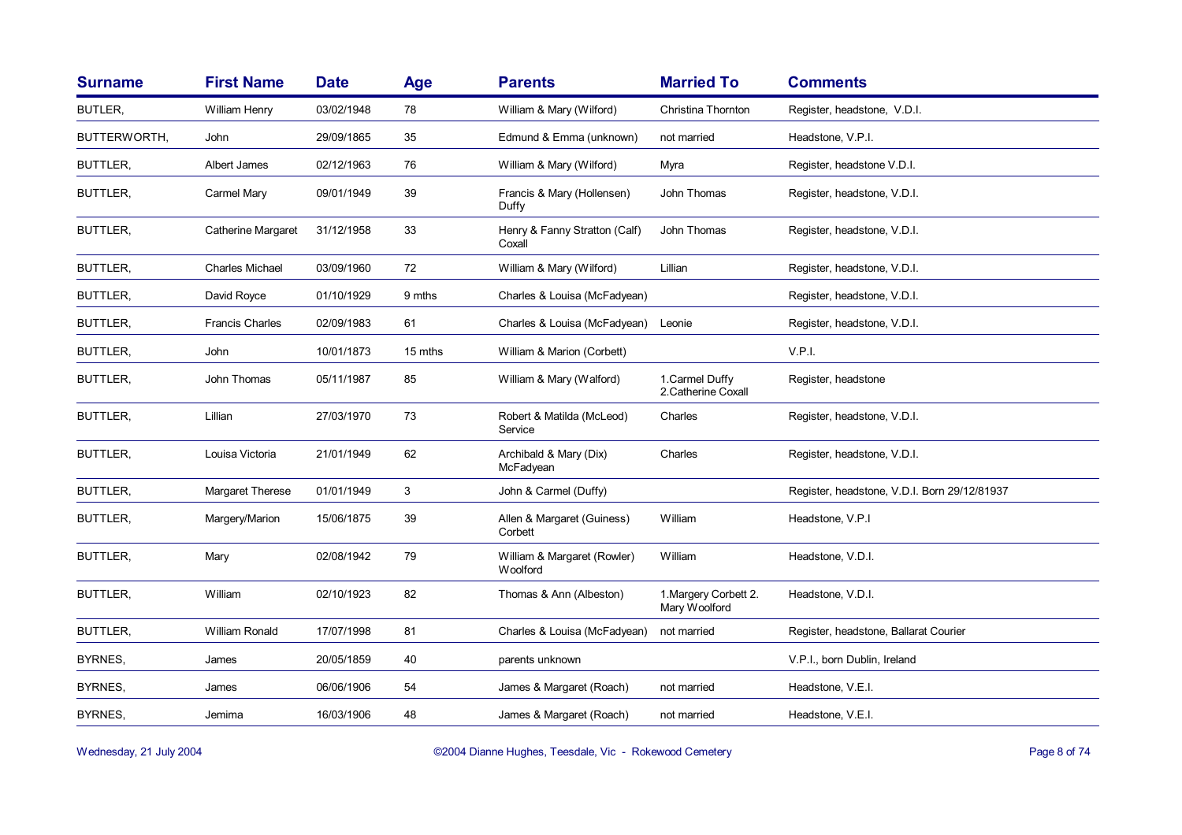| Surname | First Name | Date | Age | Parents | Married To | Comments |
|---|---|---|---|---|---|---|
| BUTLER, | William Henry | 03/02/1948 | 78 | William & Mary (Wilford) | Christina Thornton | Register, headstone, V.D.I. |
| BUTTERWORTH, | John | 29/09/1865 | 35 | Edmund & Emma (unknown) | not married | Headstone, V.P.I. |
| BUTTLER, | Albert James | 02/12/1963 | 76 | William & Mary (Wilford) | Myra | Register, headstone V.D.I. |
| BUTTLER, | Carmel Mary | 09/01/1949 | 39 | Francis & Mary (Hollensen) Duffy | John Thomas | Register, headstone, V.D.I. |
| BUTTLER, | Catherine Margaret | 31/12/1958 | 33 | Henry & Fanny Stratton (Calf) Coxall | John Thomas | Register, headstone, V.D.I. |
| BUTTLER, | Charles Michael | 03/09/1960 | 72 | William & Mary (Wilford) | Lillian | Register, headstone, V.D.I. |
| BUTTLER, | David Royce | 01/10/1929 | 9 mths | Charles & Louisa (McFadyean) | | Register, headstone, V.D.I. |
| BUTTLER, | Francis Charles | 02/09/1983 | 61 | Charles & Louisa (McFadyean) | Leonie | Register, headstone, V.D.I. |
| BUTTLER, | John | 10/01/1873 | 15 mths | William & Marion (Corbett) | | V.P.I. |
| BUTTLER, | John Thomas | 05/11/1987 | 85 | William & Mary (Walford) | 1.Carmel Duffy 2.Catherine Coxall | Register, headstone |
| BUTTLER, | Lillian | 27/03/1970 | 73 | Robert & Matilda (McLeod) Service | Charles | Register, headstone, V.D.I. |
| BUTTLER, | Louisa Victoria | 21/01/1949 | 62 | Archibald & Mary (Dix) McFadyean | Charles | Register, headstone, V.D.I. |
| BUTTLER, | Margaret Therese | 01/01/1949 | 3 | John & Carmel (Duffy) | | Register, headstone, V.D.I. Born 29/12/81937 |
| BUTTLER, | Margery/Marion | 15/06/1875 | 39 | Allen & Margaret (Guiness) Corbett | William | Headstone, V.P.I |
| BUTTLER, | Mary | 02/08/1942 | 79 | William & Margaret (Rowler) Woolford | William | Headstone, V.D.I. |
| BUTTLER, | William | 02/10/1923 | 82 | Thomas & Ann (Albeston) | 1.Margery Corbett 2. Mary Woolford | Headstone, V.D.I. |
| BUTTLER, | William Ronald | 17/07/1998 | 81 | Charles & Louisa (McFadyean) | not married | Register, headstone, Ballarat Courier |
| BYRNES, | James | 20/05/1859 | 40 | parents unknown | | V.P.I., born Dublin, Ireland |
| BYRNES, | James | 06/06/1906 | 54 | James & Margaret (Roach) | not married | Headstone, V.E.I. |
| BYRNES, | Jemima | 16/03/1906 | 48 | James & Margaret (Roach) | not married | Headstone, V.E.I. |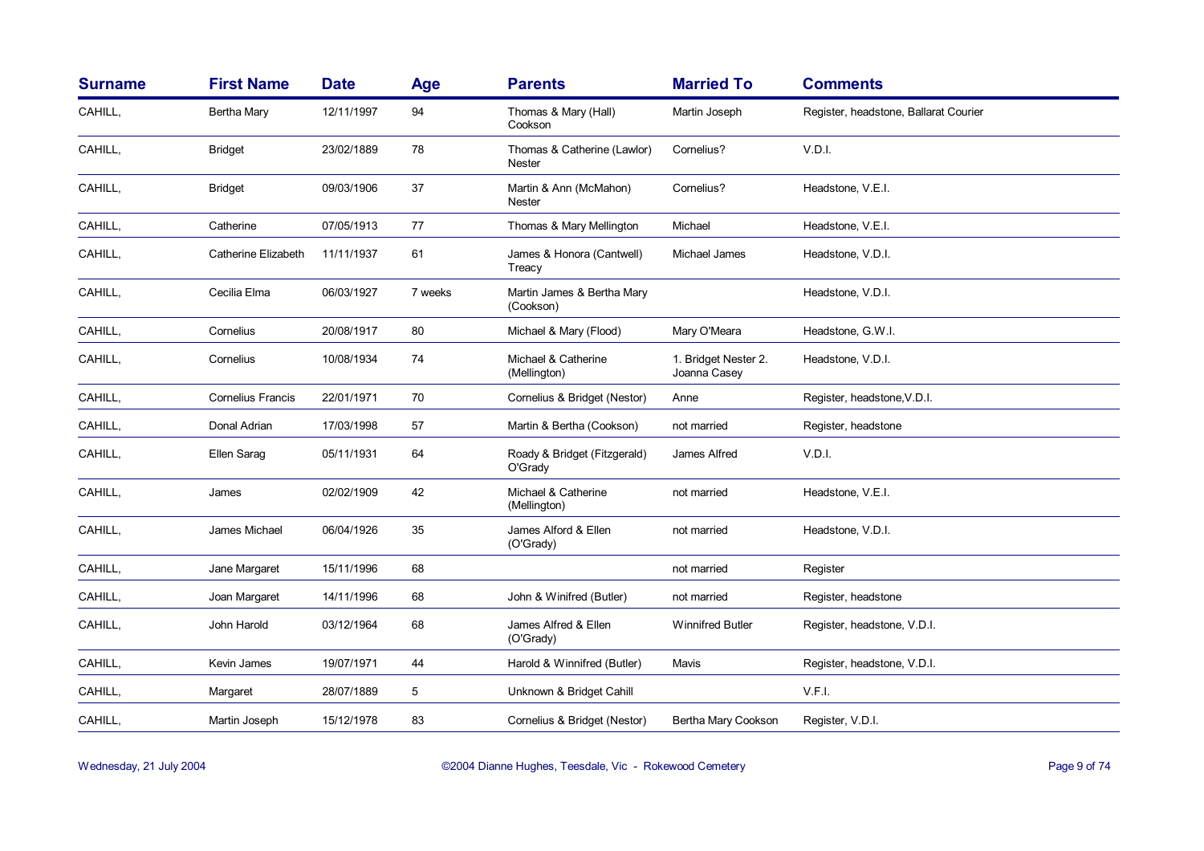| Surname | First Name | Date | Age | Parents | Married To | Comments |
|---|---|---|---|---|---|---|
| CAHILL, | Bertha Mary | 12/11/1997 | 94 | Thomas & Mary (Hall) Cookson | Martin Joseph | Register, headstone, Ballarat Courier |
| CAHILL, | Bridget | 23/02/1889 | 78 | Thomas & Catherine (Lawlor) Nester | Cornelius? | V.D.I. |
| CAHILL, | Bridget | 09/03/1906 | 37 | Martin & Ann (McMahon) Nester | Cornelius? | Headstone, V.E.I. |
| CAHILL, | Catherine | 07/05/1913 | 77 | Thomas & Mary Mellington | Michael | Headstone, V.E.I. |
| CAHILL, | Catherine Elizabeth | 11/11/1937 | 61 | James & Honora (Cantwell) Treacy | Michael James | Headstone, V.D.I. |
| CAHILL, | Cecilia Elma | 06/03/1927 | 7 weeks | Martin James & Bertha Mary (Cookson) | | Headstone, V.D.I. |
| CAHILL, | Cornelius | 20/08/1917 | 80 | Michael & Mary (Flood) | Mary O'Meara | Headstone, G.W.I. |
| CAHILL, | Cornelius | 10/08/1934 | 74 | Michael & Catherine (Mellington) | 1. Bridget Nester 2. Joanna Casey | Headstone, V.D.I. |
| CAHILL, | Cornelius Francis | 22/01/1971 | 70 | Cornelius & Bridget (Nestor) | Anne | Register, headstone,V.D.I. |
| CAHILL, | Donal Adrian | 17/03/1998 | 57 | Martin & Bertha (Cookson) | not married | Register, headstone |
| CAHILL, | Ellen Sarag | 05/11/1931 | 64 | Roady & Bridget (Fitzgerald) O'Grady | James Alfred | V.D.I. |
| CAHILL, | James | 02/02/1909 | 42 | Michael & Catherine (Mellington) | not married | Headstone, V.E.I. |
| CAHILL, | James Michael | 06/04/1926 | 35 | James Alford & Ellen (O'Grady) | not married | Headstone, V.D.I. |
| CAHILL, | Jane Margaret | 15/11/1996 | 68 | | not married | Register |
| CAHILL, | Joan Margaret | 14/11/1996 | 68 | John & Winifred (Butler) | not married | Register, headstone |
| CAHILL, | John Harold | 03/12/1964 | 68 | James Alfred & Ellen (O'Grady) | Winnifred Butler | Register, headstone, V.D.I. |
| CAHILL, | Kevin James | 19/07/1971 | 44 | Harold & Winnifred (Butler) | Mavis | Register, headstone, V.D.I. |
| CAHILL, | Margaret | 28/07/1889 | 5 | Unknown & Bridget Cahill | | V.F.I. |
| CAHILL, | Martin Joseph | 15/12/1978 | 83 | Cornelius & Bridget (Nestor) | Bertha Mary Cookson | Register, V.D.I. |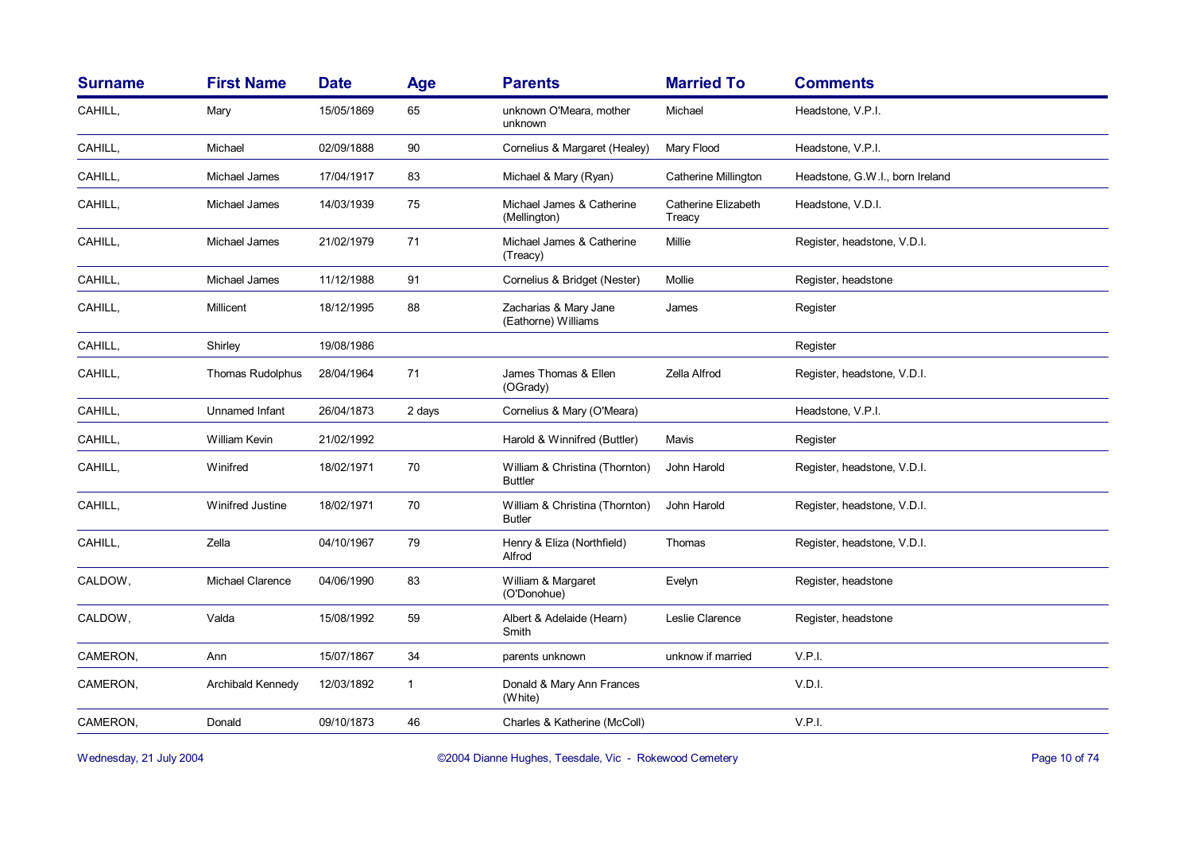| Surname | First Name | Date | Age | Parents | Married To | Comments |
|---|---|---|---|---|---|---|
| CAHILL, | Mary | 15/05/1869 | 65 | unknown O'Meara, mother unknown | Michael | Headstone, V.P.I. |
| CAHILL, | Michael | 02/09/1888 | 90 | Cornelius & Margaret (Healey) | Mary Flood | Headstone, V.P.I. |
| CAHILL, | Michael James | 17/04/1917 | 83 | Michael & Mary (Ryan) | Catherine Millington | Headstone, G.W.I., born Ireland |
| CAHILL, | Michael James | 14/03/1939 | 75 | Michael James & Catherine (Mellington) | Catherine Elizabeth Treacy | Headstone, V.D.I. |
| CAHILL, | Michael James | 21/02/1979 | 71 | Michael James & Catherine (Treacy) | Millie | Register, headstone, V.D.I. |
| CAHILL, | Michael James | 11/12/1988 | 91 | Cornelius & Bridget (Nester) | Mollie | Register, headstone |
| CAHILL, | Millicent | 18/12/1995 | 88 | Zacharias & Mary Jane (Eathorne) Williams | James | Register |
| CAHILL, | Shirley | 19/08/1986 | | | | Register |
| CAHILL, | Thomas Rudolphus | 28/04/1964 | 71 | James Thomas & Ellen (OGrady) | Zella Alfrod | Register, headstone, V.D.I. |
| CAHILL, | Unnamed Infant | 26/04/1873 | 2 days | Cornelius & Mary (O'Meara) | | Headstone, V.P.I. |
| CAHILL, | William Kevin | 21/02/1992 | | Harold & Winnifred (Buttler) | Mavis | Register |
| CAHILL, | Winifred | 18/02/1971 | 70 | William & Christina (Thornton) Buttler | John Harold | Register, headstone, V.D.I. |
| CAHILL, | Winifred Justine | 18/02/1971 | 70 | William & Christina (Thornton) Butler | John Harold | Register, headstone, V.D.I. |
| CAHILL, | Zella | 04/10/1967 | 79 | Henry & Eliza (Northfield) Alfrod | Thomas | Register, headstone, V.D.I. |
| CALDOW, | Michael Clarence | 04/06/1990 | 83 | William & Margaret (O'Donohue) | Evelyn | Register, headstone |
| CALDOW, | Valda | 15/08/1992 | 59 | Albert & Adelaide (Hearn) Smith | Leslie Clarence | Register, headstone |
| CAMERON, | Ann | 15/07/1867 | 34 | parents unknown | unknow if married | V.P.I. |
| CAMERON, | Archibald Kennedy | 12/03/1892 | 1 | Donald & Mary Ann Frances (White) | | V.D.I. |
| CAMERON, | Donald | 09/10/1873 | 46 | Charles & Katherine (McColl) | | V.P.I. |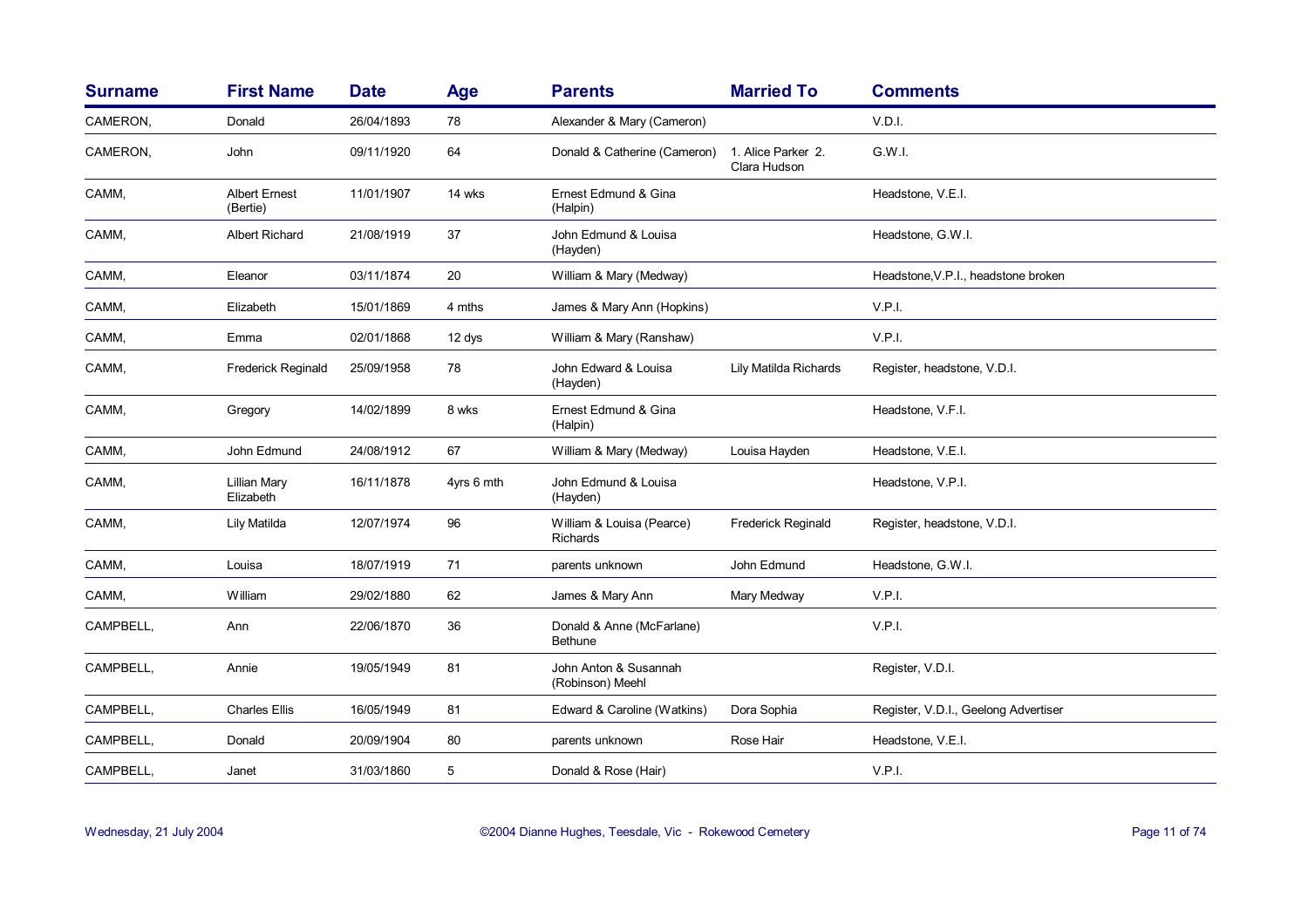| Surname | First Name | Date | Age | Parents | Married To | Comments |
|---|---|---|---|---|---|---|
| CAMERON, | Donald | 26/04/1893 | 78 | Alexander & Mary (Cameron) | | V.D.I. |
| CAMERON, | John | 09/11/1920 | 64 | Donald & Catherine (Cameron) | 1. Alice Parker 2. Clara Hudson | G.W.I. |
| CAMM, | Albert Ernest (Bertie) | 11/01/1907 | 14 wks | Ernest Edmund & Gina (Halpin) | | Headstone, V.E.I. |
| CAMM, | Albert Richard | 21/08/1919 | 37 | John Edmund & Louisa (Hayden) | | Headstone, G.W.I. |
| CAMM, | Eleanor | 03/11/1874 | 20 | William & Mary (Medway) | | Headstone,V.P.I., headstone broken |
| CAMM, | Elizabeth | 15/01/1869 | 4 mths | James & Mary Ann (Hopkins) | | V.P.I. |
| CAMM, | Emma | 02/01/1868 | 12 dys | William & Mary (Ranshaw) | | V.P.I. |
| CAMM, | Frederick Reginald | 25/09/1958 | 78 | John Edward & Louisa (Hayden) | Lily Matilda Richards | Register, headstone, V.D.I. |
| CAMM, | Gregory | 14/02/1899 | 8 wks | Ernest Edmund & Gina (Halpin) | | Headstone, V.F.I. |
| CAMM, | John Edmund | 24/08/1912 | 67 | William & Mary (Medway) | Louisa Hayden | Headstone, V.E.I. |
| CAMM, | Lillian Mary Elizabeth | 16/11/1878 | 4yrs 6 mth | John Edmund & Louisa (Hayden) | | Headstone, V.P.I. |
| CAMM, | Lily Matilda | 12/07/1974 | 96 | William & Louisa (Pearce) Richards | Frederick Reginald | Register, headstone, V.D.I. |
| CAMM, | Louisa | 18/07/1919 | 71 | parents unknown | John Edmund | Headstone, G.W.I. |
| CAMM, | William | 29/02/1880 | 62 | James & Mary Ann | Mary Medway | V.P.I. |
| CAMPBELL, | Ann | 22/06/1870 | 36 | Donald & Anne (McFarlane) Bethune | | V.P.I. |
| CAMPBELL, | Annie | 19/05/1949 | 81 | John Anton & Susannah (Robinson) Meehl | | Register, V.D.I. |
| CAMPBELL, | Charles Ellis | 16/05/1949 | 81 | Edward & Caroline (Watkins) | Dora Sophia | Register, V.D.I., Geelong Advertiser |
| CAMPBELL, | Donald | 20/09/1904 | 80 | parents unknown | Rose Hair | Headstone, V.E.I. |
| CAMPBELL, | Janet | 31/03/1860 | 5 | Donald & Rose (Hair) | | V.P.I. |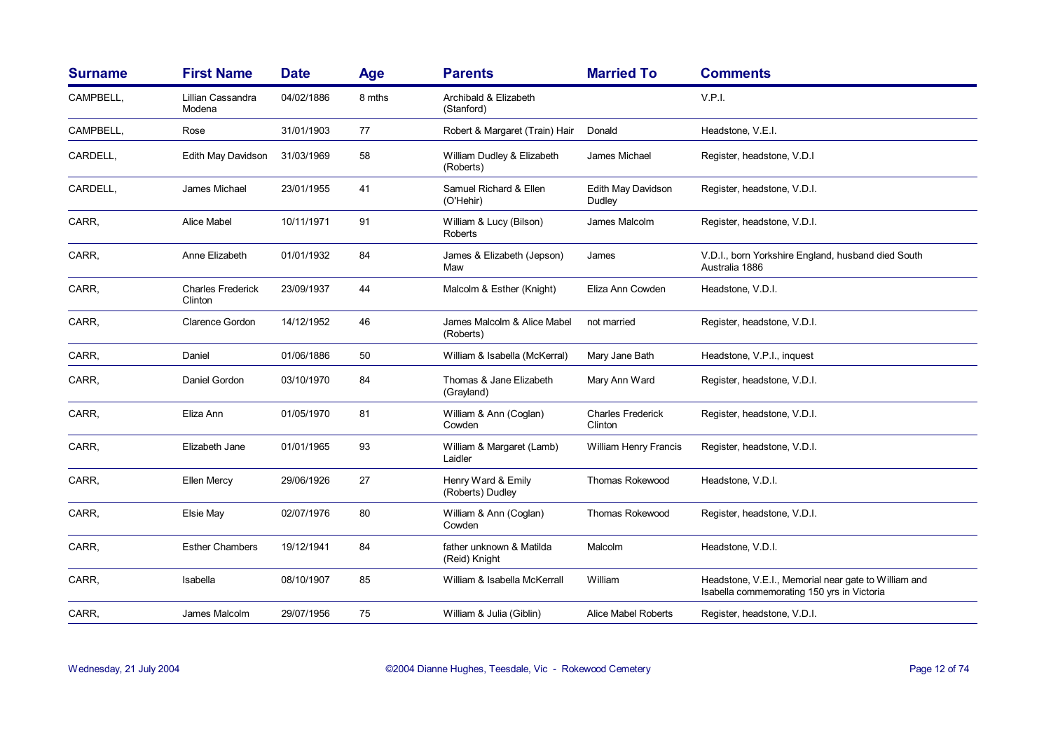| Surname | First Name | Date | Age | Parents | Married To | Comments |
|---|---|---|---|---|---|---|
| CAMPBELL, | Lillian Cassandra Modena | 04/02/1886 | 8 mths | Archibald & Elizabeth (Stanford) | | V.P.I. |
| CAMPBELL, | Rose | 31/01/1903 | 77 | Robert & Margaret (Train) Hair | Donald | Headstone, V.E.I. |
| CARDELL, | Edith May Davidson | 31/03/1969 | 58 | William Dudley & Elizabeth (Roberts) | James Michael | Register, headstone, V.D.I |
| CARDELL, | James Michael | 23/01/1955 | 41 | Samuel Richard & Ellen (O'Hehir) | Edith May Davidson Dudley | Register, headstone, V.D.I. |
| CARR, | Alice Mabel | 10/11/1971 | 91 | William & Lucy (Bilson) Roberts | James Malcolm | Register, headstone, V.D.I. |
| CARR, | Anne Elizabeth | 01/01/1932 | 84 | James & Elizabeth (Jepson) Maw | James | V.D.I., born Yorkshire England, husband died South Australia 1886 |
| CARR, | Charles Frederick Clinton | 23/09/1937 | 44 | Malcolm & Esther (Knight) | Eliza Ann Cowden | Headstone, V.D.I. |
| CARR, | Clarence Gordon | 14/12/1952 | 46 | James Malcolm & Alice Mabel (Roberts) | not married | Register, headstone, V.D.I. |
| CARR, | Daniel | 01/06/1886 | 50 | William & Isabella (McKerral) | Mary Jane Bath | Headstone, V.P.I., inquest |
| CARR, | Daniel Gordon | 03/10/1970 | 84 | Thomas & Jane Elizabeth (Grayland) | Mary Ann Ward | Register, headstone, V.D.I. |
| CARR, | Eliza Ann | 01/05/1970 | 81 | William & Ann (Coglan) Cowden | Charles Frederick Clinton | Register, headstone, V.D.I. |
| CARR, | Elizabeth Jane | 01/01/1965 | 93 | William & Margaret (Lamb) Laidler | William Henry Francis | Register, headstone, V.D.I. |
| CARR, | Ellen Mercy | 29/06/1926 | 27 | Henry Ward & Emily (Roberts) Dudley | Thomas Rokewood | Headstone, V.D.I. |
| CARR, | Elsie May | 02/07/1976 | 80 | William & Ann (Coglan) Cowden | Thomas Rokewood | Register, headstone, V.D.I. |
| CARR, | Esther Chambers | 19/12/1941 | 84 | father unknown & Matilda (Reid) Knight | Malcolm | Headstone, V.D.I. |
| CARR, | Isabella | 08/10/1907 | 85 | William & Isabella McKerrall | William | Headstone, V.E.I., Memorial near gate to William and Isabella commemorating 150 yrs in Victoria |
| CARR, | James Malcolm | 29/07/1956 | 75 | William & Julia (Giblin) | Alice Mabel Roberts | Register, headstone, V.D.I. |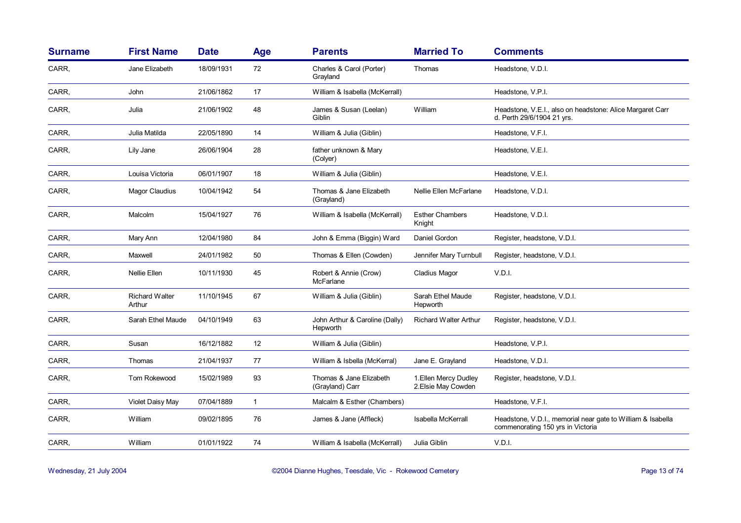| Surname | First Name | Date | Age | Parents | Married To | Comments |
|---|---|---|---|---|---|---|
| CARR, | Jane Elizabeth | 18/09/1931 | 72 | Charles & Carol (Porter) Grayland | Thomas | Headstone, V.D.I. |
| CARR, | John | 21/06/1862 | 17 | William & Isabella (McKerrall) | | Headstone, V.P.I. |
| CARR, | Julia | 21/06/1902 | 48 | James & Susan (Leelan) Giblin | William | Headstone, V.E.I., also on headstone: Alice Margaret Carr d. Perth 29/6/1904 21 yrs. |
| CARR, | Julia Matilda | 22/05/1890 | 14 | William & Julia (Giblin) | | Headstone, V.F.I. |
| CARR, | Lily Jane | 26/06/1904 | 28 | father unknown & Mary (Colyer) | | Headstone, V.E.I. |
| CARR, | Louisa Victoria | 06/01/1907 | 18 | William & Julia (Giblin) | | Headstone, V.E.I. |
| CARR, | Magor Claudius | 10/04/1942 | 54 | Thomas & Jane Elizabeth (Grayland) | Nellie Ellen McFarlane | Headstone, V.D.I. |
| CARR, | Malcolm | 15/04/1927 | 76 | William & Isabella (McKerrall) | Esther Chambers Knight | Headstone, V.D.I. |
| CARR, | Mary Ann | 12/04/1980 | 84 | John & Emma (Biggin) Ward | Daniel Gordon | Register, headstone, V.D.I. |
| CARR, | Maxwell | 24/01/1982 | 50 | Thomas & Ellen (Cowden) | Jennifer Mary Turnbull | Register, headstone, V.D.I. |
| CARR, | Nellie Ellen | 10/11/1930 | 45 | Robert & Annie (Crow) McFarlane | Cladius Magor | V.D.I. |
| CARR, | Richard Walter Arthur | 11/10/1945 | 67 | William & Julia (Giblin) | Sarah Ethel Maude Hepworth | Register, headstone, V.D.I. |
| CARR, | Sarah Ethel Maude | 04/10/1949 | 63 | John Arthur & Caroline (Dally) Hepworth | Richard Walter Arthur | Register, headstone, V.D.I. |
| CARR, | Susan | 16/12/1882 | 12 | William & Julia (Giblin) | | Headstone, V.P.I. |
| CARR, | Thomas | 21/04/1937 | 77 | William & Isbella (McKerral) | Jane E. Grayland | Headstone, V.D.I. |
| CARR, | Tom Rokewood | 15/02/1989 | 93 | Thomas & Jane Elizabeth (Grayland) Carr | 1.Ellen Mercy Dudley 2.Elsie May Cowden | Register, headstone, V.D.I. |
| CARR, | Violet Daisy May | 07/04/1889 | 1 | Malcalm & Esther (Chambers) | | Headstone, V.F.I. |
| CARR, | William | 09/02/1895 | 76 | James & Jane (Affleck) | Isabella McKerrall | Headstone, V.D.I., memorial near gate to William & Isabella commenorating 150 yrs in Victoria |
| CARR, | William | 01/01/1922 | 74 | William & Isabella (McKerrall) | Julia Giblin | V.D.I. |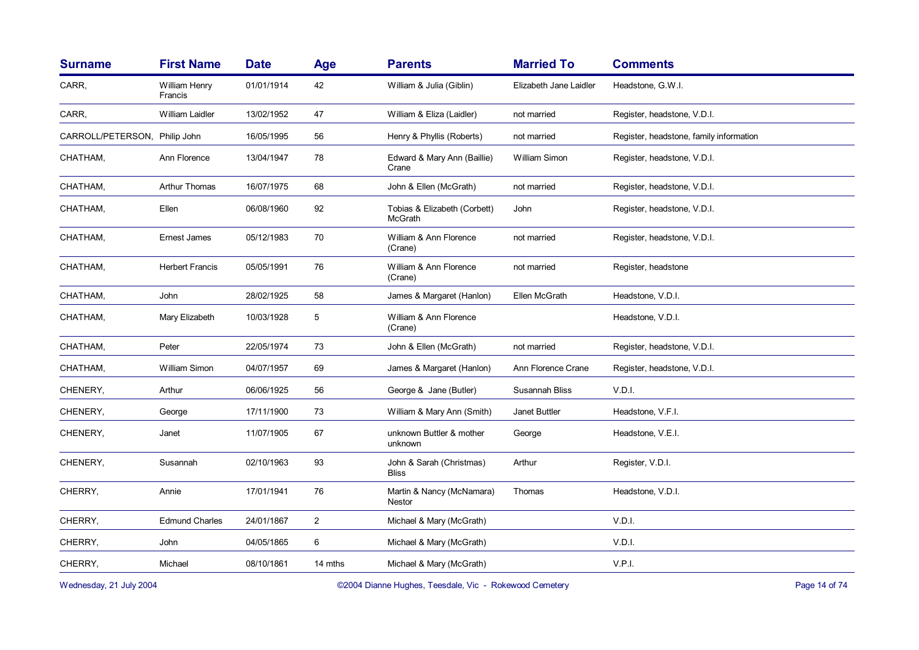| Surname | First Name | Date | Age | Parents | Married To | Comments |
|---|---|---|---|---|---|---|
| CARR, | William Henry Francis | 01/01/1914 | 42 | William & Julia (Giblin) | Elizabeth Jane Laidler | Headstone, G.W.I. |
| CARR, | William Laidler | 13/02/1952 | 47 | William & Eliza (Laidler) | not married | Register, headstone, V.D.I. |
| CARROLL/PETERSON, | Philip John | 16/05/1995 | 56 | Henry & Phyllis (Roberts) | not married | Register, headstone, family information |
| CHATHAM, | Ann Florence | 13/04/1947 | 78 | Edward & Mary Ann (Baillie) Crane | William Simon | Register, headstone, V.D.I. |
| CHATHAM, | Arthur Thomas | 16/07/1975 | 68 | John & Ellen (McGrath) | not married | Register, headstone, V.D.I. |
| CHATHAM, | Ellen | 06/08/1960 | 92 | Tobias & Elizabeth (Corbett) McGrath | John | Register, headstone, V.D.I. |
| CHATHAM, | Ernest James | 05/12/1983 | 70 | William & Ann Florence (Crane) | not married | Register, headstone, V.D.I. |
| CHATHAM, | Herbert Francis | 05/05/1991 | 76 | William & Ann Florence (Crane) | not married | Register, headstone |
| CHATHAM, | John | 28/02/1925 | 58 | James & Margaret (Hanlon) | Ellen McGrath | Headstone, V.D.I. |
| CHATHAM, | Mary Elizabeth | 10/03/1928 | 5 | William & Ann Florence (Crane) | | Headstone, V.D.I. |
| CHATHAM, | Peter | 22/05/1974 | 73 | John & Ellen (McGrath) | not married | Register, headstone, V.D.I. |
| CHATHAM, | William Simon | 04/07/1957 | 69 | James & Margaret (Hanlon) | Ann Florence Crane | Register, headstone, V.D.I. |
| CHENERY, | Arthur | 06/06/1925 | 56 | George & Jane (Butler) | Susannah Bliss | V.D.I. |
| CHENERY, | George | 17/11/1900 | 73 | William & Mary Ann (Smith) | Janet Buttler | Headstone, V.F.I. |
| CHENERY, | Janet | 11/07/1905 | 67 | unknown Buttler & mother unknown | George | Headstone, V.E.I. |
| CHENERY, | Susannah | 02/10/1963 | 93 | John & Sarah (Christmas) Bliss | Arthur | Register, V.D.I. |
| CHERRY, | Annie | 17/01/1941 | 76 | Martin & Nancy (McNamara) Nestor | Thomas | Headstone, V.D.I. |
| CHERRY, | Edmund Charles | 24/01/1867 | 2 | Michael & Mary (McGrath) | | V.D.I. |
| CHERRY, | John | 04/05/1865 | 6 | Michael & Mary (McGrath) | | V.D.I. |
| CHERRY, | Michael | 08/10/1861 | 14 mths | Michael & Mary (McGrath) | | V.P.I. |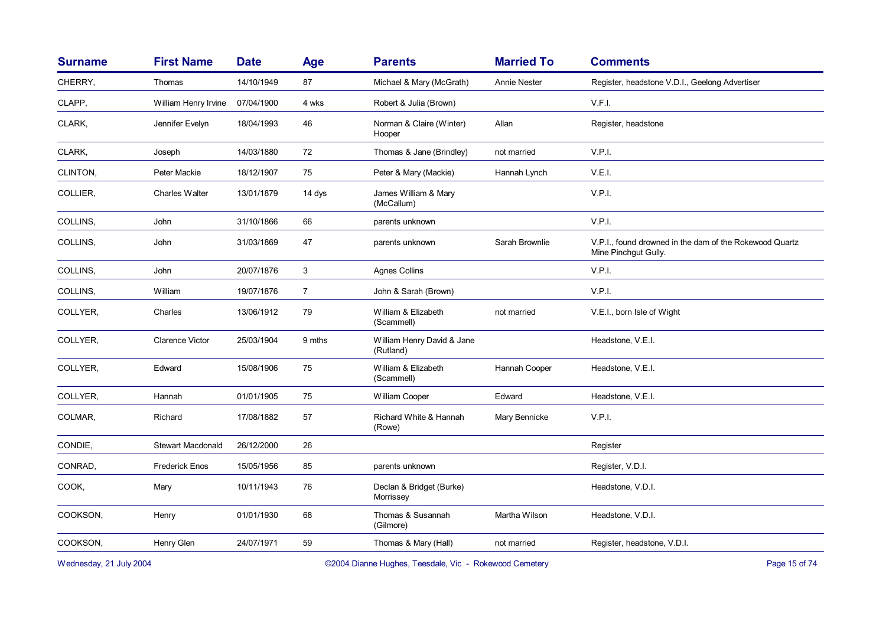| Surname | First Name | Date | Age | Parents | Married To | Comments |
|---|---|---|---|---|---|---|
| CHERRY, | Thomas | 14/10/1949 | 87 | Michael & Mary (McGrath) | Annie Nester | Register, headstone V.D.I., Geelong Advertiser |
| CLAPP, | William Henry Irvine | 07/04/1900 | 4 wks | Robert & Julia (Brown) | | V.F.I. |
| CLARK, | Jennifer Evelyn | 18/04/1993 | 46 | Norman & Claire (Winter) Hooper | Allan | Register, headstone |
| CLARK, | Joseph | 14/03/1880 | 72 | Thomas & Jane (Brindley) | not married | V.P.I. |
| CLINTON, | Peter Mackie | 18/12/1907 | 75 | Peter & Mary (Mackie) | Hannah Lynch | V.E.I. |
| COLLIER, | Charles Walter | 13/01/1879 | 14 dys | James William & Mary (McCallum) | | V.P.I. |
| COLLINS, | John | 31/10/1866 | 66 | parents unknown | | V.P.I. |
| COLLINS, | John | 31/03/1869 | 47 | parents unknown | Sarah Brownlie | V.P.I., found drowned in the dam of the Rokewood Quartz Mine Pinchgut Gully. |
| COLLINS, | John | 20/07/1876 | 3 | Agnes Collins | | V.P.I. |
| COLLINS, | William | 19/07/1876 | 7 | John & Sarah (Brown) | | V.P.I. |
| COLLYER, | Charles | 13/06/1912 | 79 | William & Elizabeth (Scammell) | not married | V.E.I., born Isle of Wight |
| COLLYER, | Clarence Victor | 25/03/1904 | 9 mths | William Henry David & Jane (Rutland) | | Headstone, V.E.I. |
| COLLYER, | Edward | 15/08/1906 | 75 | William & Elizabeth (Scammell) | Hannah Cooper | Headstone, V.E.I. |
| COLLYER, | Hannah | 01/01/1905 | 75 | William Cooper | Edward | Headstone, V.E.I. |
| COLMAR, | Richard | 17/08/1882 | 57 | Richard White & Hannah (Rowe) | Mary Bennicke | V.P.I. |
| CONDIE, | Stewart Macdonald | 26/12/2000 | 26 | | | Register |
| CONRAD, | Frederick Enos | 15/05/1956 | 85 | parents unknown | | Register, V.D.I. |
| COOK, | Mary | 10/11/1943 | 76 | Declan & Bridget (Burke) Morrissey | | Headstone, V.D.I. |
| COOKSON, | Henry | 01/01/1930 | 68 | Thomas & Susannah (Gilmore) | Martha Wilson | Headstone, V.D.I. |
| COOKSON, | Henry Glen | 24/07/1971 | 59 | Thomas & Mary (Hall) | not married | Register, headstone, V.D.I. |

Wednesday, 21 July 2004 ©2004 Dianne Hughes, Teesdale, Vic - Rokewood Cemetery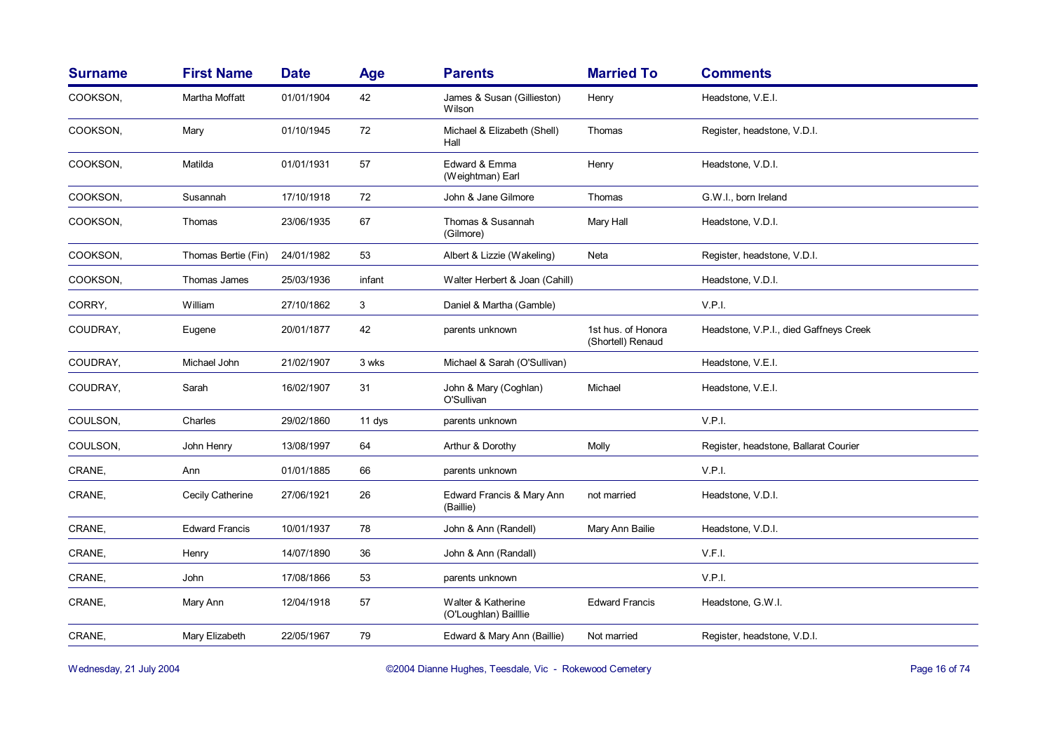| Surname | First Name | Date | Age | Parents | Married To | Comments |
|---|---|---|---|---|---|---|
| COOKSON, | Martha Moffatt | 01/01/1904 | 42 | James & Susan (Gillieston) Wilson | Henry | Headstone, V.E.I. |
| COOKSON, | Mary | 01/10/1945 | 72 | Michael & Elizabeth (Shell) Hall | Thomas | Register, headstone, V.D.I. |
| COOKSON, | Matilda | 01/01/1931 | 57 | Edward & Emma (Weightman) Earl | Henry | Headstone, V.D.I. |
| COOKSON, | Susannah | 17/10/1918 | 72 | John & Jane Gilmore | Thomas | G.W.I., born Ireland |
| COOKSON, | Thomas | 23/06/1935 | 67 | Thomas & Susannah (Gilmore) | Mary Hall | Headstone, V.D.I. |
| COOKSON, | Thomas Bertie (Fin) | 24/01/1982 | 53 | Albert & Lizzie (Wakeling) | Neta | Register, headstone, V.D.I. |
| COOKSON, | Thomas James | 25/03/1936 | infant | Walter Herbert & Joan (Cahill) | | Headstone, V.D.I. |
| CORRY, | William | 27/10/1862 | 3 | Daniel & Martha (Gamble) | | V.P.I. |
| COUDRAY, | Eugene | 20/01/1877 | 42 | parents unknown | 1st hus. of Honora (Shortell) Renaud | Headstone, V.P.I., died Gaffneys Creek |
| COUDRAY, | Michael John | 21/02/1907 | 3 wks | Michael & Sarah (O'Sullivan) | | Headstone, V.E.I. |
| COUDRAY, | Sarah | 16/02/1907 | 31 | John & Mary (Coghlan) O'Sullivan | Michael | Headstone, V.E.I. |
| COULSON, | Charles | 29/02/1860 | 11 dys | parents unknown | | V.P.I. |
| COULSON, | John Henry | 13/08/1997 | 64 | Arthur & Dorothy | Molly | Register, headstone, Ballarat Courier |
| CRANE, | Ann | 01/01/1885 | 66 | parents unknown | | V.P.I. |
| CRANE, | Cecily Catherine | 27/06/1921 | 26 | Edward Francis & Mary Ann (Baillie) | not married | Headstone, V.D.I. |
| CRANE, | Edward Francis | 10/01/1937 | 78 | John & Ann (Randell) | Mary Ann Bailie | Headstone, V.D.I. |
| CRANE, | Henry | 14/07/1890 | 36 | John & Ann (Randall) | | V.F.I. |
| CRANE, | John | 17/08/1866 | 53 | parents unknown | | V.P.I. |
| CRANE, | Mary Ann | 12/04/1918 | 57 | Walter & Katherine (O'Loughlan) Bailllie | Edward Francis | Headstone, G.W.I. |
| CRANE, | Mary Elizabeth | 22/05/1967 | 79 | Edward & Mary Ann (Baillie) | Not married | Register, headstone, V.D.I. |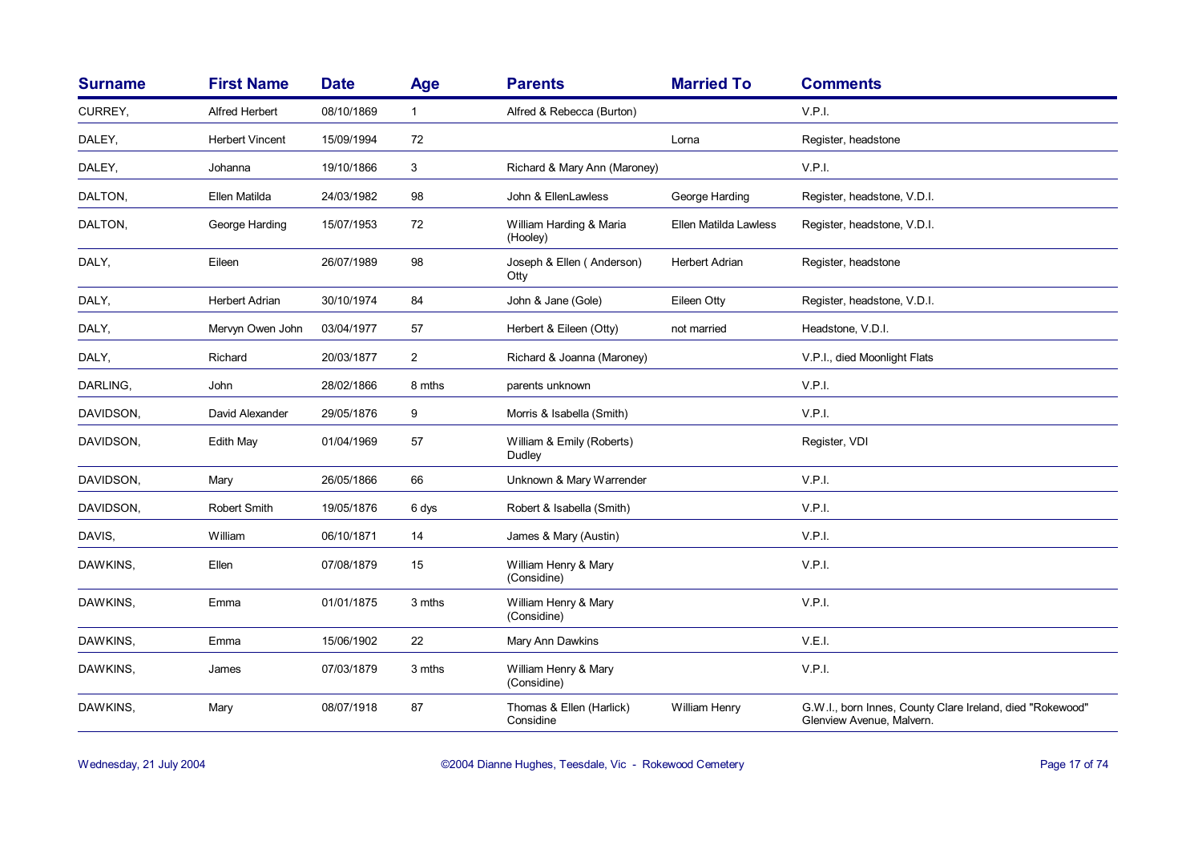| Surname | First Name | Date | Age | Parents | Married To | Comments |
|---|---|---|---|---|---|---|
| CURREY, | Alfred Herbert | 08/10/1869 | 1 | Alfred & Rebecca (Burton) | | V.P.I. |
| DALEY, | Herbert Vincent | 15/09/1994 | 72 | | Lorna | Register, headstone |
| DALEY, | Johanna | 19/10/1866 | 3 | Richard & Mary Ann (Maroney) | | V.P.I. |
| DALTON, | Ellen Matilda | 24/03/1982 | 98 | John & EllenLawless | George Harding | Register, headstone, V.D.I. |
| DALTON, | George Harding | 15/07/1953 | 72 | William Harding & Maria (Hooley) | Ellen Matilda Lawless | Register, headstone, V.D.I. |
| DALY, | Eileen | 26/07/1989 | 98 | Joseph & Ellen ( Anderson) Otty | Herbert Adrian | Register, headstone |
| DALY, | Herbert Adrian | 30/10/1974 | 84 | John & Jane (Gole) | Eileen Otty | Register, headstone, V.D.I. |
| DALY, | Mervyn Owen John | 03/04/1977 | 57 | Herbert & Eileen (Otty) | not married | Headstone, V.D.I. |
| DALY, | Richard | 20/03/1877 | 2 | Richard & Joanna (Maroney) | | V.P.I., died Moonlight Flats |
| DARLING, | John | 28/02/1866 | 8 mths | parents unknown | | V.P.I. |
| DAVIDSON, | David Alexander | 29/05/1876 | 9 | Morris & Isabella (Smith) | | V.P.I. |
| DAVIDSON, | Edith May | 01/04/1969 | 57 | William & Emily (Roberts) Dudley | | Register, VDI |
| DAVIDSON, | Mary | 26/05/1866 | 66 | Unknown & Mary Warrender | | V.P.I. |
| DAVIDSON, | Robert Smith | 19/05/1876 | 6 dys | Robert & Isabella (Smith) | | V.P.I. |
| DAVIS, | William | 06/10/1871 | 14 | James & Mary (Austin) | | V.P.I. |
| DAWKINS, | Ellen | 07/08/1879 | 15 | William Henry & Mary (Considine) | | V.P.I. |
| DAWKINS, | Emma | 01/01/1875 | 3 mths | William Henry & Mary (Considine) | | V.P.I. |
| DAWKINS, | Emma | 15/06/1902 | 22 | Mary Ann Dawkins | | V.E.I. |
| DAWKINS, | James | 07/03/1879 | 3 mths | William Henry & Mary (Considine) | | V.P.I. |
| DAWKINS, | Mary | 08/07/1918 | 87 | Thomas & Ellen (Harlick) Considine | William Henry | G.W.I., born Innes, County Clare Ireland, died "Rokewood" Glenview Avenue, Malvern. |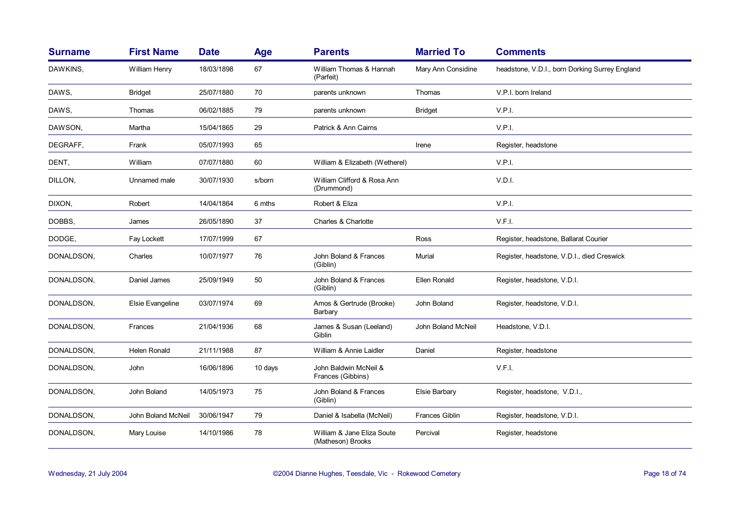| Surname | First Name | Date | Age | Parents | Married To | Comments |
|---|---|---|---|---|---|---|
| DAWKINS, | William Henry | 18/03/1898 | 67 | William Thomas & Hannah (Parfeit) | Mary Ann Considine | headstone, V.D.I., born Dorking Surrey England |
| DAWS, | Bridget | 25/07/1880 | 70 | parents unknown | Thomas | V.P.I. born Ireland |
| DAWS, | Thomas | 06/02/1885 | 79 | parents unknown | Bridget | V.P.I. |
| DAWSON, | Martha | 15/04/1865 | 29 | Patrick & Ann Cairns | | V.P.I. |
| DEGRAFF, | Frank | 05/07/1993 | 65 | | Irene | Register, headstone |
| DENT, | William | 07/07/1880 | 60 | William & Elizabeth (Wetherel) | | V.P.I. |
| DILLON, | Unnamed male | 30/07/1930 | s/born | William Clifford & Rosa Ann (Drummond) | | V.D.I. |
| DIXON, | Robert | 14/04/1864 | 6 mths | Robert & Eliza | | V.P.I. |
| DOBBS, | James | 26/05/1890 | 37 | Charles & Charlotte | | V.F.I. |
| DODGE, | Fay Lockett | 17/07/1999 | 67 | | Ross | Register, headstone, Ballarat Courier |
| DONALDSON, | Charles | 10/07/1977 | 76 | John Boland & Frances (Giblin) | Murial | Register, headstone, V.D.I., died Creswick |
| DONALDSON, | Daniel James | 25/09/1949 | 50 | John Boland & Frances (Giblin) | Ellen Ronald | Register, headstone, V.D.I. |
| DONALDSON, | Elsie Evangeline | 03/07/1974 | 69 | Amos & Gertrude (Brooke) Barbary | John Boland | Register, headstone, V.D.I. |
| DONALDSON, | Frances | 21/04/1936 | 68 | James & Susan (Leeland) Giblin | John Boland McNeil | Headstone, V.D.I. |
| DONALDSON, | Helen Ronald | 21/11/1988 | 87 | William & Annie Laidler | Daniel | Register, headstone |
| DONALDSON, | John | 16/06/1896 | 10 days | John Baldwin McNeil & Frances (Gibbins) | | V.F.I. |
| DONALDSON, | John Boland | 14/05/1973 | 75 | John Boland & Frances (Giblin) | Elsie Barbary | Register, headstone, V.D.I., |
| DONALDSON, | John Boland McNeil | 30/06/1947 | 79 | Daniel & Isabella (McNeil) | Frances Giblin | Register, headstone, V.D.I. |
| DONALDSON, | Mary Louise | 14/10/1986 | 78 | William & Jane Eliza Soute (Matheson) Brooks | Percival | Register, headstone |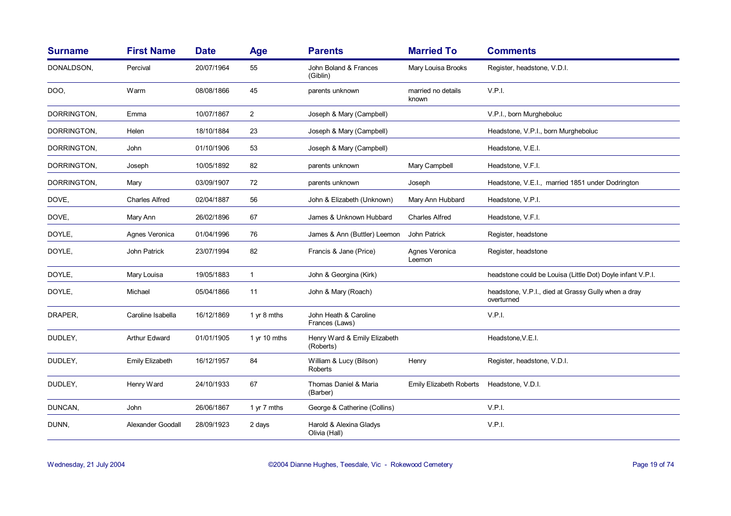| Surname | First Name | Date | Age | Parents | Married To | Comments |
|---|---|---|---|---|---|---|
| DONALDSON, | Percival | 20/07/1964 | 55 | John Boland & Frances (Giblin) | Mary Louisa Brooks | Register, headstone, V.D.I. |
| DOO, | Warm | 08/08/1866 | 45 | parents unknown | married no details known | V.P.I. |
| DORRINGTON, | Emma | 10/07/1867 | 2 | Joseph & Mary (Campbell) | | V.P.I., born Murgheboluc |
| DORRINGTON, | Helen | 18/10/1884 | 23 | Joseph & Mary (Campbell) | | Headstone, V.P.I., born Murgheboluc |
| DORRINGTON, | John | 01/10/1906 | 53 | Joseph & Mary (Campbell) | | Headstone, V.E.I. |
| DORRINGTON, | Joseph | 10/05/1892 | 82 | parents unknown | Mary Campbell | Headstone, V.F.I. |
| DORRINGTON, | Mary | 03/09/1907 | 72 | parents unknown | Joseph | Headstone, V.E.I., married 1851 under Dodrington |
| DOVE, | Charles Alfred | 02/04/1887 | 56 | John & Elizabeth (Unknown) | Mary Ann Hubbard | Headstone, V.P.I. |
| DOVE, | Mary Ann | 26/02/1896 | 67 | James & Unknown Hubbard | Charles Alfred | Headstone, V.F.I. |
| DOYLE, | Agnes Veronica | 01/04/1996 | 76 | James & Ann (Buttler) Leemon | John Patrick | Register, headstone |
| DOYLE, | John Patrick | 23/07/1994 | 82 | Francis & Jane (Price) | Agnes Veronica Leemon | Register, headstone |
| DOYLE, | Mary Louisa | 19/05/1883 | 1 | John & Georgina (Kirk) | | headstone could be Louisa (Little Dot) Doyle infant V.P.I. |
| DOYLE, | Michael | 05/04/1866 | 11 | John & Mary (Roach) | | headstone, V.P.I., died at Grassy Gully when a dray overturned |
| DRAPER, | Caroline Isabella | 16/12/1869 | 1 yr 8 mths | John Heath & Caroline Frances (Laws) | | V.P.I. |
| DUDLEY, | Arthur Edward | 01/01/1905 | 1 yr 10 mths | Henry Ward & Emily Elizabeth (Roberts) | | Headstone,V.E.I. |
| DUDLEY, | Emily Elizabeth | 16/12/1957 | 84 | William & Lucy (Bilson) Roberts | Henry | Register, headstone, V.D.I. |
| DUDLEY, | Henry Ward | 24/10/1933 | 67 | Thomas Daniel & Maria (Barber) | Emily Elizabeth Roberts | Headstone, V.D.I. |
| DUNCAN, | John | 26/06/1867 | 1 yr 7 mths | George & Catherine (Collins) | | V.P.I. |
| DUNN, | Alexander Goodall | 28/09/1923 | 2 days | Harold & Alexina Gladys Olivia (Hall) | | V.P.I. |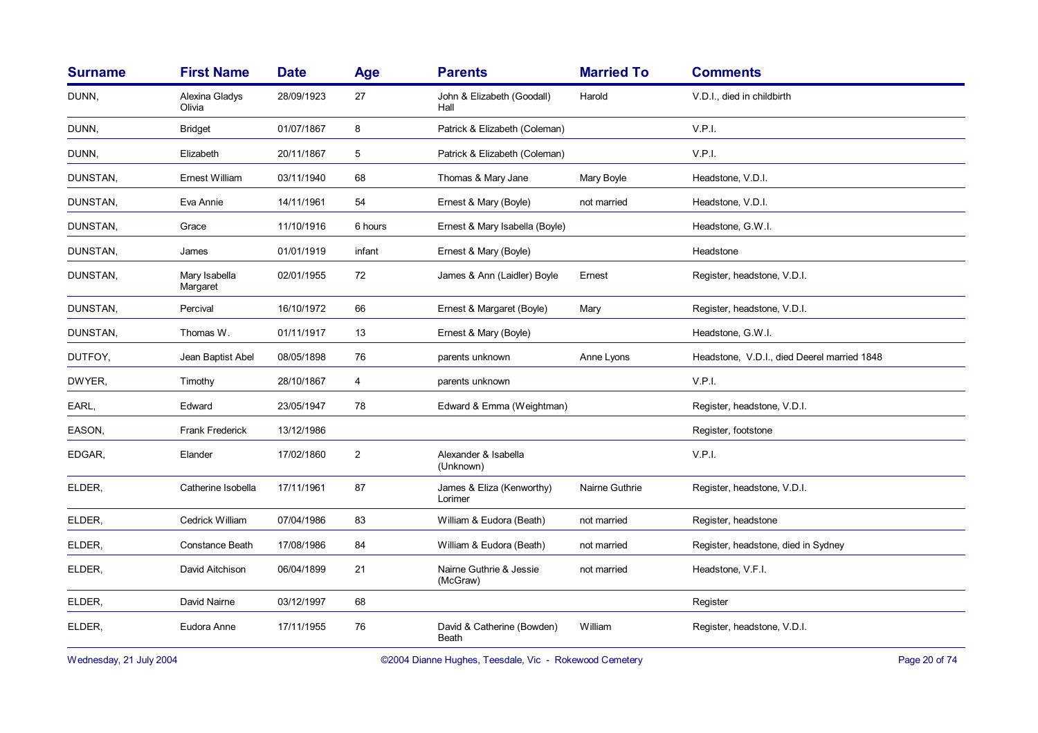| Surname | First Name | Date | Age | Parents | Married To | Comments |
|---|---|---|---|---|---|---|
| DUNN, | Alexina Gladys Olivia | 28/09/1923 | 27 | John & Elizabeth (Goodall) Hall | Harold | V.D.I., died in childbirth |
| DUNN, | Bridget | 01/07/1867 | 8 | Patrick & Elizabeth (Coleman) | | V.P.I. |
| DUNN, | Elizabeth | 20/11/1867 | 5 | Patrick & Elizabeth (Coleman) | | V.P.I. |
| DUNSTAN, | Ernest William | 03/11/1940 | 68 | Thomas & Mary Jane | Mary Boyle | Headstone, V.D.I. |
| DUNSTAN, | Eva Annie | 14/11/1961 | 54 | Ernest & Mary (Boyle) | not married | Headstone, V.D.I. |
| DUNSTAN, | Grace | 11/10/1916 | 6 hours | Ernest & Mary Isabella (Boyle) | | Headstone, G.W.I. |
| DUNSTAN, | James | 01/01/1919 | infant | Ernest & Mary (Boyle) | | Headstone |
| DUNSTAN, | Mary Isabella Margaret | 02/01/1955 | 72 | James & Ann (Laidler) Boyle | Ernest | Register, headstone, V.D.I. |
| DUNSTAN, | Percival | 16/10/1972 | 66 | Ernest & Margaret (Boyle) | Mary | Register, headstone, V.D.I. |
| DUNSTAN, | Thomas W. | 01/11/1917 | 13 | Ernest & Mary (Boyle) | | Headstone, G.W.I. |
| DUTFOY, | Jean Baptist Abel | 08/05/1898 | 76 | parents unknown | Anne Lyons | Headstone, V.D.I., died Deerel married 1848 |
| DWYER, | Timothy | 28/10/1867 | 4 | parents unknown | | V.P.I. |
| EARL, | Edward | 23/05/1947 | 78 | Edward & Emma (Weightman) | | Register, headstone, V.D.I. |
| EASON, | Frank Frederick | 13/12/1986 | | | | Register, footstone |
| EDGAR, | Elander | 17/02/1860 | 2 | Alexander & Isabella (Unknown) | | V.P.I. |
| ELDER, | Catherine Isobella | 17/11/1961 | 87 | James & Eliza (Kenworthy) Lorimer | Nairne Guthrie | Register, headstone, V.D.I. |
| ELDER, | Cedrick William | 07/04/1986 | 83 | William & Eudora (Beath) | not married | Register, headstone |
| ELDER, | Constance Beath | 17/08/1986 | 84 | William & Eudora (Beath) | not married | Register, headstone, died in Sydney |
| ELDER, | David Aitchison | 06/04/1899 | 21 | Nairne Guthrie & Jessie (McGraw) | not married | Headstone, V.F.I. |
| ELDER, | David Nairne | 03/12/1997 | 68 | | | Register |
| ELDER, | Eudora Anne | 17/11/1955 | 76 | David & Catherine (Bowden) Beath | William | Register, headstone, V.D.I. |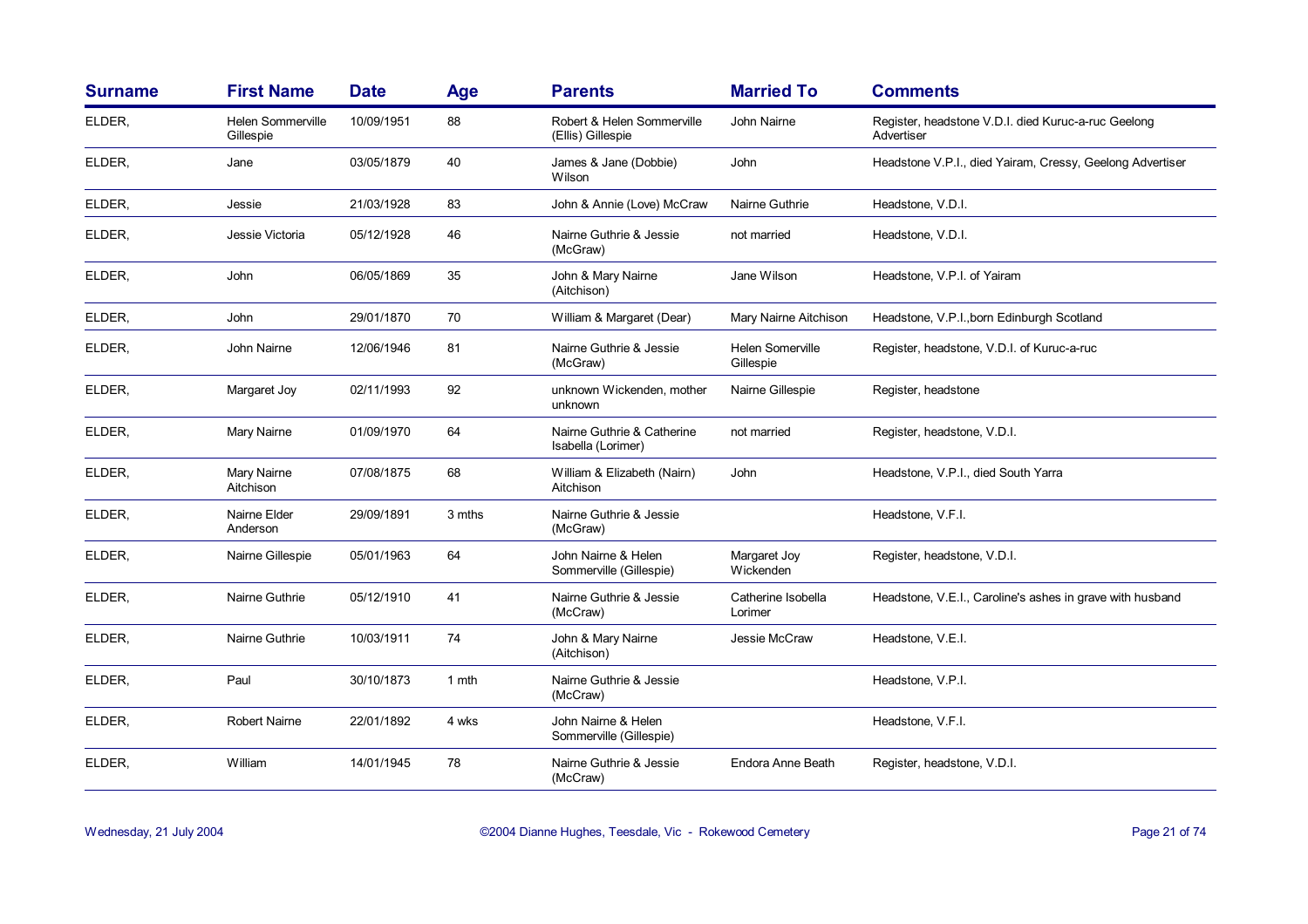| Surname | First Name | Date | Age | Parents | Married To | Comments |
|---|---|---|---|---|---|---|
| ELDER, | Helen Sommerville Gillespie | 10/09/1951 | 88 | Robert & Helen Sommerville (Ellis) Gillespie | John Nairne | Register, headstone V.D.I. died Kuruc-a-ruc Geelong Advertiser |
| ELDER, | Jane | 03/05/1879 | 40 | James & Jane (Dobbie) Wilson | John | Headstone V.P.I., died Yairam, Cressy, Geelong Advertiser |
| ELDER, | Jessie | 21/03/1928 | 83 | John & Annie (Love) McCraw | Nairne Guthrie | Headstone, V.D.I. |
| ELDER, | Jessie Victoria | 05/12/1928 | 46 | Nairne Guthrie & Jessie (McGraw) | not married | Headstone, V.D.I. |
| ELDER, | John | 06/05/1869 | 35 | John & Mary Nairne (Aitchison) | Jane Wilson | Headstone, V.P.I. of Yairam |
| ELDER, | John | 29/01/1870 | 70 | William & Margaret (Dear) | Mary Nairne Aitchison | Headstone, V.P.I.,born Edinburgh Scotland |
| ELDER, | John Nairne | 12/06/1946 | 81 | Nairne Guthrie & Jessie (McGraw) | Helen Somerville Gillespie | Register, headstone, V.D.I. of Kuruc-a-ruc |
| ELDER, | Margaret Joy | 02/11/1993 | 92 | unknown Wickenden, mother unknown | Nairne Gillespie | Register, headstone |
| ELDER, | Mary Nairne | 01/09/1970 | 64 | Nairne Guthrie & Catherine Isabella (Lorimer) | not married | Register, headstone, V.D.I. |
| ELDER, | Mary Nairne Aitchison | 07/08/1875 | 68 | William & Elizabeth (Nairn) Aitchison | John | Headstone, V.P.I., died South Yarra |
| ELDER, | Nairne Elder Anderson | 29/09/1891 | 3 mths | Nairne Guthrie & Jessie (McGraw) | | Headstone, V.F.I. |
| ELDER, | Nairne Gillespie | 05/01/1963 | 64 | John Nairne & Helen Sommerville (Gillespie) | Margaret Joy Wickenden | Register, headstone, V.D.I. |
| ELDER, | Nairne Guthrie | 05/12/1910 | 41 | Nairne Guthrie & Jessie (McCraw) | Catherine Isobella Lorimer | Headstone, V.E.I., Caroline's ashes in grave with husband |
| ELDER, | Nairne Guthrie | 10/03/1911 | 74 | John & Mary Nairne (Aitchison) | Jessie McCraw | Headstone, V.E.I. |
| ELDER, | Paul | 30/10/1873 | 1 mth | Nairne Guthrie & Jessie (McCraw) | | Headstone, V.P.I. |
| ELDER, | Robert Nairne | 22/01/1892 | 4 wks | John Nairne & Helen Sommerville (Gillespie) | | Headstone, V.F.I. |
| ELDER, | William | 14/01/1945 | 78 | Nairne Guthrie & Jessie (McCraw) | Endora Anne Beath | Register, headstone, V.D.I. |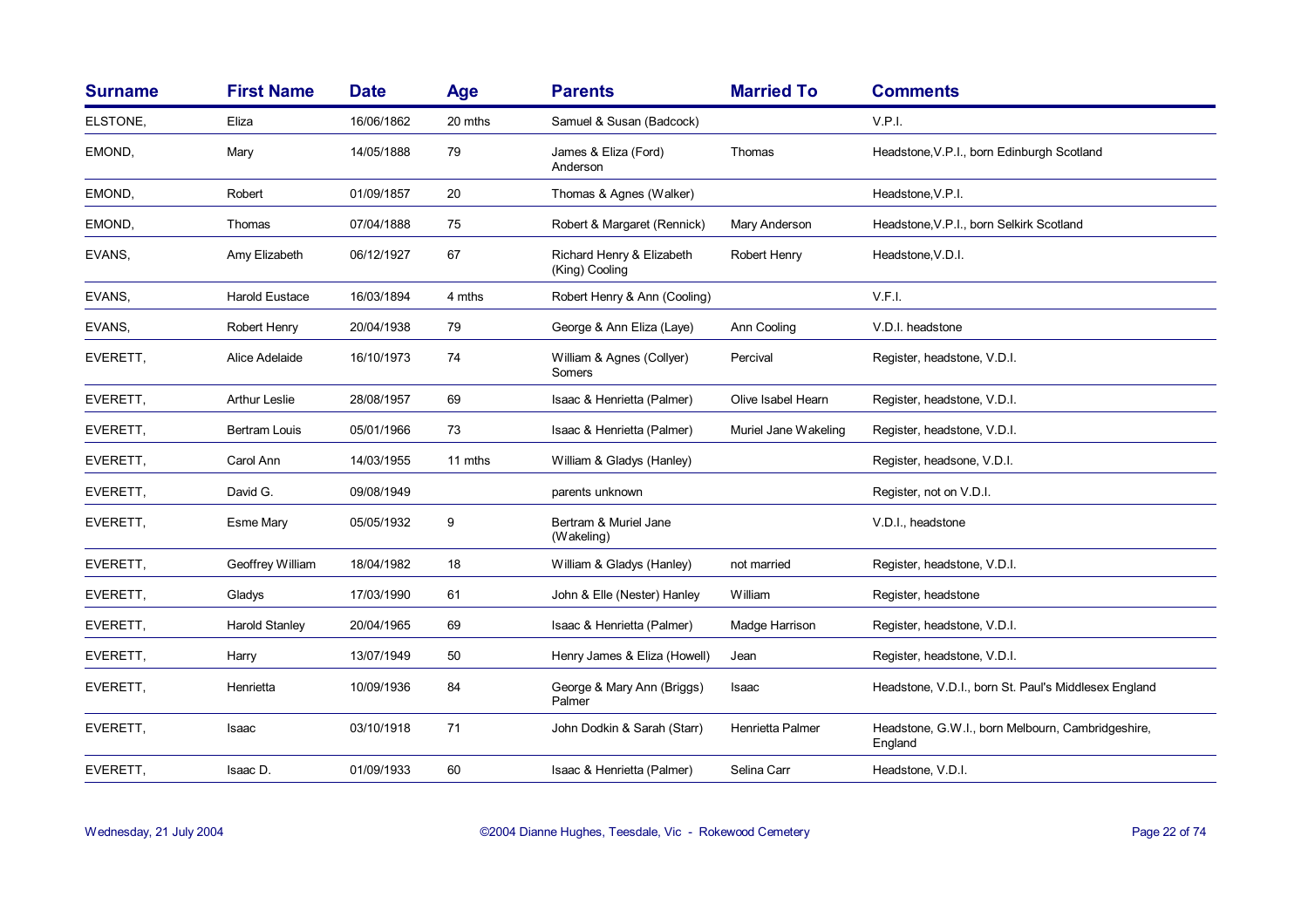| Surname | First Name | Date | Age | Parents | Married To | Comments |
|---|---|---|---|---|---|---|
| ELSTONE, | Eliza | 16/06/1862 | 20 mths | Samuel & Susan (Badcock) | | V.P.I. |
| EMOND, | Mary | 14/05/1888 | 79 | James & Eliza (Ford) Anderson | Thomas | Headstone,V.P.I., born Edinburgh Scotland |
| EMOND, | Robert | 01/09/1857 | 20 | Thomas & Agnes (Walker) | | Headstone,V.P.I. |
| EMOND, | Thomas | 07/04/1888 | 75 | Robert & Margaret (Rennick) | Mary Anderson | Headstone,V.P.I., born Selkirk Scotland |
| EVANS, | Amy Elizabeth | 06/12/1927 | 67 | Richard Henry & Elizabeth (King) Cooling | Robert Henry | Headstone,V.D.I. |
| EVANS, | Harold Eustace | 16/03/1894 | 4 mths | Robert Henry & Ann (Cooling) | | V.F.I. |
| EVANS, | Robert Henry | 20/04/1938 | 79 | George & Ann Eliza (Laye) | Ann Cooling | V.D.I. headstone |
| EVERETT, | Alice Adelaide | 16/10/1973 | 74 | William & Agnes (Collyer) Somers | Percival | Register, headstone, V.D.I. |
| EVERETT, | Arthur Leslie | 28/08/1957 | 69 | Isaac & Henrietta (Palmer) | Olive Isabel Hearn | Register, headstone, V.D.I. |
| EVERETT, | Bertram Louis | 05/01/1966 | 73 | Isaac & Henrietta (Palmer) | Muriel Jane Wakeling | Register, headstone, V.D.I. |
| EVERETT, | Carol Ann | 14/03/1955 | 11 mths | William & Gladys (Hanley) | | Register, headsone, V.D.I. |
| EVERETT, | David G. | 09/08/1949 | | parents unknown | | Register, not on V.D.I. |
| EVERETT, | Esme Mary | 05/05/1932 | 9 | Bertram & Muriel Jane (Wakeling) | | V.D.I., headstone |
| EVERETT, | Geoffrey William | 18/04/1982 | 18 | William & Gladys (Hanley) | not married | Register, headstone, V.D.I. |
| EVERETT, | Gladys | 17/03/1990 | 61 | John & Elle (Nester) Hanley | William | Register, headstone |
| EVERETT, | Harold Stanley | 20/04/1965 | 69 | Isaac & Henrietta (Palmer) | Madge Harrison | Register, headstone, V.D.I. |
| EVERETT, | Harry | 13/07/1949 | 50 | Henry James & Eliza (Howell) | Jean | Register, headstone, V.D.I. |
| EVERETT, | Henrietta | 10/09/1936 | 84 | George & Mary Ann (Briggs) Palmer | Isaac | Headstone, V.D.I., born St. Paul's Middlesex England |
| EVERETT, | Isaac | 03/10/1918 | 71 | John Dodkin & Sarah (Starr) | Henrietta Palmer | Headstone, G.W.I., born Melbourn, Cambridgeshire, England |
| EVERETT, | Isaac D. | 01/09/1933 | 60 | Isaac & Henrietta (Palmer) | Selina Carr | Headstone, V.D.I. |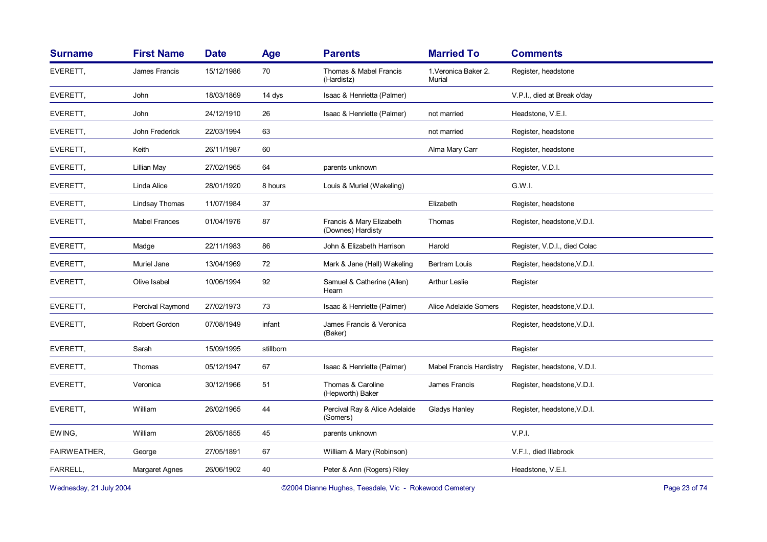| Surname | First Name | Date | Age | Parents | Married To | Comments |
|---|---|---|---|---|---|---|
| EVERETT, | James Francis | 15/12/1986 | 70 | Thomas & Mabel Francis (Hardistz) | 1.Veronica Baker 2. Murial | Register, headstone |
| EVERETT, | John | 18/03/1869 | 14 dys | Isaac & Henrietta (Palmer) | | V.P.I., died at Break o'day |
| EVERETT, | John | 24/12/1910 | 26 | Isaac & Henriette (Palmer) | not married | Headstone, V.E.I. |
| EVERETT, | John Frederick | 22/03/1994 | 63 | | not married | Register, headstone |
| EVERETT, | Keith | 26/11/1987 | 60 | | Alma Mary Carr | Register, headstone |
| EVERETT, | Lillian May | 27/02/1965 | 64 | parents unknown | | Register, V.D.I. |
| EVERETT, | Linda Alice | 28/01/1920 | 8 hours | Louis & Muriel (Wakeling) | | G.W.I. |
| EVERETT, | Lindsay Thomas | 11/07/1984 | 37 | | Elizabeth | Register, headstone |
| EVERETT, | Mabel Frances | 01/04/1976 | 87 | Francis & Mary Elizabeth (Downes) Hardisty | Thomas | Register, headstone,V.D.I. |
| EVERETT, | Madge | 22/11/1983 | 86 | John & Elizabeth Harrison | Harold | Register, V.D.I., died Colac |
| EVERETT, | Muriel Jane | 13/04/1969 | 72 | Mark & Jane (Hall) Wakeling | Bertram Louis | Register, headstone,V.D.I. |
| EVERETT, | Olive Isabel | 10/06/1994 | 92 | Samuel & Catherine (Allen) Hearn | Arthur Leslie | Register |
| EVERETT, | Percival Raymond | 27/02/1973 | 73 | Isaac & Henriette (Palmer) | Alice Adelaide Somers | Register, headstone,V.D.I. |
| EVERETT, | Robert Gordon | 07/08/1949 | infant | James Francis & Veronica (Baker) | | Register, headstone,V.D.I. |
| EVERETT, | Sarah | 15/09/1995 | stillborn | | | Register |
| EVERETT, | Thomas | 05/12/1947 | 67 | Isaac & Henriette (Palmer) | Mabel Francis Hardistry | Register, headstone, V.D.I. |
| EVERETT, | Veronica | 30/12/1966 | 51 | Thomas & Caroline (Hepworth) Baker | James Francis | Register, headstone,V.D.I. |
| EVERETT, | William | 26/02/1965 | 44 | Percival Ray & Alice Adelaide (Somers) | Gladys Hanley | Register, headstone,V.D.I. |
| EWING, | William | 26/05/1855 | 45 | parents unknown | | V.P.I. |
| FAIRWEATHER, | George | 27/05/1891 | 67 | William & Mary (Robinson) | | V.F.I., died Illabrook |
| FARRELL, | Margaret Agnes | 26/06/1902 | 40 | Peter & Ann (Rogers) Riley | | Headstone, V.E.I. |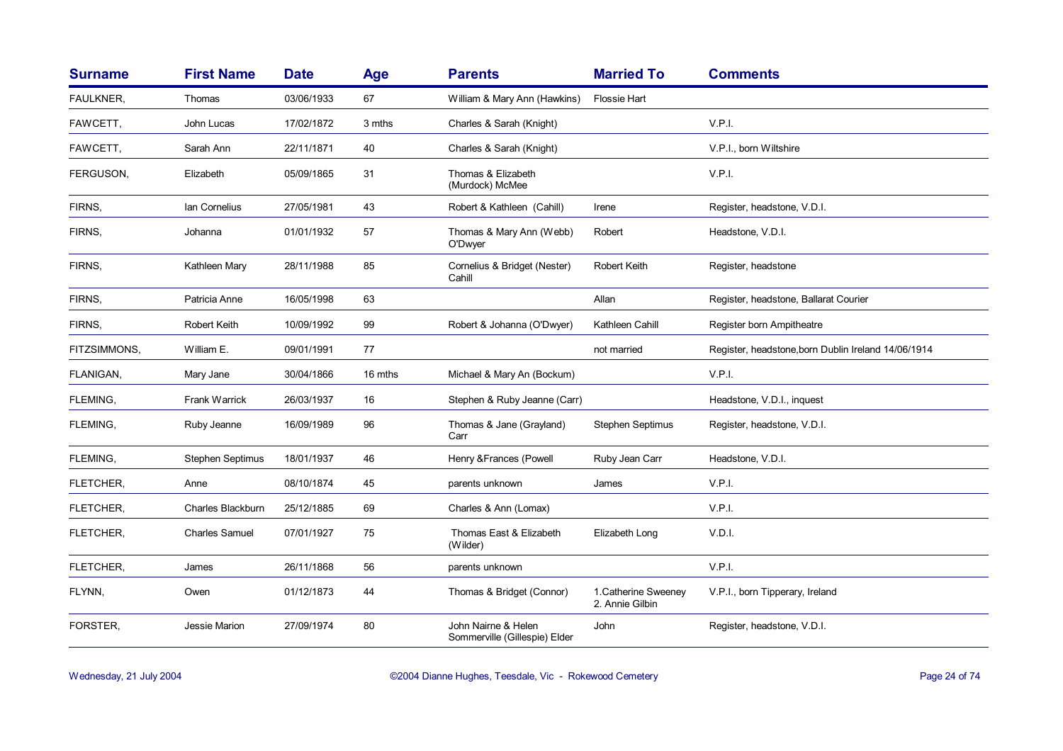| Surname | First Name | Date | Age | Parents | Married To | Comments |
| --- | --- | --- | --- | --- | --- | --- |
| FAULKNER, | Thomas | 03/06/1933 | 67 | William & Mary Ann (Hawkins) | Flossie Hart | |
| FAWCETT, | John Lucas | 17/02/1872 | 3 mths | Charles & Sarah (Knight) | | V.P.I. |
| FAWCETT, | Sarah Ann | 22/11/1871 | 40 | Charles & Sarah (Knight) | | V.P.I., born Wiltshire |
| FERGUSON, | Elizabeth | 05/09/1865 | 31 | Thomas & Elizabeth (Murdock) McMee | | V.P.I. |
| FIRNS, | Ian Cornelius | 27/05/1981 | 43 | Robert & Kathleen (Cahill) | Irene | Register, headstone, V.D.I. |
| FIRNS, | Johanna | 01/01/1932 | 57 | Thomas & Mary Ann (Webb) O'Dwyer | Robert | Headstone, V.D.I. |
| FIRNS, | Kathleen Mary | 28/11/1988 | 85 | Cornelius & Bridget (Nester) Cahill | Robert Keith | Register, headstone |
| FIRNS, | Patricia Anne | 16/05/1998 | 63 | | Allan | Register, headstone, Ballarat Courier |
| FIRNS, | Robert Keith | 10/09/1992 | 99 | Robert & Johanna (O'Dwyer) | Kathleen Cahill | Register born Ampitheatre |
| FITZSIMMONS, | William E. | 09/01/1991 | 77 | | not married | Register, headstone,born Dublin Ireland 14/06/1914 |
| FLANIGAN, | Mary Jane | 30/04/1866 | 16 mths | Michael & Mary An (Bockum) | | V.P.I. |
| FLEMING, | Frank Warrick | 26/03/1937 | 16 | Stephen & Ruby Jeanne (Carr) | | Headstone, V.D.I., inquest |
| FLEMING, | Ruby Jeanne | 16/09/1989 | 96 | Thomas & Jane (Grayland) Carr | Stephen Septimus | Register, headstone, V.D.I. |
| FLEMING, | Stephen Septimus | 18/01/1937 | 46 | Henry &Frances (Powell | Ruby Jean Carr | Headstone, V.D.I. |
| FLETCHER, | Anne | 08/10/1874 | 45 | parents unknown | James | V.P.I. |
| FLETCHER, | Charles Blackburn | 25/12/1885 | 69 | Charles & Ann (Lomax) | | V.P.I. |
| FLETCHER, | Charles Samuel | 07/01/1927 | 75 | Thomas East & Elizabeth (Wilder) | Elizabeth Long | V.D.I. |
| FLETCHER, | James | 26/11/1868 | 56 | parents unknown | | V.P.I. |
| FLYNN, | Owen | 01/12/1873 | 44 | Thomas & Bridget (Connor) | 1.Catherine Sweeney 2. Annie Gilbin | V.P.I., born Tipperary, Ireland |
| FORSTER, | Jessie Marion | 27/09/1974 | 80 | John Nairne & Helen Sommerville (Gillespie) Elder | John | Register, headstone, V.D.I. |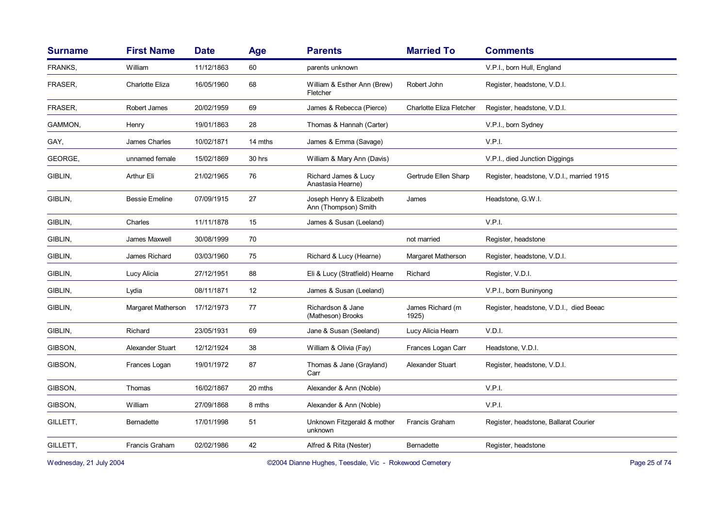| Surname | First Name | Date | Age | Parents | Married To | Comments |
|---|---|---|---|---|---|---|
| FRANKS, | William | 11/12/1863 | 60 | parents unknown | | V.P.I., born Hull, England |
| FRASER, | Charlotte Eliza | 16/05/1960 | 68 | William & Esther Ann (Brew) Fletcher | Robert John | Register, headstone, V.D.I. |
| FRASER, | Robert James | 20/02/1959 | 69 | James & Rebecca (Pierce) | Charlotte Eliza Fletcher | Register, headstone, V.D.I. |
| GAMMON, | Henry | 19/01/1863 | 28 | Thomas & Hannah (Carter) | | V.P.I., born Sydney |
| GAY, | James Charles | 10/02/1871 | 14 mths | James & Emma (Savage) | | V.P.I. |
| GEORGE, | unnamed female | 15/02/1869 | 30 hrs | William & Mary Ann (Davis) | | V.P.I., died Junction Diggings |
| GIBLIN, | Arthur Eli | 21/02/1965 | 76 | Richard James & Lucy Anastasia Hearne) | Gertrude Ellen Sharp | Register, headstone, V.D.I., married 1915 |
| GIBLIN, | Bessie Emeline | 07/09/1915 | 27 | Joseph Henry & Elizabeth Ann (Thompson) Smith | James | Headstone, G.W.I. |
| GIBLIN, | Charles | 11/11/1878 | 15 | James & Susan (Leeland) | | V.P.I. |
| GIBLIN, | James Maxwell | 30/08/1999 | 70 | | not married | Register, headstone |
| GIBLIN, | James Richard | 03/03/1960 | 75 | Richard & Lucy (Hearne) | Margaret Matherson | Register, headstone, V.D.I. |
| GIBLIN, | Lucy Alicia | 27/12/1951 | 88 | Eli & Lucy (Stratfield) Hearne | Richard | Register, V.D.I. |
| GIBLIN, | Lydia | 08/11/1871 | 12 | James & Susan (Leeland) | | V.P.I., born Buninyong |
| GIBLIN, | Margaret Matherson | 17/12/1973 | 77 | Richardson & Jane (Matheson) Brooks | James Richard (m 1925) | Register, headstone, V.D.I., died Beeac |
| GIBLIN, | Richard | 23/05/1931 | 69 | Jane & Susan (Seeland) | Lucy Alicia Hearn | V.D.I. |
| GIBSON, | Alexander Stuart | 12/12/1924 | 38 | William & Olivia (Fay) | Frances Logan Carr | Headstone, V.D.I. |
| GIBSON, | Frances Logan | 19/01/1972 | 87 | Thomas & Jane (Grayland) Carr | Alexander Stuart | Register, headstone, V.D.I. |
| GIBSON, | Thomas | 16/02/1867 | 20 mths | Alexander & Ann (Noble) | | V.P.I. |
| GIBSON, | William | 27/09/1868 | 8 mths | Alexander & Ann (Noble) | | V.P.I. |
| GILLETT, | Bernadette | 17/01/1998 | 51 | Unknown Fitzgerald & mother unknown | Francis Graham | Register, headstone, Ballarat Courier |
| GILLETT, | Francis Graham | 02/02/1986 | 42 | Alfred & Rita (Nester) | Bernadette | Register, headstone |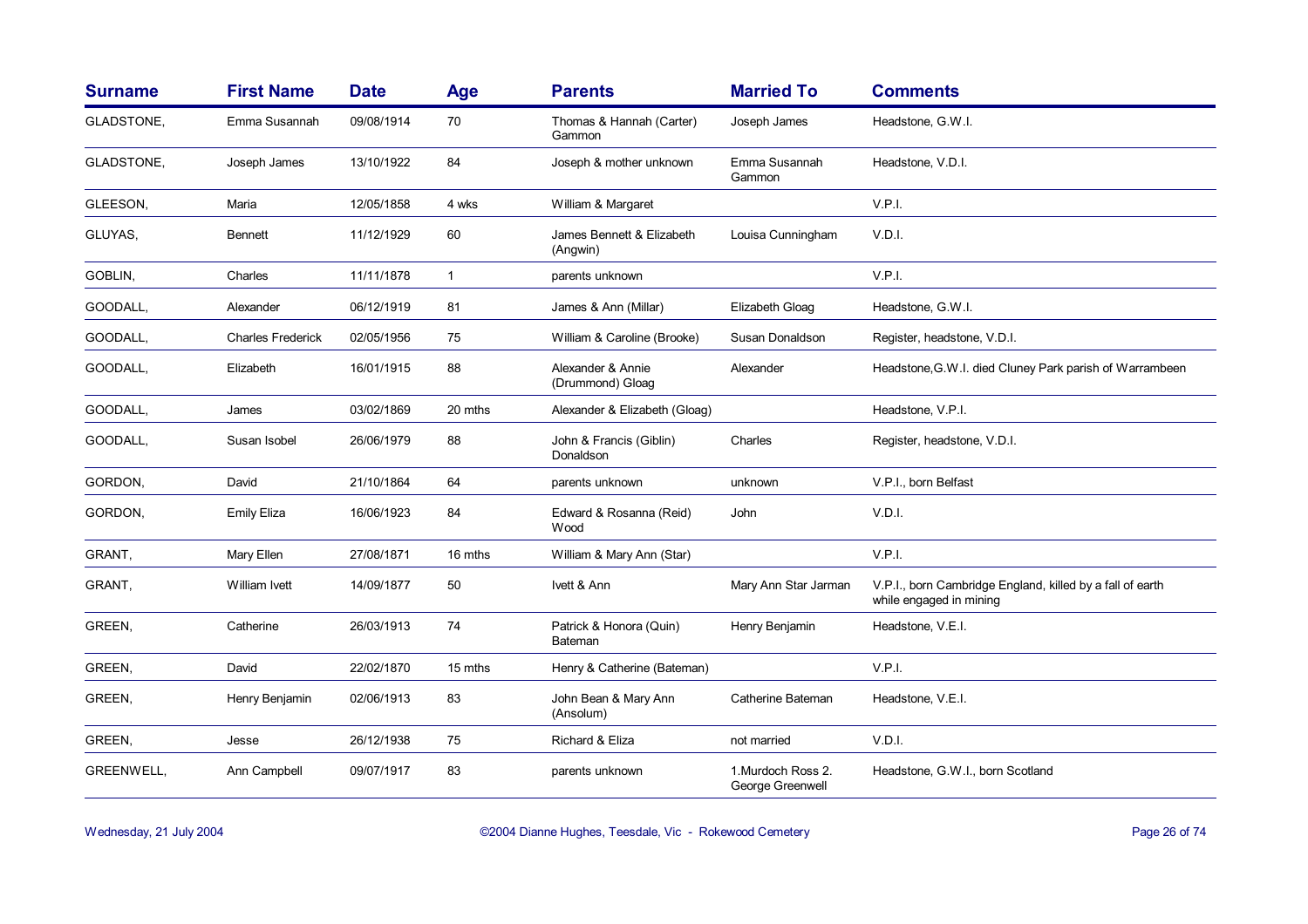| Surname | First Name | Date | Age | Parents | Married To | Comments |
|---|---|---|---|---|---|---|
| GLADSTONE, | Emma Susannah | 09/08/1914 | 70 | Thomas & Hannah (Carter) Gammon | Joseph James | Headstone, G.W.I. |
| GLADSTONE, | Joseph James | 13/10/1922 | 84 | Joseph & mother unknown | Emma Susannah Gammon | Headstone, V.D.I. |
| GLEESON, | Maria | 12/05/1858 | 4 wks | William & Margaret | | V.P.I. |
| GLUYAS, | Bennett | 11/12/1929 | 60 | James Bennett & Elizabeth (Angwin) | Louisa Cunningham | V.D.I. |
| GOBLIN, | Charles | 11/11/1878 | 1 | parents unknown | | V.P.I. |
| GOODALL, | Alexander | 06/12/1919 | 81 | James & Ann (Millar) | Elizabeth Gloag | Headstone, G.W.I. |
| GOODALL, | Charles Frederick | 02/05/1956 | 75 | William & Caroline (Brooke) | Susan Donaldson | Register, headstone, V.D.I. |
| GOODALL, | Elizabeth | 16/01/1915 | 88 | Alexander & Annie (Drummond) Gloag | Alexander | Headstone,G.W.I. died Cluney Park parish of Warrambeen |
| GOODALL, | James | 03/02/1869 | 20 mths | Alexander & Elizabeth (Gloag) | | Headstone, V.P.I. |
| GOODALL, | Susan Isobel | 26/06/1979 | 88 | John & Francis (Giblin) Donaldson | Charles | Register, headstone, V.D.I. |
| GORDON, | David | 21/10/1864 | 64 | parents unknown | unknown | V.P.I., born Belfast |
| GORDON, | Emily Eliza | 16/06/1923 | 84 | Edward & Rosanna (Reid) Wood | John | V.D.I. |
| GRANT, | Mary Ellen | 27/08/1871 | 16 mths | William & Mary Ann (Star) | | V.P.I. |
| GRANT, | William Ivett | 14/09/1877 | 50 | Ivett & Ann | Mary Ann Star Jarman | V.P.I., born Cambridge England, killed by a fall of earth while engaged in mining |
| GREEN, | Catherine | 26/03/1913 | 74 | Patrick & Honora (Quin) Bateman | Henry Benjamin | Headstone, V.E.I. |
| GREEN, | David | 22/02/1870 | 15 mths | Henry & Catherine (Bateman) | | V.P.I. |
| GREEN, | Henry Benjamin | 02/06/1913 | 83 | John Bean & Mary Ann (Ansolum) | Catherine Bateman | Headstone, V.E.I. |
| GREEN, | Jesse | 26/12/1938 | 75 | Richard & Eliza | not married | V.D.I. |
| GREENWELL, | Ann Campbell | 09/07/1917 | 83 | parents unknown | 1.Murdoch Ross 2. George Greenwell | Headstone, G.W.I., born Scotland |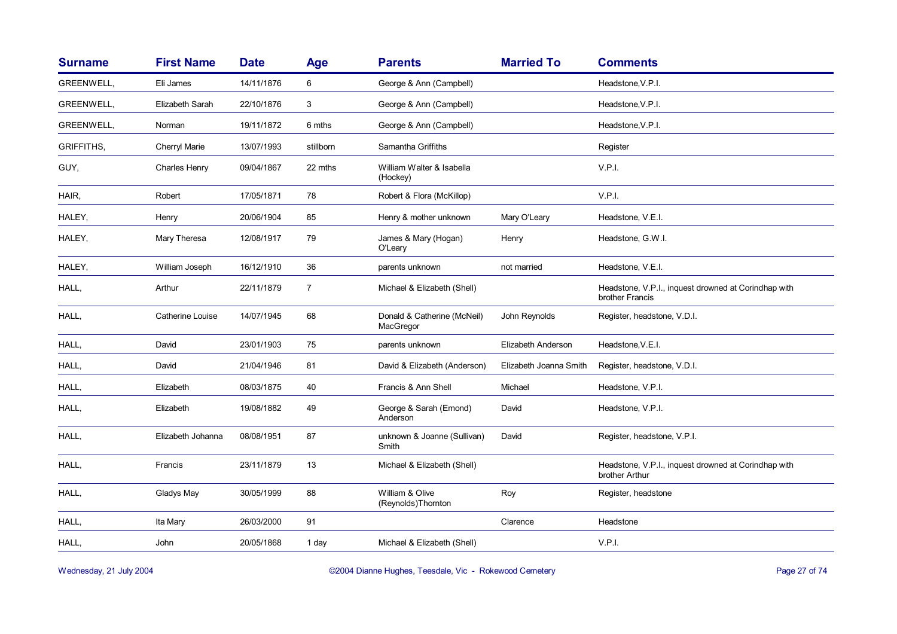| Surname | First Name | Date | Age | Parents | Married To | Comments |
|---|---|---|---|---|---|---|
| GREENWELL, | Eli James | 14/11/1876 | 6 | George & Ann (Campbell) | | Headstone,V.P.I. |
| GREENWELL, | Elizabeth Sarah | 22/10/1876 | 3 | George & Ann (Campbell) | | Headstone,V.P.I. |
| GREENWELL, | Norman | 19/11/1872 | 6 mths | George & Ann (Campbell) | | Headstone,V.P.I. |
| GRIFFITHS, | Cherryl Marie | 13/07/1993 | stillborn | Samantha Griffiths | | Register |
| GUY, | Charles Henry | 09/04/1867 | 22 mths | William Walter & Isabella (Hockey) | | V.P.I. |
| HAIR, | Robert | 17/05/1871 | 78 | Robert & Flora (McKillop) | | V.P.I. |
| HALEY, | Henry | 20/06/1904 | 85 | Henry & mother unknown | Mary O'Leary | Headstone, V.E.I. |
| HALEY, | Mary Theresa | 12/08/1917 | 79 | James & Mary (Hogan) O'Leary | Henry | Headstone, G.W.I. |
| HALEY, | William Joseph | 16/12/1910 | 36 | parents unknown | not married | Headstone, V.E.I. |
| HALL, | Arthur | 22/11/1879 | 7 | Michael & Elizabeth (Shell) | | Headstone, V.P.I., inquest drowned at Corindhap with brother Francis |
| HALL, | Catherine Louise | 14/07/1945 | 68 | Donald & Catherine (McNeil) MacGregor | John Reynolds | Register, headstone, V.D.I. |
| HALL, | David | 23/01/1903 | 75 | parents unknown | Elizabeth Anderson | Headstone,V.E.I. |
| HALL, | David | 21/04/1946 | 81 | David & Elizabeth (Anderson) | Elizabeth Joanna Smith | Register, headstone, V.D.I. |
| HALL, | Elizabeth | 08/03/1875 | 40 | Francis & Ann Shell | Michael | Headstone, V.P.I. |
| HALL, | Elizabeth | 19/08/1882 | 49 | George & Sarah (Emond) Anderson | David | Headstone, V.P.I. |
| HALL, | Elizabeth Johanna | 08/08/1951 | 87 | unknown & Joanne (Sullivan) Smith | David | Register, headstone, V.P.I. |
| HALL, | Francis | 23/11/1879 | 13 | Michael & Elizabeth (Shell) | | Headstone, V.P.I., inquest drowned at Corindhap with brother Arthur |
| HALL, | Gladys May | 30/05/1999 | 88 | William & Olive (Reynolds)Thornton | Roy | Register, headstone |
| HALL, | Ita Mary | 26/03/2000 | 91 | | Clarence | Headstone |
| HALL, | John | 20/05/1868 | 1 day | Michael & Elizabeth (Shell) | | V.P.I. |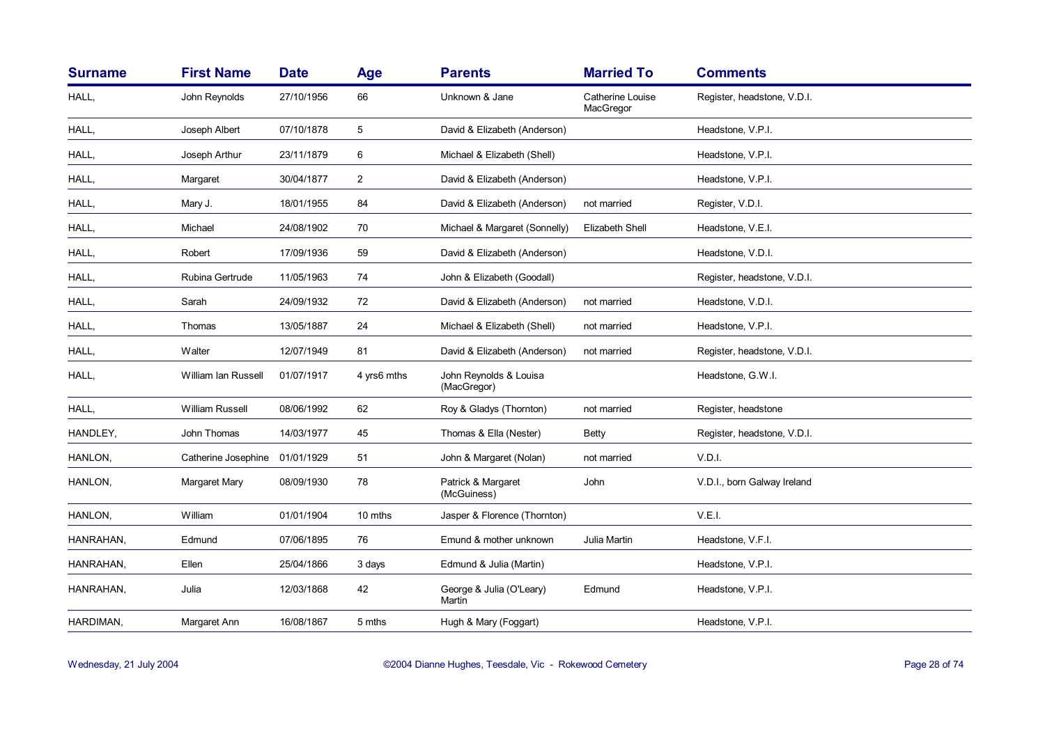| Surname | First Name | Date | Age | Parents | Married To | Comments |
|---|---|---|---|---|---|---|
| HALL, | John Reynolds | 27/10/1956 | 66 | Unknown & Jane | Catherine Louise MacGregor | Register, headstone, V.D.I. |
| HALL, | Joseph Albert | 07/10/1878 | 5 | David & Elizabeth (Anderson) | | Headstone, V.P.I. |
| HALL, | Joseph Arthur | 23/11/1879 | 6 | Michael & Elizabeth (Shell) | | Headstone, V.P.I. |
| HALL, | Margaret | 30/04/1877 | 2 | David & Elizabeth (Anderson) | | Headstone, V.P.I. |
| HALL, | Mary J. | 18/01/1955 | 84 | David & Elizabeth (Anderson) | not married | Register, V.D.I. |
| HALL, | Michael | 24/08/1902 | 70 | Michael & Margaret (Sonnelly) | Elizabeth Shell | Headstone, V.E.I. |
| HALL, | Robert | 17/09/1936 | 59 | David & Elizabeth (Anderson) | | Headstone, V.D.I. |
| HALL, | Rubina Gertrude | 11/05/1963 | 74 | John & Elizabeth (Goodall) | | Register, headstone, V.D.I. |
| HALL, | Sarah | 24/09/1932 | 72 | David & Elizabeth (Anderson) | not married | Headstone, V.D.I. |
| HALL, | Thomas | 13/05/1887 | 24 | Michael & Elizabeth (Shell) | not married | Headstone, V.P.I. |
| HALL, | Walter | 12/07/1949 | 81 | David & Elizabeth (Anderson) | not married | Register, headstone, V.D.I. |
| HALL, | William Ian Russell | 01/07/1917 | 4 yrs6 mths | John Reynolds & Louisa (MacGregor) | | Headstone, G.W.I. |
| HALL, | William Russell | 08/06/1992 | 62 | Roy & Gladys (Thornton) | not married | Register, headstone |
| HANDLEY, | John Thomas | 14/03/1977 | 45 | Thomas & Ella (Nester) | Betty | Register, headstone, V.D.I. |
| HANLON, | Catherine Josephine | 01/01/1929 | 51 | John & Margaret (Nolan) | not married | V.D.I. |
| HANLON, | Margaret Mary | 08/09/1930 | 78 | Patrick & Margaret (McGuiness) | John | V.D.I., born Galway Ireland |
| HANLON, | William | 01/01/1904 | 10 mths | Jasper & Florence (Thornton) | | V.E.I. |
| HANRAHAN, | Edmund | 07/06/1895 | 76 | Emund & mother unknown | Julia Martin | Headstone, V.F.I. |
| HANRAHAN, | Ellen | 25/04/1866 | 3 days | Edmund & Julia (Martin) | | Headstone, V.P.I. |
| HANRAHAN, | Julia | 12/03/1868 | 42 | George & Julia (O'Leary) Martin | Edmund | Headstone, V.P.I. |
| HARDIMAN, | Margaret Ann | 16/08/1867 | 5 mths | Hugh & Mary (Foggart) | | Headstone, V.P.I. |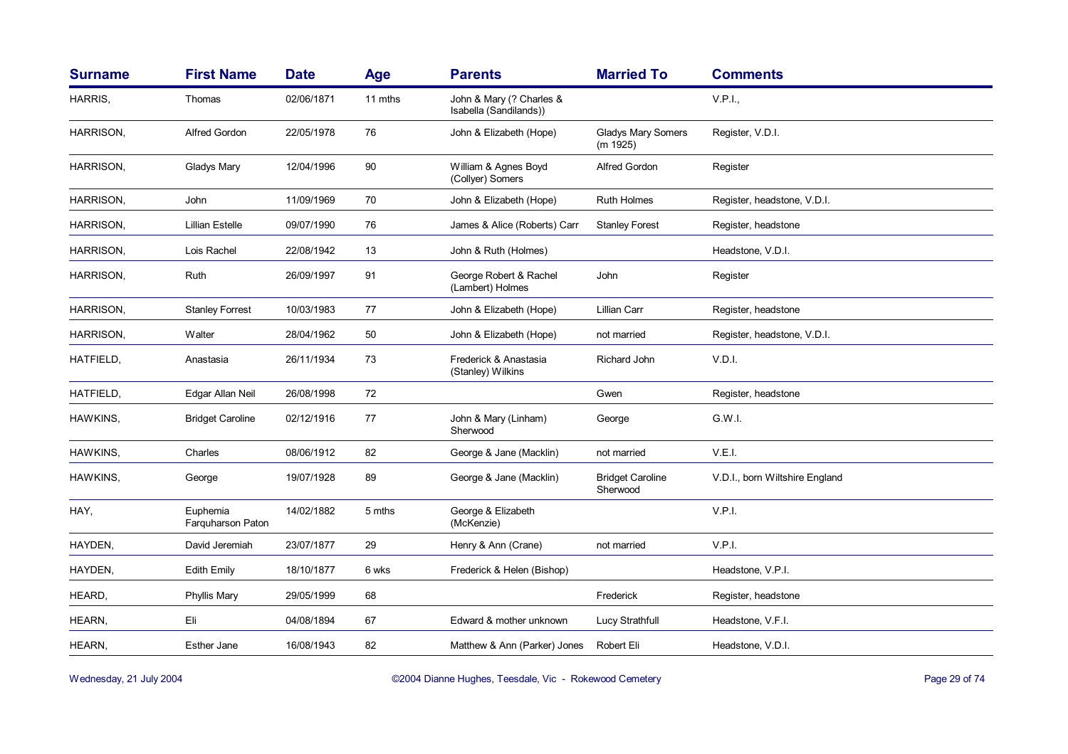| Surname | First Name | Date | Age | Parents | Married To | Comments |
|---|---|---|---|---|---|---|
| HARRIS, | Thomas | 02/06/1871 | 11 mths | John & Mary (? Charles & Isabella (Sandilands)) | | V.P.I., |
| HARRISON, | Alfred Gordon | 22/05/1978 | 76 | John & Elizabeth (Hope) | Gladys Mary Somers (m 1925) | Register, V.D.I. |
| HARRISON, | Gladys Mary | 12/04/1996 | 90 | William & Agnes Boyd (Collyer) Somers | Alfred Gordon | Register |
| HARRISON, | John | 11/09/1969 | 70 | John & Elizabeth (Hope) | Ruth Holmes | Register, headstone, V.D.I. |
| HARRISON, | Lillian Estelle | 09/07/1990 | 76 | James & Alice (Roberts) Carr | Stanley Forest | Register, headstone |
| HARRISON, | Lois Rachel | 22/08/1942 | 13 | John & Ruth (Holmes) | | Headstone, V.D.I. |
| HARRISON, | Ruth | 26/09/1997 | 91 | George Robert & Rachel (Lambert) Holmes | John | Register |
| HARRISON, | Stanley Forrest | 10/03/1983 | 77 | John & Elizabeth (Hope) | Lillian Carr | Register, headstone |
| HARRISON, | Walter | 28/04/1962 | 50 | John & Elizabeth (Hope) | not married | Register, headstone, V.D.I. |
| HATFIELD, | Anastasia | 26/11/1934 | 73 | Frederick & Anastasia (Stanley) Wilkins | Richard John | V.D.I. |
| HATFIELD, | Edgar Allan Neil | 26/08/1998 | 72 | | Gwen | Register, headstone |
| HAWKINS, | Bridget Caroline | 02/12/1916 | 77 | John & Mary (Linham) Sherwood | George | G.W.I. |
| HAWKINS, | Charles | 08/06/1912 | 82 | George & Jane (Macklin) | not married | V.E.I. |
| HAWKINS, | George | 19/07/1928 | 89 | George & Jane (Macklin) | Bridget Caroline Sherwood | V.D.I., born Wiltshire England |
| HAY, | Euphemia Farquharson Paton | 14/02/1882 | 5 mths | George & Elizabeth (McKenzie) | | V.P.I. |
| HAYDEN, | David Jeremiah | 23/07/1877 | 29 | Henry & Ann (Crane) | not married | V.P.I. |
| HAYDEN, | Edith Emily | 18/10/1877 | 6 wks | Frederick & Helen (Bishop) | | Headstone, V.P.I. |
| HEARD, | Phyllis Mary | 29/05/1999 | 68 | | Frederick | Register, headstone |
| HEARN, | Eli | 04/08/1894 | 67 | Edward & mother unknown | Lucy Strathfull | Headstone, V.F.I. |
| HEARN, | Esther Jane | 16/08/1943 | 82 | Matthew & Ann (Parker) Jones | Robert Eli | Headstone, V.D.I. |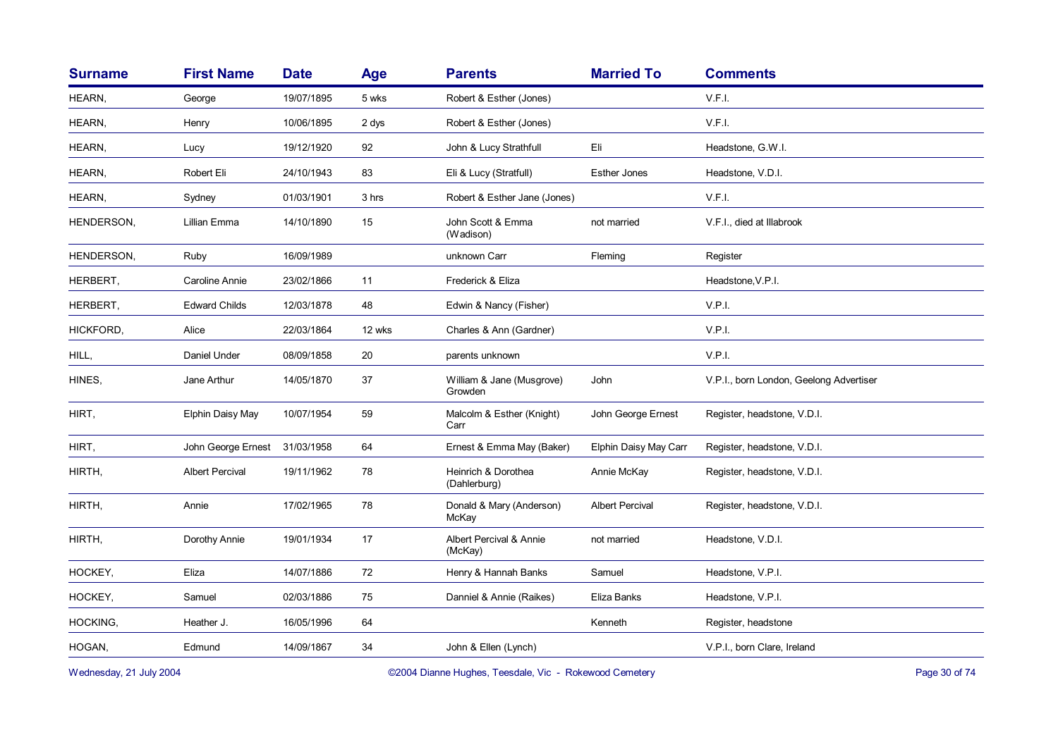| Surname | First Name | Date | Age | Parents | Married To | Comments |
|---|---|---|---|---|---|---|
| HEARN, | George | 19/07/1895 | 5 wks | Robert & Esther (Jones) | | V.F.I. |
| HEARN, | Henry | 10/06/1895 | 2 dys | Robert & Esther (Jones) | | V.F.I. |
| HEARN, | Lucy | 19/12/1920 | 92 | John & Lucy Strathfull | Eli | Headstone, G.W.I. |
| HEARN, | Robert Eli | 24/10/1943 | 83 | Eli & Lucy (Stratfull) | Esther Jones | Headstone, V.D.I. |
| HEARN, | Sydney | 01/03/1901 | 3 hrs | Robert & Esther Jane (Jones) | | V.F.I. |
| HENDERSON, | Lillian Emma | 14/10/1890 | 15 | John Scott & Emma (Wadison) | not married | V.F.I., died at Illabrook |
| HENDERSON, | Ruby | 16/09/1989 | | unknown Carr | Fleming | Register |
| HERBERT, | Caroline Annie | 23/02/1866 | 11 | Frederick & Eliza | | Headstone,V.P.I. |
| HERBERT, | Edward Childs | 12/03/1878 | 48 | Edwin & Nancy (Fisher) | | V.P.I. |
| HICKFORD, | Alice | 22/03/1864 | 12 wks | Charles & Ann (Gardner) | | V.P.I. |
| HILL, | Daniel Under | 08/09/1858 | 20 | parents unknown | | V.P.I. |
| HINES, | Jane Arthur | 14/05/1870 | 37 | William & Jane (Musgrove) Growden | John | V.P.I., born London, Geelong Advertiser |
| HIRT, | Elphin Daisy May | 10/07/1954 | 59 | Malcolm & Esther (Knight) Carr | John George Ernest | Register, headstone, V.D.I. |
| HIRT, | John George Ernest | 31/03/1958 | 64 | Ernest & Emma May (Baker) | Elphin Daisy May Carr | Register, headstone, V.D.I. |
| HIRTH, | Albert Percival | 19/11/1962 | 78 | Heinrich & Dorothea (Dahlerburg) | Annie McKay | Register, headstone, V.D.I. |
| HIRTH, | Annie | 17/02/1965 | 78 | Donald & Mary (Anderson) McKay | Albert Percival | Register, headstone, V.D.I. |
| HIRTH, | Dorothy Annie | 19/01/1934 | 17 | Albert Percival & Annie (McKay) | not married | Headstone, V.D.I. |
| HOCKEY, | Eliza | 14/07/1886 | 72 | Henry & Hannah Banks | Samuel | Headstone, V.P.I. |
| HOCKEY, | Samuel | 02/03/1886 | 75 | Danniel & Annie (Raikes) | Eliza Banks | Headstone, V.P.I. |
| HOCKING, | Heather J. | 16/05/1996 | 64 | | Kenneth | Register, headstone |
| HOGAN, | Edmund | 14/09/1867 | 34 | John & Ellen (Lynch) | | V.P.I., born Clare, Ireland |

Wednesday, 21 July 2004 ©2004 Dianne Hughes, Teesdale, Vic - Rokewood Cemetery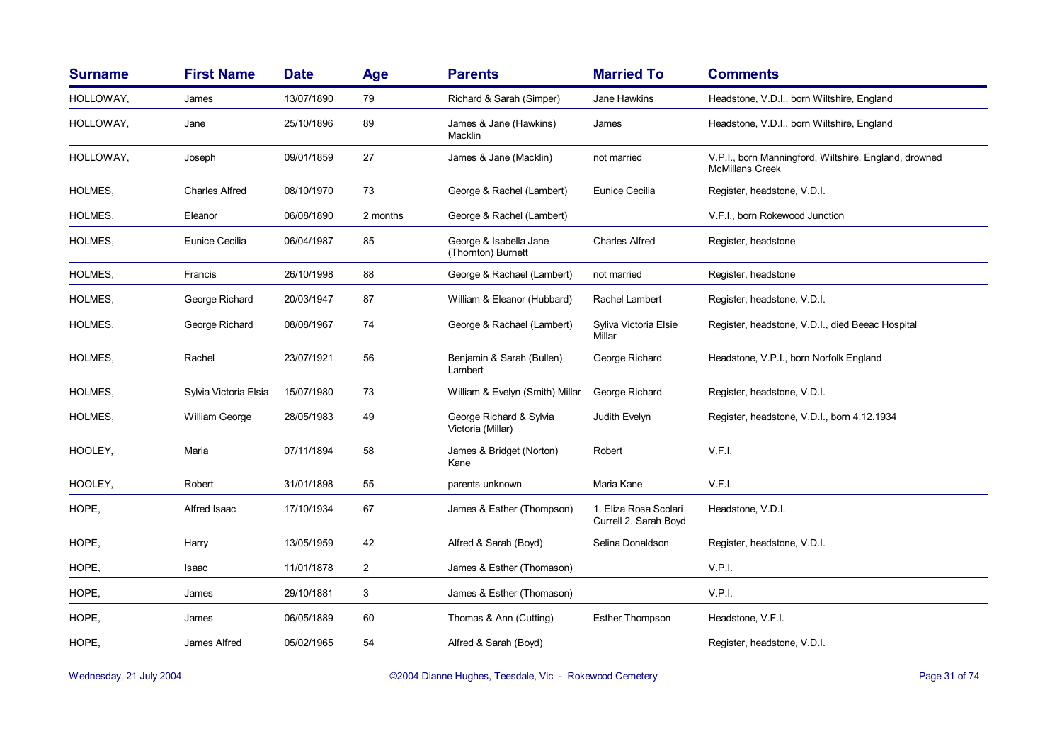| Surname | First Name | Date | Age | Parents | Married To | Comments |
|---|---|---|---|---|---|---|
| HOLLOWAY, | James | 13/07/1890 | 79 | Richard & Sarah (Simper) | Jane Hawkins | Headstone, V.D.I., born Wiltshire, England |
| HOLLOWAY, | Jane | 25/10/1896 | 89 | James & Jane (Hawkins) Macklin | James | Headstone, V.D.I., born Wiltshire, England |
| HOLLOWAY, | Joseph | 09/01/1859 | 27 | James & Jane (Macklin) | not married | V.P.I., born Manningford, Wiltshire, England, drowned McMillans Creek |
| HOLMES, | Charles Alfred | 08/10/1970 | 73 | George & Rachel (Lambert) | Eunice Cecilia | Register, headstone, V.D.I. |
| HOLMES, | Eleanor | 06/08/1890 | 2 months | George & Rachel (Lambert) | | V.F.I., born Rokewood Junction |
| HOLMES, | Eunice Cecilia | 06/04/1987 | 85 | George & Isabella Jane (Thornton) Burnett | Charles Alfred | Register, headstone |
| HOLMES, | Francis | 26/10/1998 | 88 | George & Rachael (Lambert) | not married | Register, headstone |
| HOLMES, | George Richard | 20/03/1947 | 87 | William & Eleanor (Hubbard) | Rachel Lambert | Register, headstone, V.D.I. |
| HOLMES, | George Richard | 08/08/1967 | 74 | George & Rachael (Lambert) | Syliva Victoria Elsie Millar | Register, headstone, V.D.I., died Beeac Hospital |
| HOLMES, | Rachel | 23/07/1921 | 56 | Benjamin & Sarah (Bullen) Lambert | George Richard | Headstone, V.P.I., born Norfolk England |
| HOLMES, | Sylvia Victoria Elsia | 15/07/1980 | 73 | William & Evelyn (Smith) Millar | George Richard | Register, headstone, V.D.I. |
| HOLMES, | William George | 28/05/1983 | 49 | George Richard & Sylvia Victoria (Millar) | Judith Evelyn | Register, headstone, V.D.I., born 4.12.1934 |
| HOOLEY, | Maria | 07/11/1894 | 58 | James & Bridget (Norton) Kane | Robert | V.F.I. |
| HOOLEY, | Robert | 31/01/1898 | 55 | parents unknown | Maria Kane | V.F.I. |
| HOPE, | Alfred Isaac | 17/10/1934 | 67 | James & Esther (Thompson) | 1. Eliza Rosa Scolari Currell 2. Sarah Boyd | Headstone, V.D.I. |
| HOPE, | Harry | 13/05/1959 | 42 | Alfred & Sarah (Boyd) | Selina Donaldson | Register, headstone, V.D.I. |
| HOPE, | Isaac | 11/01/1878 | 2 | James & Esther (Thomason) | | V.P.I. |
| HOPE, | James | 29/10/1881 | 3 | James & Esther (Thomason) | | V.P.I. |
| HOPE, | James | 06/05/1889 | 60 | Thomas & Ann (Cutting) | Esther Thompson | Headstone, V.F.I. |
| HOPE, | James Alfred | 05/02/1965 | 54 | Alfred & Sarah (Boyd) | | Register, headstone, V.D.I. |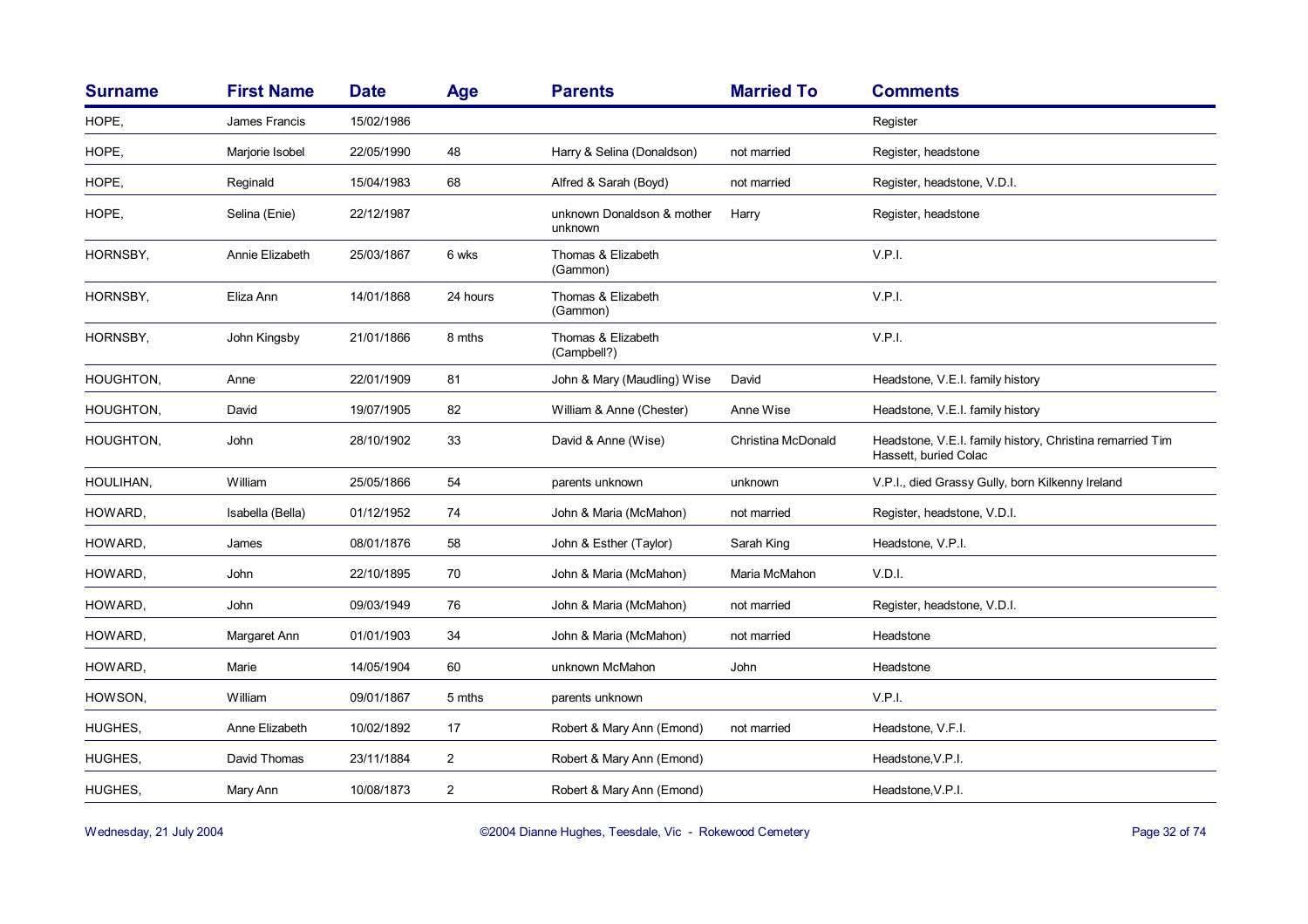| Surname | First Name | Date | Age | Parents | Married To | Comments |
|---|---|---|---|---|---|---|
| HOPE, | James Francis | 15/02/1986 | | | | Register |
| HOPE, | Marjorie Isobel | 22/05/1990 | 48 | Harry & Selina (Donaldson) | not married | Register, headstone |
| HOPE, | Reginald | 15/04/1983 | 68 | Alfred & Sarah (Boyd) | not married | Register, headstone, V.D.I. |
| HOPE, | Selina (Enie) | 22/12/1987 | | unknown Donaldson & mother unknown | Harry | Register, headstone |
| HORNSBY, | Annie Elizabeth | 25/03/1867 | 6 wks | Thomas & Elizabeth (Gammon) | | V.P.I. |
| HORNSBY, | Eliza Ann | 14/01/1868 | 24 hours | Thomas & Elizabeth (Gammon) | | V.P.I. |
| HORNSBY, | John Kingsby | 21/01/1866 | 8 mths | Thomas & Elizabeth (Campbell?) | | V.P.I. |
| HOUGHTON, | Anne | 22/01/1909 | 81 | John & Mary (Maudling) Wise | David | Headstone, V.E.I. family history |
| HOUGHTON, | David | 19/07/1905 | 82 | William & Anne (Chester) | Anne Wise | Headstone, V.E.I. family history |
| HOUGHTON, | John | 28/10/1902 | 33 | David & Anne (Wise) | Christina McDonald | Headstone, V.E.I. family history, Christina remarried Tim Hassett, buried Colac |
| HOULIHAN, | William | 25/05/1866 | 54 | parents unknown | unknown | V.P.I., died Grassy Gully, born Kilkenny Ireland |
| HOWARD, | Isabella (Bella) | 01/12/1952 | 74 | John & Maria (McMahon) | not married | Register, headstone, V.D.I. |
| HOWARD, | James | 08/01/1876 | 58 | John & Esther (Taylor) | Sarah King | Headstone, V.P.I. |
| HOWARD, | John | 22/10/1895 | 70 | John & Maria (McMahon) | Maria McMahon | V.D.I. |
| HOWARD, | John | 09/03/1949 | 76 | John & Maria (McMahon) | not married | Register, headstone, V.D.I. |
| HOWARD, | Margaret Ann | 01/01/1903 | 34 | John & Maria (McMahon) | not married | Headstone |
| HOWARD, | Marie | 14/05/1904 | 60 | unknown McMahon | John | Headstone |
| HOWSON, | William | 09/01/1867 | 5 mths | parents unknown | | V.P.I. |
| HUGHES, | Anne Elizabeth | 10/02/1892 | 17 | Robert & Mary Ann (Emond) | not married | Headstone, V.F.I. |
| HUGHES, | David Thomas | 23/11/1884 | 2 | Robert & Mary Ann (Emond) | | Headstone,V.P.I. |
| HUGHES, | Mary Ann | 10/08/1873 | 2 | Robert & Mary Ann (Emond) | | Headstone,V.P.I. |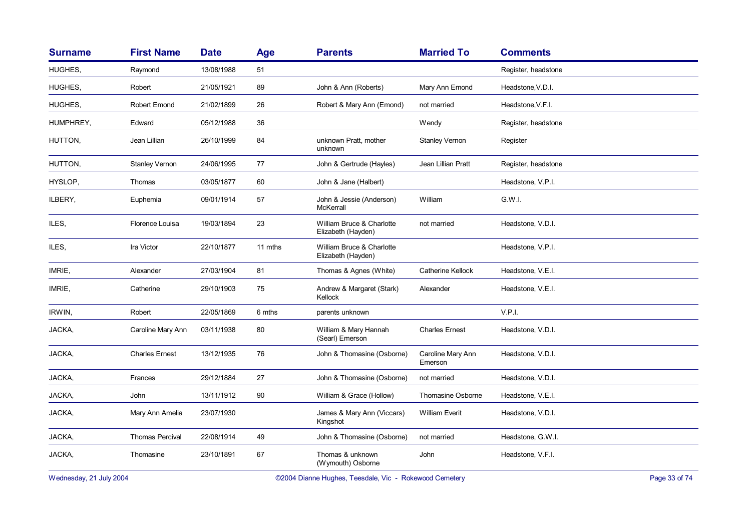| Surname | First Name | Date | Age | Parents | Married To | Comments |
|---|---|---|---|---|---|---|
| HUGHES, | Raymond | 13/08/1988 | 51 | | | Register, headstone |
| HUGHES, | Robert | 21/05/1921 | 89 | John & Ann (Roberts) | Mary Ann Emond | Headstone,V.D.I. |
| HUGHES, | Robert Emond | 21/02/1899 | 26 | Robert & Mary Ann (Emond) | not married | Headstone,V.F.I. |
| HUMPHREY, | Edward | 05/12/1988 | 36 | | Wendy | Register, headstone |
| HUTTON, | Jean Lillian | 26/10/1999 | 84 | unknown Pratt, mother unknown | Stanley Vernon | Register |
| HUTTON, | Stanley Vernon | 24/06/1995 | 77 | John & Gertrude (Hayles) | Jean Lillian Pratt | Register, headstone |
| HYSLOP, | Thomas | 03/05/1877 | 60 | John & Jane (Halbert) | | Headstone, V.P.I. |
| ILBERY, | Euphemia | 09/01/1914 | 57 | John & Jessie (Anderson) McKerrall | William | G.W.I. |
| ILES, | Florence Louisa | 19/03/1894 | 23 | William Bruce & Charlotte Elizabeth (Hayden) | not married | Headstone, V.D.I. |
| ILES, | Ira Victor | 22/10/1877 | 11 mths | William Bruce & Charlotte Elizabeth (Hayden) | | Headstone, V.P.I. |
| IMRIE, | Alexander | 27/03/1904 | 81 | Thomas & Agnes (White) | Catherine Kellock | Headstone, V.E.I. |
| IMRIE, | Catherine | 29/10/1903 | 75 | Andrew & Margaret (Stark) Kellock | Alexander | Headstone, V.E.I. |
| IRWIN, | Robert | 22/05/1869 | 6 mths | parents unknown | | V.P.I. |
| JACKA, | Caroline Mary Ann | 03/11/1938 | 80 | William & Mary Hannah (Searl) Emerson | Charles Ernest | Headstone, V.D.I. |
| JACKA, | Charles Ernest | 13/12/1935 | 76 | John & Thomasine (Osborne) | Caroline Mary Ann Emerson | Headstone, V.D.I. |
| JACKA, | Frances | 29/12/1884 | 27 | John & Thomasine (Osborne) | not married | Headstone, V.D.I. |
| JACKA, | John | 13/11/1912 | 90 | William & Grace (Hollow) | Thomasine Osborne | Headstone, V.E.I. |
| JACKA, | Mary Ann Amelia | 23/07/1930 | | James & Mary Ann (Viccars) Kingshot | William Everit | Headstone, V.D.I. |
| JACKA, | Thomas Percival | 22/08/1914 | 49 | John & Thomasine (Osborne) | not married | Headstone, G.W.I. |
| JACKA, | Thomasine | 23/10/1891 | 67 | Thomas & unknown (Wymouth) Osborne | John | Headstone, V.F.I. |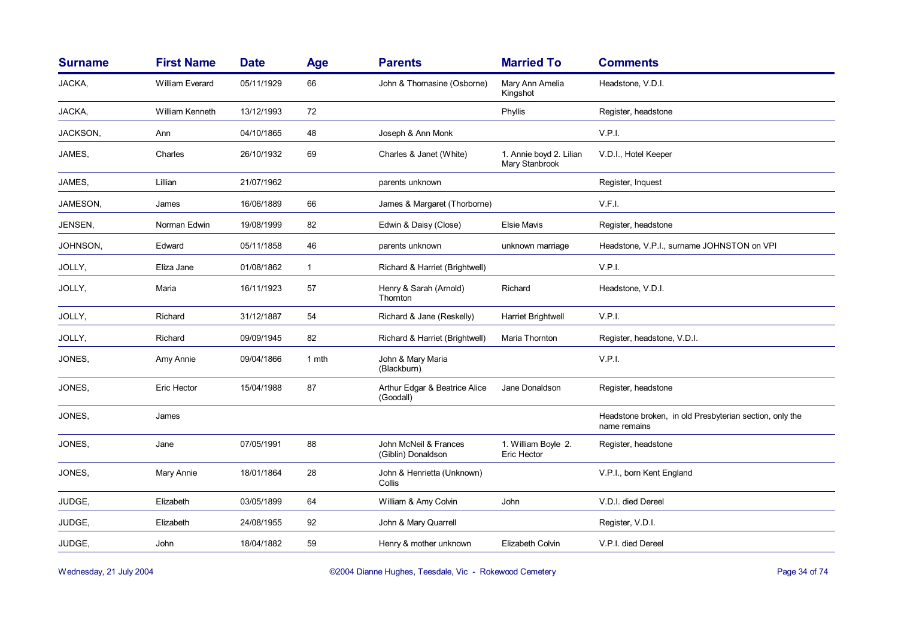| Surname | First Name | Date | Age | Parents | Married To | Comments |
|---|---|---|---|---|---|---|
| JACKA, | William Everard | 05/11/1929 | 66 | John & Thomasine (Osborne) | Mary Ann Amelia Kingshot | Headstone, V.D.I. |
| JACKA, | William Kenneth | 13/12/1993 | 72 | | Phyllis | Register, headstone |
| JACKSON, | Ann | 04/10/1865 | 48 | Joseph & Ann Monk | | V.P.I. |
| JAMES, | Charles | 26/10/1932 | 69 | Charles & Janet (White) | 1. Annie boyd 2. Lilian Mary Stanbrook | V.D.I., Hotel Keeper |
| JAMES, | Lillian | 21/07/1962 | | parents unknown | | Register, Inquest |
| JAMESON, | James | 16/06/1889 | 66 | James & Margaret (Thorborne) | | V.F.I. |
| JENSEN, | Norman Edwin | 19/08/1999 | 82 | Edwin & Daisy (Close) | Elsie Mavis | Register, headstone |
| JOHNSON, | Edward | 05/11/1858 | 46 | parents unknown | unknown marriage | Headstone, V.P.I., surname JOHNSTON on VPI |
| JOLLY, | Eliza Jane | 01/08/1862 | 1 | Richard & Harriet (Brightwell) | | V.P.I. |
| JOLLY, | Maria | 16/11/1923 | 57 | Henry & Sarah (Arnold) Thornton | Richard | Headstone, V.D.I. |
| JOLLY, | Richard | 31/12/1887 | 54 | Richard & Jane (Reskelly) | Harriet Brightwell | V.P.I. |
| JOLLY, | Richard | 09/09/1945 | 82 | Richard & Harriet (Brightwell) | Maria Thornton | Register, headstone, V.D.I. |
| JONES, | Amy Annie | 09/04/1866 | 1 mth | John & Mary Maria (Blackburn) | | V.P.I. |
| JONES, | Eric Hector | 15/04/1988 | 87 | Arthur Edgar & Beatrice Alice (Goodall) | Jane Donaldson | Register, headstone |
| JONES, | James | | | | | Headstone broken, in old Presbyterian section, only the name remains |
| JONES, | Jane | 07/05/1991 | 88 | John McNeil & Frances (Giblin) Donaldson | 1. William Boyle 2. Eric Hector | Register, headstone |
| JONES, | Mary Annie | 18/01/1864 | 28 | John & Henrietta (Unknown) Collis | | V.P.I., born Kent England |
| JUDGE, | Elizabeth | 03/05/1899 | 64 | William & Amy Colvin | John | V.D.I. died Dereel |
| JUDGE, | Elizabeth | 24/08/1955 | 92 | John & Mary Quarrell | | Register, V.D.I. |
| JUDGE, | John | 18/04/1882 | 59 | Henry & mother unknown | Elizabeth Colvin | V.P.I. died Dereel |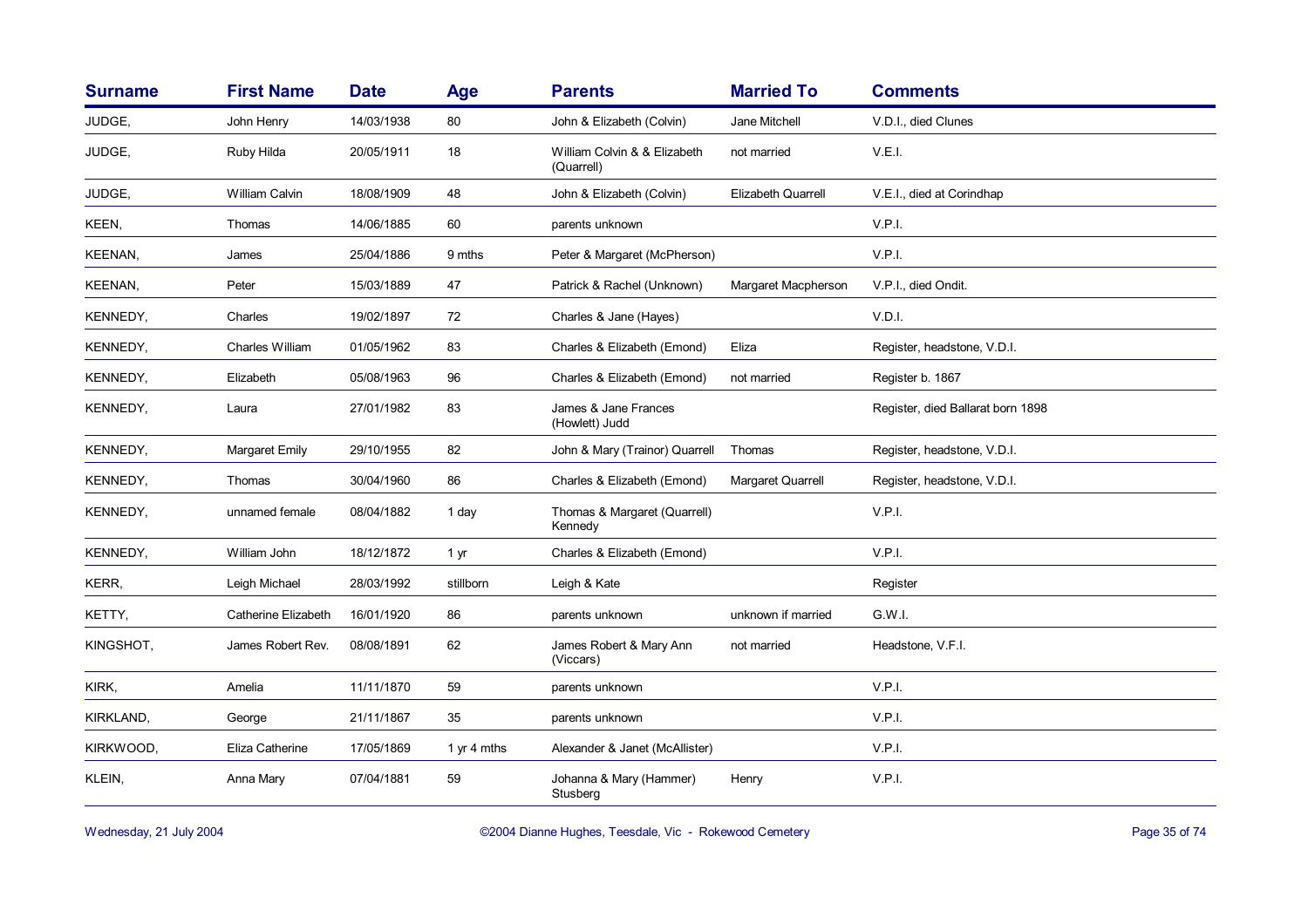| Surname | First Name | Date | Age | Parents | Married To | Comments |
|---|---|---|---|---|---|---|
| JUDGE, | John Henry | 14/03/1938 | 80 | John & Elizabeth (Colvin) | Jane Mitchell | V.D.I., died Clunes |
| JUDGE, | Ruby Hilda | 20/05/1911 | 18 | William Colvin & & Elizabeth (Quarrell) | not married | V.E.I. |
| JUDGE, | William Calvin | 18/08/1909 | 48 | John & Elizabeth (Colvin) | Elizabeth Quarrell | V.E.I., died at Corindhap |
| KEEN, | Thomas | 14/06/1885 | 60 | parents unknown | | V.P.I. |
| KEENAN, | James | 25/04/1886 | 9 mths | Peter & Margaret (McPherson) | | V.P.I. |
| KEENAN, | Peter | 15/03/1889 | 47 | Patrick & Rachel (Unknown) | Margaret Macpherson | V.P.I., died Ondit. |
| KENNEDY, | Charles | 19/02/1897 | 72 | Charles & Jane (Hayes) | | V.D.I. |
| KENNEDY, | Charles William | 01/05/1962 | 83 | Charles & Elizabeth (Emond) | Eliza | Register, headstone, V.D.I. |
| KENNEDY, | Elizabeth | 05/08/1963 | 96 | Charles & Elizabeth (Emond) | not married | Register b. 1867 |
| KENNEDY, | Laura | 27/01/1982 | 83 | James & Jane Frances (Howlett) Judd | | Register, died Ballarat born 1898 |
| KENNEDY, | Margaret Emily | 29/10/1955 | 82 | John & Mary (Trainor) Quarrell | Thomas | Register, headstone, V.D.I. |
| KENNEDY, | Thomas | 30/04/1960 | 86 | Charles & Elizabeth (Emond) | Margaret Quarrell | Register, headstone, V.D.I. |
| KENNEDY, | unnamed female | 08/04/1882 | 1 day | Thomas & Margaret (Quarrell) Kennedy | | V.P.I. |
| KENNEDY, | William John | 18/12/1872 | 1 yr | Charles & Elizabeth (Emond) | | V.P.I. |
| KERR, | Leigh Michael | 28/03/1992 | stillborn | Leigh & Kate | | Register |
| KETTY, | Catherine Elizabeth | 16/01/1920 | 86 | parents unknown | unknown if married | G.W.I. |
| KINGSHOT, | James Robert Rev. | 08/08/1891 | 62 | James Robert & Mary Ann (Viccars) | not married | Headstone, V.F.I. |
| KIRK, | Amelia | 11/11/1870 | 59 | parents unknown | | V.P.I. |
| KIRKLAND, | George | 21/11/1867 | 35 | parents unknown | | V.P.I. |
| KIRKWOOD, | Eliza Catherine | 17/05/1869 | 1 yr 4 mths | Alexander & Janet (McAllister) | | V.P.I. |
| KLEIN, | Anna Mary | 07/04/1881 | 59 | Johanna & Mary (Hammer) Stusberg | Henry | V.P.I. |

Wednesday, 21 July 2004 — ©2004 Dianne Hughes, Teesdale, Vic - Rokewood Cemetery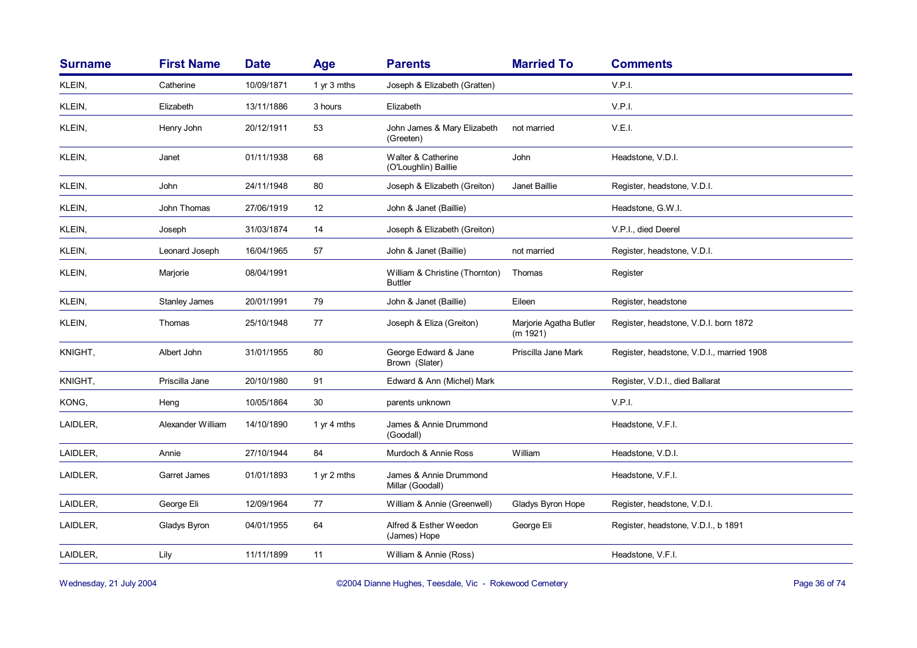| Surname | First Name | Date | Age | Parents | Married To | Comments |
|---|---|---|---|---|---|---|
| KLEIN, | Catherine | 10/09/1871 | 1 yr 3 mths | Joseph & Elizabeth (Gratten) | | V.P.I. |
| KLEIN, | Elizabeth | 13/11/1886 | 3 hours | Elizabeth | | V.P.I. |
| KLEIN, | Henry John | 20/12/1911 | 53 | John James & Mary Elizabeth (Greeten) | not married | V.E.I. |
| KLEIN, | Janet | 01/11/1938 | 68 | Walter & Catherine (O'Loughlin) Baillie | John | Headstone, V.D.I. |
| KLEIN, | John | 24/11/1948 | 80 | Joseph & Elizabeth (Greiton) | Janet Baillie | Register, headstone, V.D.I. |
| KLEIN, | John Thomas | 27/06/1919 | 12 | John & Janet (Baillie) | | Headstone, G.W.I. |
| KLEIN, | Joseph | 31/03/1874 | 14 | Joseph & Elizabeth (Greiton) | | V.P.I., died Deerel |
| KLEIN, | Leonard Joseph | 16/04/1965 | 57 | John & Janet (Baillie) | not married | Register, headstone, V.D.I. |
| KLEIN, | Marjorie | 08/04/1991 | | William & Christine (Thornton) Buttler | Thomas | Register |
| KLEIN, | Stanley James | 20/01/1991 | 79 | John & Janet (Baillie) | Eileen | Register, headstone |
| KLEIN, | Thomas | 25/10/1948 | 77 | Joseph & Eliza (Greiton) | Marjorie Agatha Butler (m 1921) | Register, headstone, V.D.I. born 1872 |
| KNIGHT, | Albert John | 31/01/1955 | 80 | George Edward & Jane Brown (Slater) | Priscilla Jane Mark | Register, headstone, V.D.I., married 1908 |
| KNIGHT, | Priscilla Jane | 20/10/1980 | 91 | Edward & Ann (Michel) Mark | | Register, V.D.I., died Ballarat |
| KONG, | Heng | 10/05/1864 | 30 | parents unknown | | V.P.I. |
| LAIDLER, | Alexander William | 14/10/1890 | 1 yr 4 mths | James & Annie Drummond (Goodall) | | Headstone, V.F.I. |
| LAIDLER, | Annie | 27/10/1944 | 84 | Murdoch & Annie Ross | William | Headstone, V.D.I. |
| LAIDLER, | Garret James | 01/01/1893 | 1 yr 2 mths | James & Annie Drummond Millar (Goodall) | | Headstone, V.F.I. |
| LAIDLER, | George Eli | 12/09/1964 | 77 | William & Annie (Greenwell) | Gladys Byron Hope | Register, headstone, V.D.I. |
| LAIDLER, | Gladys Byron | 04/01/1955 | 64 | Alfred & Esther Weedon (James) Hope | George Eli | Register, headstone, V.D.I., b 1891 |
| LAIDLER, | Lily | 11/11/1899 | 11 | William & Annie (Ross) | | Headstone, V.F.I. |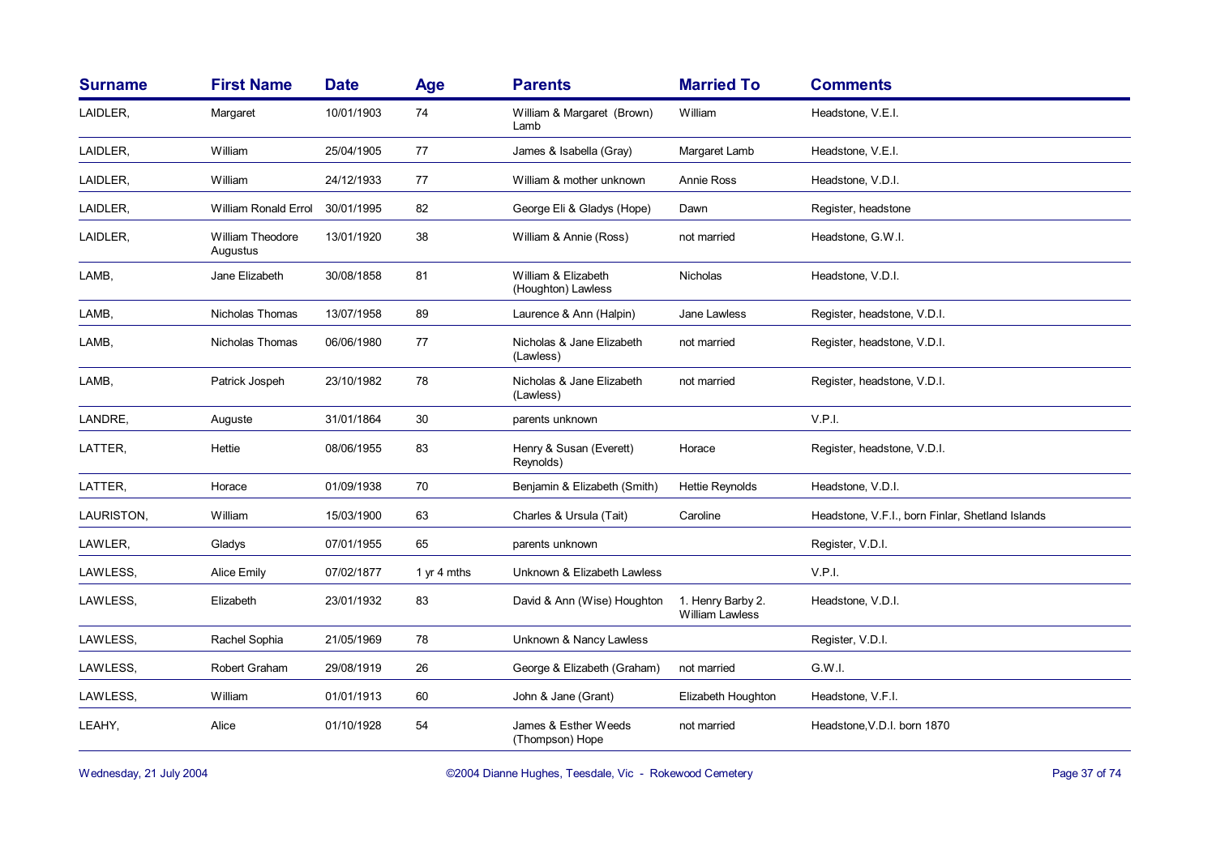| Surname | First Name | Date | Age | Parents | Married To | Comments |
|---|---|---|---|---|---|---|
| LAIDLER, | Margaret | 10/01/1903 | 74 | William & Margaret (Brown) Lamb | William | Headstone, V.E.I. |
| LAIDLER, | William | 25/04/1905 | 77 | James & Isabella (Gray) | Margaret Lamb | Headstone, V.E.I. |
| LAIDLER, | William | 24/12/1933 | 77 | William & mother unknown | Annie Ross | Headstone, V.D.I. |
| LAIDLER, | William Ronald Errol | 30/01/1995 | 82 | George Eli & Gladys (Hope) | Dawn | Register, headstone |
| LAIDLER, | William Theodore Augustus | 13/01/1920 | 38 | William & Annie (Ross) | not married | Headstone, G.W.I. |
| LAMB, | Jane Elizabeth | 30/08/1858 | 81 | William & Elizabeth (Houghton) Lawless | Nicholas | Headstone, V.D.I. |
| LAMB, | Nicholas Thomas | 13/07/1958 | 89 | Laurence & Ann (Halpin) | Jane Lawless | Register, headstone, V.D.I. |
| LAMB, | Nicholas Thomas | 06/06/1980 | 77 | Nicholas & Jane Elizabeth (Lawless) | not married | Register, headstone, V.D.I. |
| LAMB, | Patrick Jospeh | 23/10/1982 | 78 | Nicholas & Jane Elizabeth (Lawless) | not married | Register, headstone, V.D.I. |
| LANDRE, | Auguste | 31/01/1864 | 30 | parents unknown | | V.P.I. |
| LATTER, | Hettie | 08/06/1955 | 83 | Henry & Susan (Everett) Reynolds) | Horace | Register, headstone, V.D.I. |
| LATTER, | Horace | 01/09/1938 | 70 | Benjamin & Elizabeth (Smith) | Hettie Reynolds | Headstone, V.D.I. |
| LAURISTON, | William | 15/03/1900 | 63 | Charles & Ursula (Tait) | Caroline | Headstone, V.F.I., born Finlar, Shetland Islands |
| LAWLER, | Gladys | 07/01/1955 | 65 | parents unknown | | Register, V.D.I. |
| LAWLESS, | Alice Emily | 07/02/1877 | 1 yr 4 mths | Unknown & Elizabeth Lawless | | V.P.I. |
| LAWLESS, | Elizabeth | 23/01/1932 | 83 | David & Ann (Wise) Houghton | 1. Henry Barby 2. William Lawless | Headstone, V.D.I. |
| LAWLESS, | Rachel Sophia | 21/05/1969 | 78 | Unknown & Nancy Lawless | | Register, V.D.I. |
| LAWLESS, | Robert Graham | 29/08/1919 | 26 | George & Elizabeth (Graham) | not married | G.W.I. |
| LAWLESS, | William | 01/01/1913 | 60 | John & Jane (Grant) | Elizabeth Houghton | Headstone, V.F.I. |
| LEAHY, | Alice | 01/10/1928 | 54 | James & Esther Weeds (Thompson) Hope | not married | Headstone,V.D.I. born 1870 |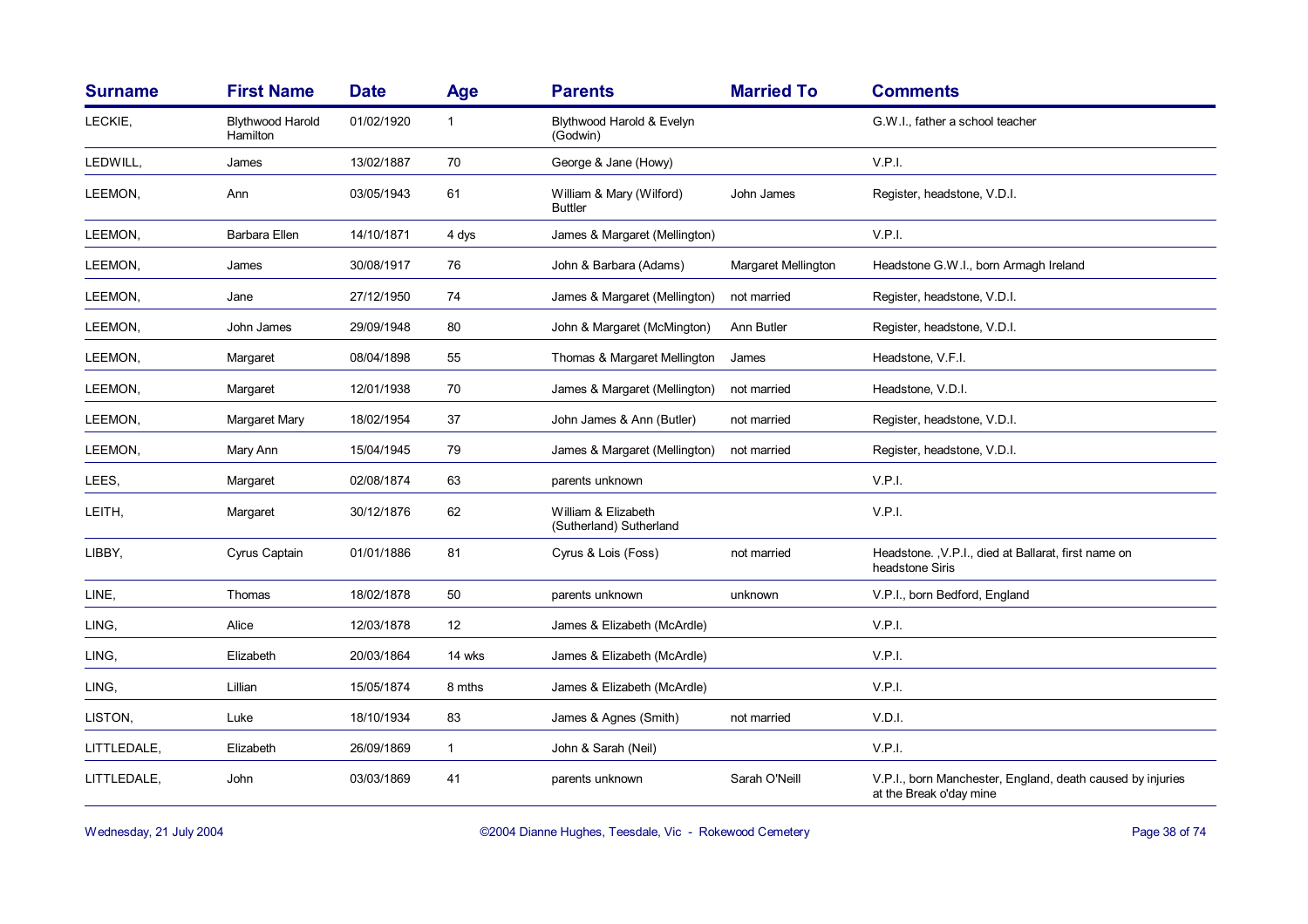| Surname | First Name | Date | Age | Parents | Married To | Comments |
|---|---|---|---|---|---|---|
| LECKIE, | Blythwood Harold Hamilton | 01/02/1920 | 1 | Blythwood Harold & Evelyn (Godwin) | | G.W.I., father a school teacher |
| LEDWILL, | James | 13/02/1887 | 70 | George & Jane (Howy) | | V.P.I. |
| LEEMON, | Ann | 03/05/1943 | 61 | William & Mary (Wilford) Buttler | John James | Register, headstone, V.D.I. |
| LEEMON, | Barbara Ellen | 14/10/1871 | 4 dys | James & Margaret (Mellington) | | V.P.I. |
| LEEMON, | James | 30/08/1917 | 76 | John & Barbara (Adams) | Margaret Mellington | Headstone G.W.I., born Armagh Ireland |
| LEEMON, | Jane | 27/12/1950 | 74 | James & Margaret (Mellington) | not married | Register, headstone, V.D.I. |
| LEEMON, | John James | 29/09/1948 | 80 | John & Margaret (McMington) | Ann Butler | Register, headstone, V.D.I. |
| LEEMON, | Margaret | 08/04/1898 | 55 | Thomas & Margaret Mellington | James | Headstone, V.F.I. |
| LEEMON, | Margaret | 12/01/1938 | 70 | James & Margaret (Mellington) | not married | Headstone, V.D.I. |
| LEEMON, | Margaret Mary | 18/02/1954 | 37 | John James & Ann (Butler) | not married | Register, headstone, V.D.I. |
| LEEMON, | Mary Ann | 15/04/1945 | 79 | James & Margaret (Mellington) | not married | Register, headstone, V.D.I. |
| LEES, | Margaret | 02/08/1874 | 63 | parents unknown | | V.P.I. |
| LEITH, | Margaret | 30/12/1876 | 62 | William & Elizabeth (Sutherland) Sutherland | | V.P.I. |
| LIBBY, | Cyrus Captain | 01/01/1886 | 81 | Cyrus & Lois (Foss) | not married | Headstone. ,V.P.I., died at Ballarat, first name on headstone Siris |
| LINE, | Thomas | 18/02/1878 | 50 | parents unknown | unknown | V.P.I., born Bedford, England |
| LING, | Alice | 12/03/1878 | 12 | James & Elizabeth (McArdle) | | V.P.I. |
| LING, | Elizabeth | 20/03/1864 | 14 wks | James & Elizabeth (McArdle) | | V.P.I. |
| LING, | Lillian | 15/05/1874 | 8 mths | James & Elizabeth (McArdle) | | V.P.I. |
| LISTON, | Luke | 18/10/1934 | 83 | James & Agnes (Smith) | not married | V.D.I. |
| LITTLEDALE, | Elizabeth | 26/09/1869 | 1 | John & Sarah (Neil) | | V.P.I. |
| LITTLEDALE, | John | 03/03/1869 | 41 | parents unknown | Sarah O'Neill | V.P.I., born Manchester, England, death caused by injuries at the Break o'day mine |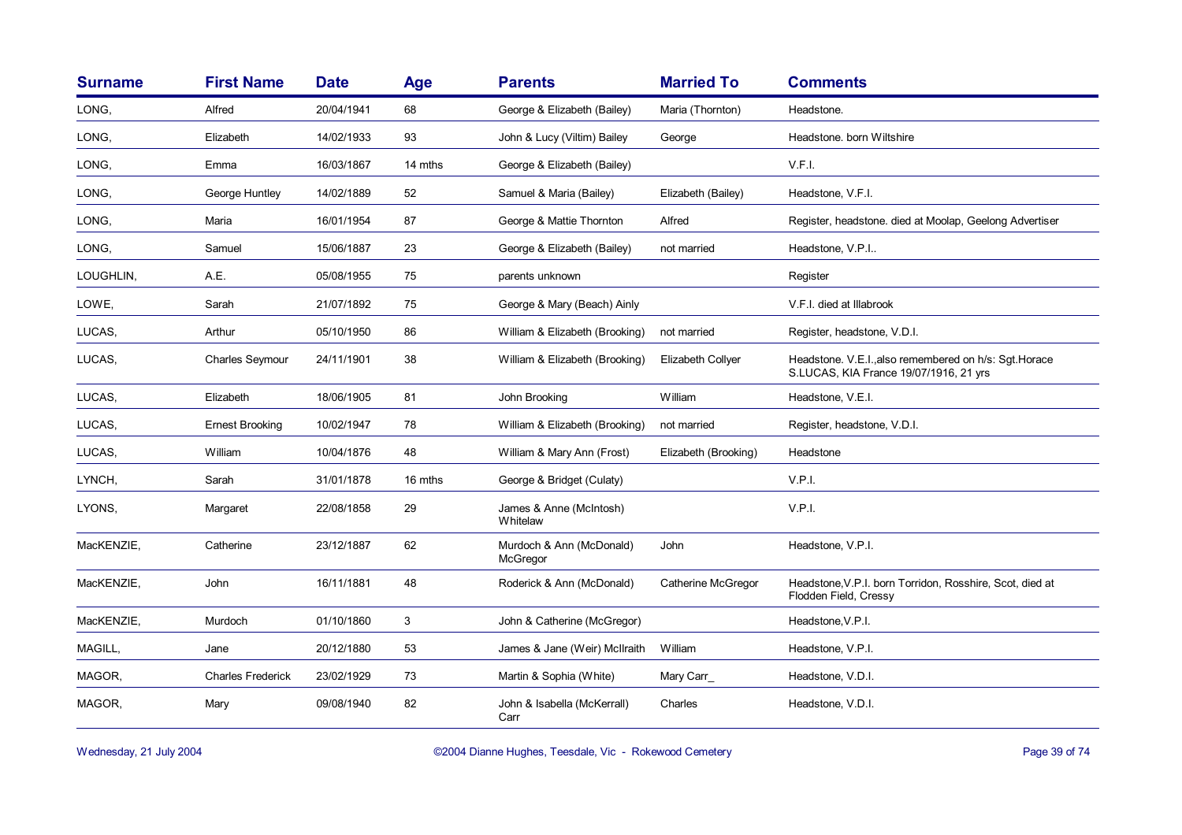| Surname | First Name | Date | Age | Parents | Married To | Comments |
|---|---|---|---|---|---|---|
| LONG, | Alfred | 20/04/1941 | 68 | George & Elizabeth (Bailey) | Maria (Thornton) | Headstone. |
| LONG, | Elizabeth | 14/02/1933 | 93 | John & Lucy (Viltim) Bailey | George | Headstone. born Wiltshire |
| LONG, | Emma | 16/03/1867 | 14 mths | George & Elizabeth (Bailey) | | V.F.I. |
| LONG, | George Huntley | 14/02/1889 | 52 | Samuel & Maria (Bailey) | Elizabeth (Bailey) | Headstone, V.F.I. |
| LONG, | Maria | 16/01/1954 | 87 | George & Mattie Thornton | Alfred | Register, headstone. died at Moolap, Geelong Advertiser |
| LONG, | Samuel | 15/06/1887 | 23 | George & Elizabeth (Bailey) | not married | Headstone, V.P.I.. |
| LOUGHLIN, | A.E. | 05/08/1955 | 75 | parents unknown | | Register |
| LOWE, | Sarah | 21/07/1892 | 75 | George & Mary (Beach) Ainly | | V.F.I. died at Illabrook |
| LUCAS, | Arthur | 05/10/1950 | 86 | William & Elizabeth (Brooking) | not married | Register, headstone, V.D.I. |
| LUCAS, | Charles Seymour | 24/11/1901 | 38 | William & Elizabeth (Brooking) | Elizabeth Collyer | Headstone. V.E.I.,also remembered on h/s: Sgt.Horace S.LUCAS, KIA France 19/07/1916, 21 yrs |
| LUCAS, | Elizabeth | 18/06/1905 | 81 | John Brooking | William | Headstone, V.E.I. |
| LUCAS, | Ernest Brooking | 10/02/1947 | 78 | William & Elizabeth (Brooking) | not married | Register, headstone, V.D.I. |
| LUCAS, | William | 10/04/1876 | 48 | William & Mary Ann (Frost) | Elizabeth (Brooking) | Headstone |
| LYNCH, | Sarah | 31/01/1878 | 16 mths | George & Bridget (Culaty) | | V.P.I. |
| LYONS, | Margaret | 22/08/1858 | 29 | James & Anne (McIntosh) Whitelaw | | V.P.I. |
| MacKENZIE, | Catherine | 23/12/1887 | 62 | Murdoch & Ann (McDonald) McGregor | John | Headstone, V.P.I. |
| MacKENZIE, | John | 16/11/1881 | 48 | Roderick & Ann (McDonald) | Catherine McGregor | Headstone,V.P.I. born Torridon, Rosshire, Scot, died at Flodden Field, Cressy |
| MacKENZIE, | Murdoch | 01/10/1860 | 3 | John & Catherine (McGregor) | | Headstone,V.P.I. |
| MAGILL, | Jane | 20/12/1880 | 53 | James & Jane (Weir) McIlraith | William | Headstone, V.P.I. |
| MAGOR, | Charles Frederick | 23/02/1929 | 73 | Martin & Sophia (White) | Mary Carr_ | Headstone, V.D.I. |
| MAGOR, | Mary | 09/08/1940 | 82 | John & Isabella (McKerrall) Carr | Charles | Headstone, V.D.I. |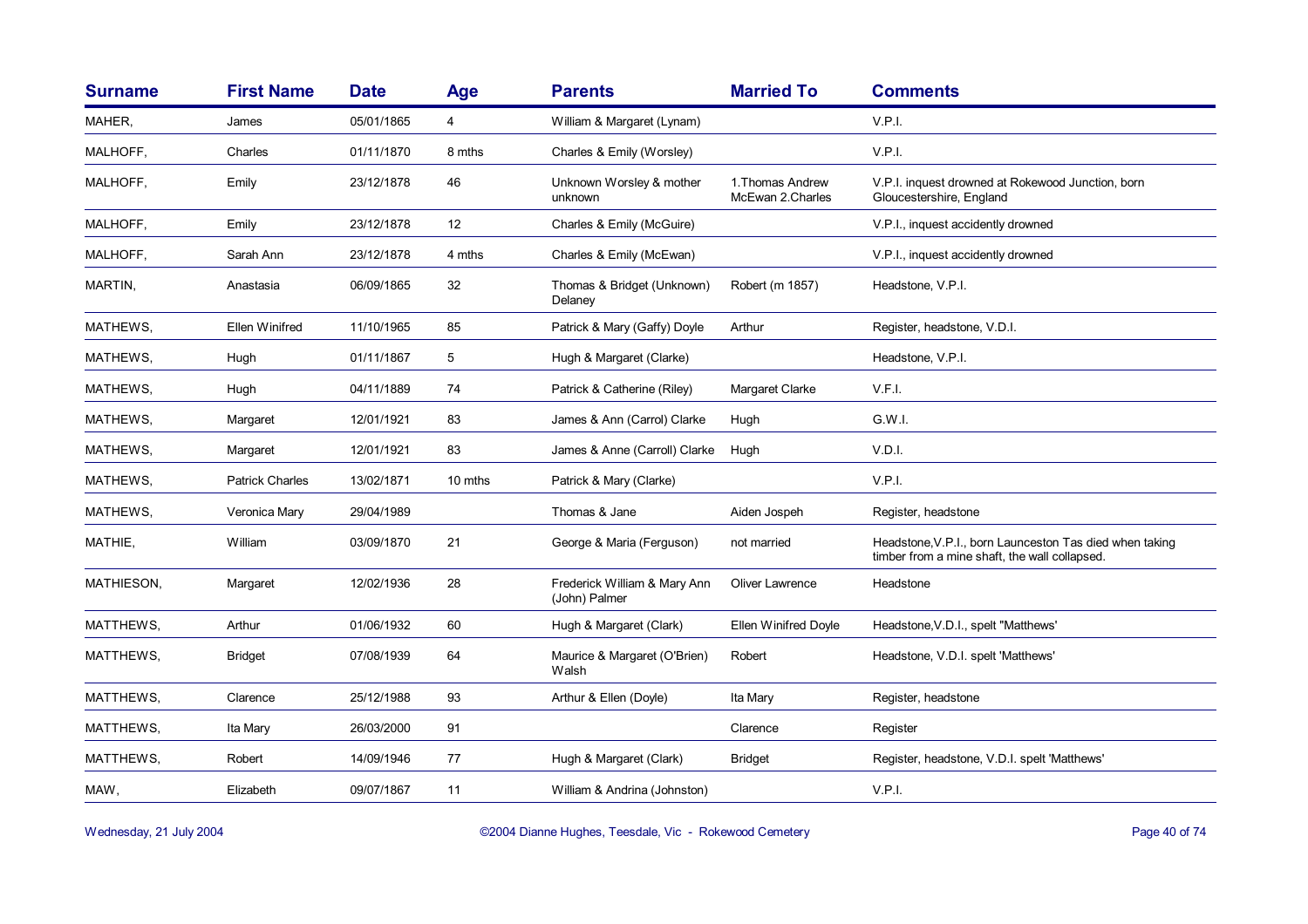| Surname | First Name | Date | Age | Parents | Married To | Comments |
|---|---|---|---|---|---|---|
| MAHER, | James | 05/01/1865 | 4 | William & Margaret (Lynam) | | V.P.I. |
| MALHOFF, | Charles | 01/11/1870 | 8 mths | Charles & Emily (Worsley) | | V.P.I. |
| MALHOFF, | Emily | 23/12/1878 | 46 | Unknown Worsley & mother unknown | 1.Thomas Andrew McEwan 2.Charles | V.P.I. inquest drowned at Rokewood Junction, born Gloucestershire, England |
| MALHOFF, | Emily | 23/12/1878 | 12 | Charles & Emily (McGuire) | | V.P.I., inquest accidently drowned |
| MALHOFF, | Sarah Ann | 23/12/1878 | 4 mths | Charles & Emily (McEwan) | | V.P.I., inquest accidently drowned |
| MARTIN, | Anastasia | 06/09/1865 | 32 | Thomas & Bridget (Unknown) Delaney | Robert (m 1857) | Headstone, V.P.I. |
| MATHEWS, | Ellen Winifred | 11/10/1965 | 85 | Patrick & Mary (Gaffy) Doyle | Arthur | Register, headstone, V.D.I. |
| MATHEWS, | Hugh | 01/11/1867 | 5 | Hugh & Margaret (Clarke) | | Headstone, V.P.I. |
| MATHEWS, | Hugh | 04/11/1889 | 74 | Patrick & Catherine (Riley) | Margaret Clarke | V.F.I. |
| MATHEWS, | Margaret | 12/01/1921 | 83 | James & Ann (Carrol) Clarke | Hugh | G.W.I. |
| MATHEWS, | Margaret | 12/01/1921 | 83 | James & Anne (Carroll) Clarke | Hugh | V.D.I. |
| MATHEWS, | Patrick Charles | 13/02/1871 | 10 mths | Patrick & Mary (Clarke) | | V.P.I. |
| MATHEWS, | Veronica Mary | 29/04/1989 | | Thomas & Jane | Aiden Jospeh | Register, headstone |
| MATHIE, | William | 03/09/1870 | 21 | George & Maria (Ferguson) | not married | Headstone,V.P.I., born Launceston Tas died when taking timber from a mine shaft, the wall collapsed. |
| MATHIESON, | Margaret | 12/02/1936 | 28 | Frederick William & Mary Ann (John) Palmer | Oliver Lawrence | Headstone |
| MATTHEWS, | Arthur | 01/06/1932 | 60 | Hugh & Margaret (Clark) | Ellen Winifred Doyle | Headstone,V.D.I., spelt "Matthews' |
| MATTHEWS, | Bridget | 07/08/1939 | 64 | Maurice & Margaret (O'Brien) Walsh | Robert | Headstone, V.D.I. spelt 'Matthews' |
| MATTHEWS, | Clarence | 25/12/1988 | 93 | Arthur & Ellen (Doyle) | Ita Mary | Register, headstone |
| MATTHEWS, | Ita Mary | 26/03/2000 | 91 | | Clarence | Register |
| MATTHEWS, | Robert | 14/09/1946 | 77 | Hugh & Margaret (Clark) | Bridget | Register, headstone, V.D.I. spelt 'Matthews' |
| MAW, | Elizabeth | 09/07/1867 | 11 | William & Andrina (Johnston) | | V.P.I. |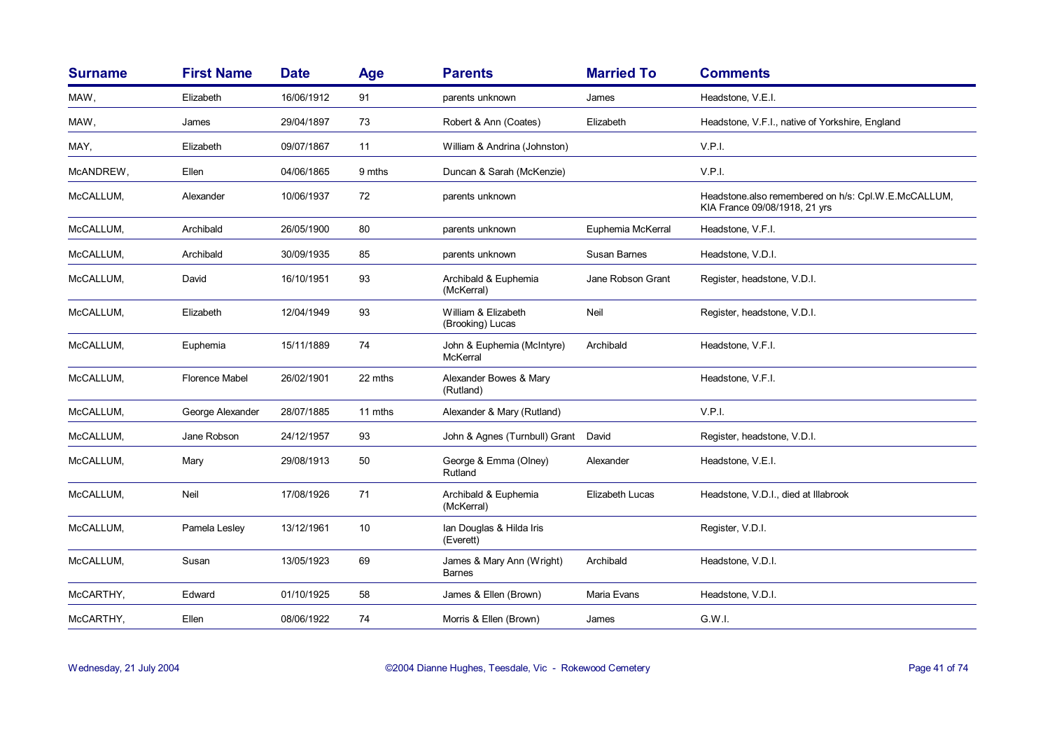| Surname | First Name | Date | Age | Parents | Married To | Comments |
|---|---|---|---|---|---|---|
| MAW, | Elizabeth | 16/06/1912 | 91 | parents unknown | James | Headstone, V.E.I. |
| MAW, | James | 29/04/1897 | 73 | Robert & Ann (Coates) | Elizabeth | Headstone, V.F.I., native of Yorkshire, England |
| MAY, | Elizabeth | 09/07/1867 | 11 | William & Andrina (Johnston) | | V.P.I. |
| McANDREW, | Ellen | 04/06/1865 | 9 mths | Duncan & Sarah (McKenzie) | | V.P.I. |
| McCALLUM, | Alexander | 10/06/1937 | 72 | parents unknown | | Headstone.also remembered on h/s: Cpl.W.E.McCALLUM, KIA France 09/08/1918, 21 yrs |
| McCALLUM, | Archibald | 26/05/1900 | 80 | parents unknown | Euphemia McKerral | Headstone, V.F.I. |
| McCALLUM, | Archibald | 30/09/1935 | 85 | parents unknown | Susan Barnes | Headstone, V.D.I. |
| McCALLUM, | David | 16/10/1951 | 93 | Archibald & Euphemia (McKerral) | Jane Robson Grant | Register, headstone, V.D.I. |
| McCALLUM, | Elizabeth | 12/04/1949 | 93 | William & Elizabeth (Brooking) Lucas | Neil | Register, headstone, V.D.I. |
| McCALLUM, | Euphemia | 15/11/1889 | 74 | John & Euphemia (McIntyre) McKerral | Archibald | Headstone, V.F.I. |
| McCALLUM, | Florence Mabel | 26/02/1901 | 22 mths | Alexander Bowes & Mary (Rutland) | | Headstone, V.F.I. |
| McCALLUM, | George Alexander | 28/07/1885 | 11 mths | Alexander & Mary (Rutland) | | V.P.I. |
| McCALLUM, | Jane Robson | 24/12/1957 | 93 | John & Agnes (Turnbull) Grant | David | Register, headstone, V.D.I. |
| McCALLUM, | Mary | 29/08/1913 | 50 | George & Emma (Olney) Rutland | Alexander | Headstone, V.E.I. |
| McCALLUM, | Neil | 17/08/1926 | 71 | Archibald & Euphemia (McKerral) | Elizabeth Lucas | Headstone, V.D.I., died at Illabrook |
| McCALLUM, | Pamela Lesley | 13/12/1961 | 10 | Ian Douglas & Hilda Iris (Everett) | | Register, V.D.I. |
| McCALLUM, | Susan | 13/05/1923 | 69 | James & Mary Ann (Wright) Barnes | Archibald | Headstone, V.D.I. |
| McCARTHY, | Edward | 01/10/1925 | 58 | James & Ellen (Brown) | Maria Evans | Headstone, V.D.I. |
| McCARTHY, | Ellen | 08/06/1922 | 74 | Morris & Ellen (Brown) | James | G.W.I. |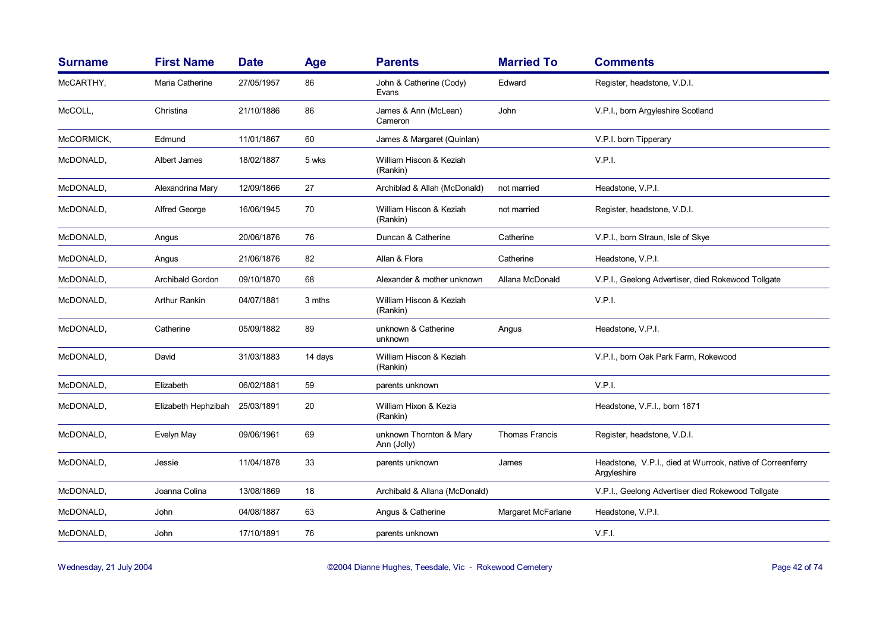| Surname | First Name | Date | Age | Parents | Married To | Comments |
|---|---|---|---|---|---|---|
| McCARTHY, | Maria Catherine | 27/05/1957 | 86 | John & Catherine (Cody) Evans | Edward | Register, headstone, V.D.I. |
| McCOLL, | Christina | 21/10/1886 | 86 | James & Ann (McLean) Cameron | John | V.P.I., born Argyleshire Scotland |
| McCORMICK, | Edmund | 11/01/1867 | 60 | James & Margaret (Quinlan) | | V.P.I. born Tipperary |
| McDONALD, | Albert James | 18/02/1887 | 5 wks | William Hiscon & Keziah (Rankin) | | V.P.I. |
| McDONALD, | Alexandrina Mary | 12/09/1866 | 27 | Archiblad & Allah (McDonald) | not married | Headstone, V.P.I. |
| McDONALD, | Alfred George | 16/06/1945 | 70 | William Hiscon & Keziah (Rankin) | not married | Register, headstone, V.D.I. |
| McDONALD, | Angus | 20/06/1876 | 76 | Duncan & Catherine | Catherine | V.P.I., born Straun, Isle of Skye |
| McDONALD, | Angus | 21/06/1876 | 82 | Allan & Flora | Catherine | Headstone, V.P.I. |
| McDONALD, | Archibald Gordon | 09/10/1870 | 68 | Alexander & mother unknown | Allana McDonald | V.P.I., Geelong Advertiser, died Rokewood Tollgate |
| McDONALD, | Arthur Rankin | 04/07/1881 | 3 mths | William Hiscon & Keziah (Rankin) | | V.P.I. |
| McDONALD, | Catherine | 05/09/1882 | 89 | unknown & Catherine unknown | Angus | Headstone, V.P.I. |
| McDONALD, | David | 31/03/1883 | 14 days | William Hiscon & Keziah (Rankin) | | V.P.I., born Oak Park Farm, Rokewood |
| McDONALD, | Elizabeth | 06/02/1881 | 59 | parents unknown | | V.P.I. |
| McDONALD, | Elizabeth Hephzibah | 25/03/1891 | 20 | William Hixon & Kezia (Rankin) | | Headstone, V.F.I., born 1871 |
| McDONALD, | Evelyn May | 09/06/1961 | 69 | unknown Thornton & Mary Ann (Jolly) | Thomas Francis | Register, headstone, V.D.I. |
| McDONALD, | Jessie | 11/04/1878 | 33 | parents unknown | James | Headstone, V.P.I., died at Wurrook, native of Correenferry Argyleshire |
| McDONALD, | Joanna Colina | 13/08/1869 | 18 | Archibald & Allana (McDonald) | | V.P.I., Geelong Advertiser died Rokewood Tollgate |
| McDONALD, | John | 04/08/1887 | 63 | Angus & Catherine | Margaret McFarlane | Headstone, V.P.I. |
| McDONALD, | John | 17/10/1891 | 76 | parents unknown | | V.F.I. |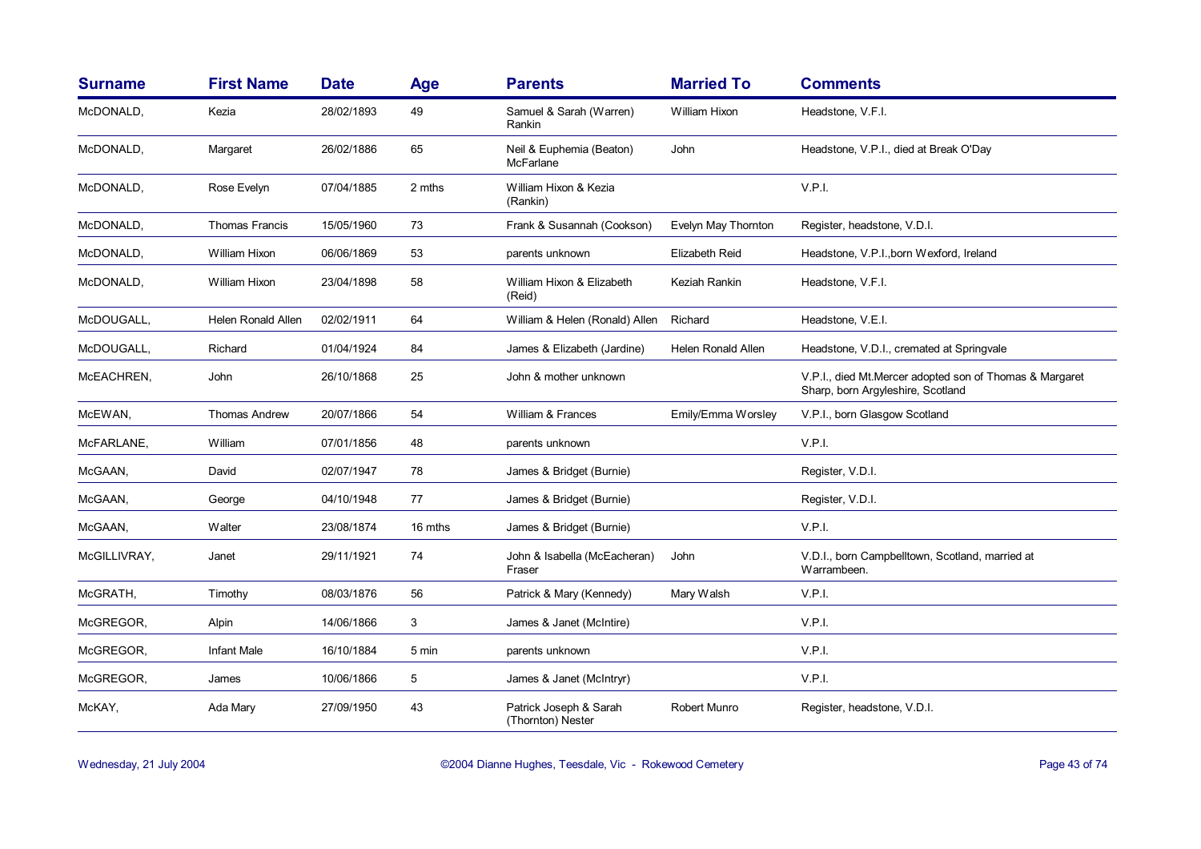| Surname | First Name | Date | Age | Parents | Married To | Comments |
|---|---|---|---|---|---|---|
| McDONALD, | Kezia | 28/02/1893 | 49 | Samuel & Sarah (Warren) Rankin | William Hixon | Headstone, V.F.I. |
| McDONALD, | Margaret | 26/02/1886 | 65 | Neil & Euphemia (Beaton) McFarlane | John | Headstone, V.P.I., died at Break O'Day |
| McDONALD, | Rose Evelyn | 07/04/1885 | 2 mths | William Hixon & Kezia (Rankin) | | V.P.I. |
| McDONALD, | Thomas Francis | 15/05/1960 | 73 | Frank & Susannah (Cookson) | Evelyn May Thornton | Register, headstone, V.D.I. |
| McDONALD, | William Hixon | 06/06/1869 | 53 | parents unknown | Elizabeth Reid | Headstone, V.P.I.,born Wexford, Ireland |
| McDONALD, | William Hixon | 23/04/1898 | 58 | William Hixon & Elizabeth (Reid) | Keziah Rankin | Headstone, V.F.I. |
| McDOUGALL, | Helen Ronald Allen | 02/02/1911 | 64 | William & Helen (Ronald) Allen | Richard | Headstone, V.E.I. |
| McDOUGALL, | Richard | 01/04/1924 | 84 | James & Elizabeth (Jardine) | Helen Ronald Allen | Headstone, V.D.I., cremated at Springvale |
| McEACHREN, | John | 26/10/1868 | 25 | John & mother unknown | | V.P.I., died Mt.Mercer adopted son of Thomas & Margaret Sharp, born Argyleshire, Scotland |
| McEWAN, | Thomas Andrew | 20/07/1866 | 54 | William & Frances | Emily/Emma Worsley | V.P.I., born Glasgow Scotland |
| McFARLANE, | William | 07/01/1856 | 48 | parents unknown | | V.P.I. |
| McGAAN, | David | 02/07/1947 | 78 | James & Bridget (Burnie) | | Register, V.D.I. |
| McGAAN, | George | 04/10/1948 | 77 | James & Bridget (Burnie) | | Register, V.D.I. |
| McGAAN, | Walter | 23/08/1874 | 16 mths | James & Bridget (Burnie) | | V.P.I. |
| McGILLIVRAY, | Janet | 29/11/1921 | 74 | John & Isabella (McEacheran) Fraser | John | V.D.I., born Campbelltown, Scotland, married at Warrambeen. |
| McGRATH, | Timothy | 08/03/1876 | 56 | Patrick & Mary (Kennedy) | Mary Walsh | V.P.I. |
| McGREGOR, | Alpin | 14/06/1866 | 3 | James & Janet (McIntire) | | V.P.I. |
| McGREGOR, | Infant Male | 16/10/1884 | 5 min | parents unknown | | V.P.I. |
| McGREGOR, | James | 10/06/1866 | 5 | James & Janet (McIntryr) | | V.P.I. |
| McKAY, | Ada Mary | 27/09/1950 | 43 | Patrick Joseph & Sarah (Thornton) Nester | Robert Munro | Register, headstone, V.D.I. |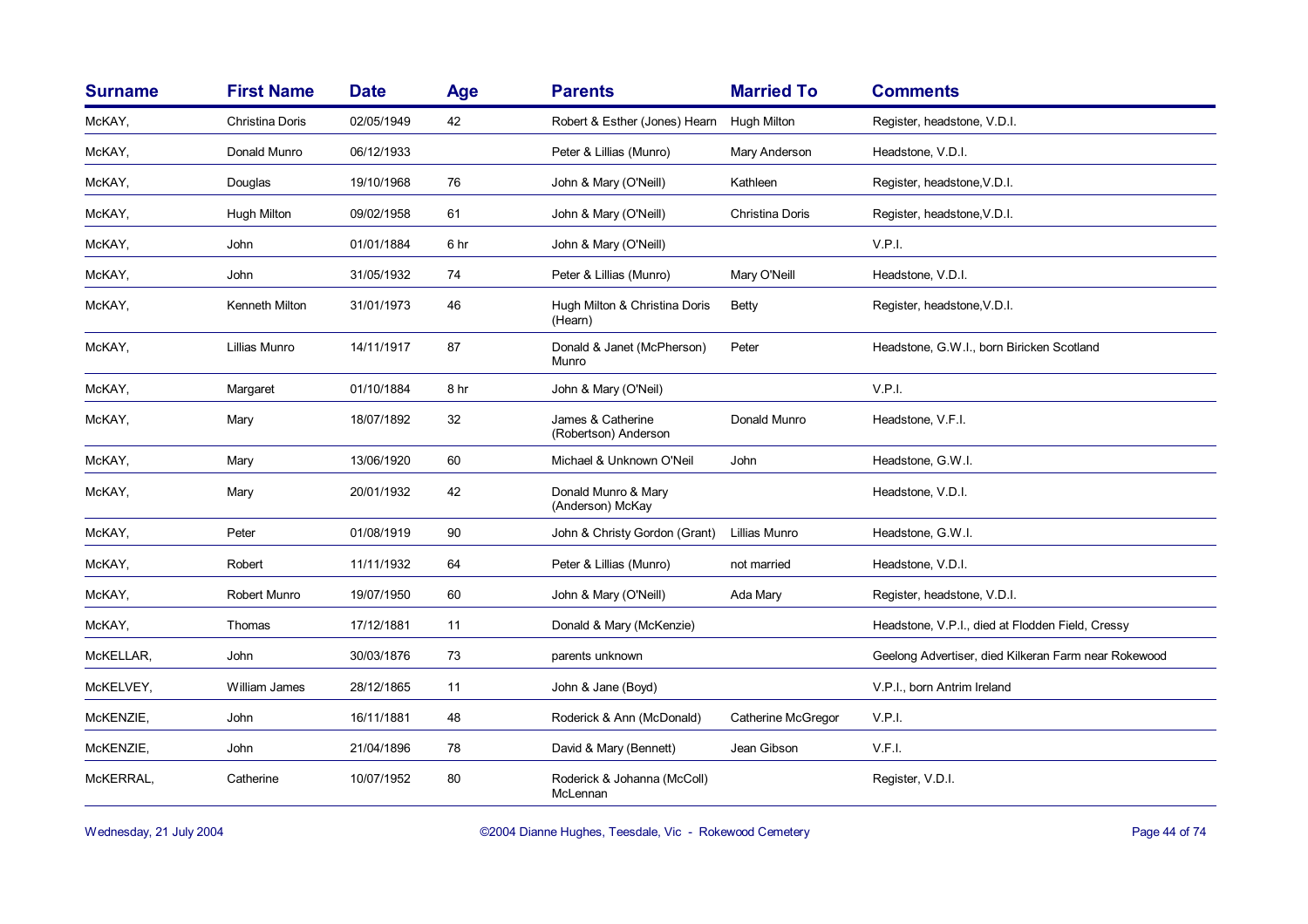| Surname | First Name | Date | Age | Parents | Married To | Comments |
|---|---|---|---|---|---|---|
| McKAY, | Christina Doris | 02/05/1949 | 42 | Robert & Esther (Jones) Hearn | Hugh Milton | Register, headstone, V.D.I. |
| McKAY, | Donald Munro | 06/12/1933 | | Peter & Lillias (Munro) | Mary Anderson | Headstone, V.D.I. |
| McKAY, | Douglas | 19/10/1968 | 76 | John & Mary (O'Neill) | Kathleen | Register, headstone,V.D.I. |
| McKAY, | Hugh Milton | 09/02/1958 | 61 | John & Mary (O'Neill) | Christina Doris | Register, headstone,V.D.I. |
| McKAY, | John | 01/01/1884 | 6 hr | John & Mary (O'Neill) | | V.P.I. |
| McKAY, | John | 31/05/1932 | 74 | Peter & Lillias (Munro) | Mary O'Neill | Headstone, V.D.I. |
| McKAY, | Kenneth Milton | 31/01/1973 | 46 | Hugh Milton & Christina Doris (Hearn) | Betty | Register, headstone,V.D.I. |
| McKAY, | Lillias Munro | 14/11/1917 | 87 | Donald & Janet (McPherson) Munro | Peter | Headstone, G.W.I., born Biricken Scotland |
| McKAY, | Margaret | 01/10/1884 | 8 hr | John & Mary (O'Neil) | | V.P.I. |
| McKAY, | Mary | 18/07/1892 | 32 | James & Catherine (Robertson) Anderson | Donald Munro | Headstone, V.F.I. |
| McKAY, | Mary | 13/06/1920 | 60 | Michael & Unknown O'Neil | John | Headstone, G.W.I. |
| McKAY, | Mary | 20/01/1932 | 42 | Donald Munro & Mary (Anderson) McKay | | Headstone, V.D.I. |
| McKAY, | Peter | 01/08/1919 | 90 | John & Christy Gordon (Grant) | Lillias Munro | Headstone, G.W.I. |
| McKAY, | Robert | 11/11/1932 | 64 | Peter & Lillias (Munro) | not married | Headstone, V.D.I. |
| McKAY, | Robert Munro | 19/07/1950 | 60 | John & Mary (O'Neill) | Ada Mary | Register, headstone, V.D.I. |
| McKAY, | Thomas | 17/12/1881 | 11 | Donald & Mary (McKenzie) | | Headstone, V.P.I., died at Flodden Field, Cressy |
| McKELLAR, | John | 30/03/1876 | 73 | parents unknown | | Geelong Advertiser, died Kilkeran Farm near Rokewood |
| McKELVEY, | William James | 28/12/1865 | 11 | John & Jane (Boyd) | | V.P.I., born Antrim Ireland |
| McKENZIE, | John | 16/11/1881 | 48 | Roderick & Ann (McDonald) | Catherine McGregor | V.P.I. |
| McKENZIE, | John | 21/04/1896 | 78 | David & Mary (Bennett) | Jean Gibson | V.F.I. |
| McKERRAL, | Catherine | 10/07/1952 | 80 | Roderick & Johanna (McColl) McLennan | | Register, V.D.I. |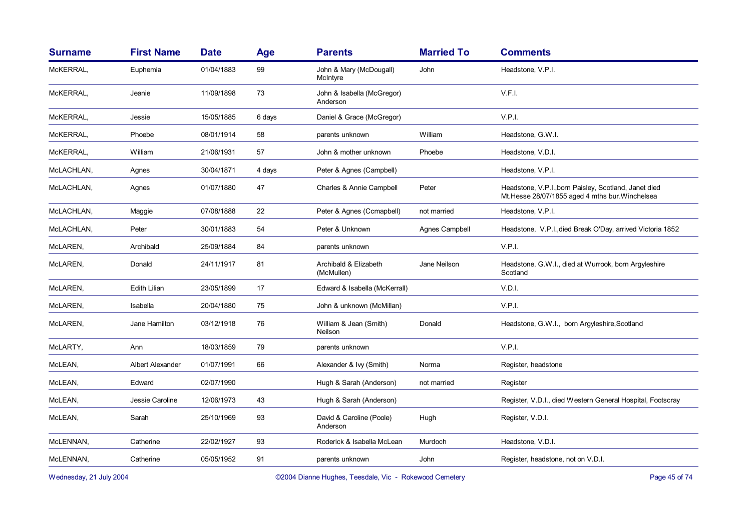| Surname | First Name | Date | Age | Parents | Married To | Comments |
|---|---|---|---|---|---|---|
| McKERRAL, | Euphemia | 01/04/1883 | 99 | John & Mary (McDougall) McIntyre | John | Headstone, V.P.I. |
| McKERRAL, | Jeanie | 11/09/1898 | 73 | John & Isabella (McGregor) Anderson | | V.F.I. |
| McKERRAL, | Jessie | 15/05/1885 | 6 days | Daniel & Grace (McGregor) | | V.P.I. |
| McKERRAL, | Phoebe | 08/01/1914 | 58 | parents unknown | William | Headstone, G.W.I. |
| McKERRAL, | William | 21/06/1931 | 57 | John & mother unknown | Phoebe | Headstone, V.D.I. |
| McLACHLAN, | Agnes | 30/04/1871 | 4 days | Peter & Agnes (Campbell) | | Headstone, V.P.I. |
| McLACHLAN, | Agnes | 01/07/1880 | 47 | Charles & Annie Campbell | Peter | Headstone, V.P.I.,born Paisley, Scotland, Janet died Mt.Hesse 28/07/1855 aged 4 mths bur.Winchelsea |
| McLACHLAN, | Maggie | 07/08/1888 | 22 | Peter & Agnes (Ccmapbell) | not married | Headstone, V.P.I. |
| McLACHLAN, | Peter | 30/01/1883 | 54 | Peter & Unknown | Agnes Campbell | Headstone, V.P.I.,died Break O'Day, arrived Victoria 1852 |
| McLAREN, | Archibald | 25/09/1884 | 84 | parents unknown | | V.P.I. |
| McLAREN, | Donald | 24/11/1917 | 81 | Archibald & Elizabeth (McMullen) | Jane Neilson | Headstone, G.W.I., died at Wurrook, born Argyleshire Scotland |
| McLAREN, | Edith Lilian | 23/05/1899 | 17 | Edward & Isabella (McKerrall) | | V.D.I. |
| McLAREN, | Isabella | 20/04/1880 | 75 | John & unknown (McMillan) | | V.P.I. |
| McLAREN, | Jane Hamilton | 03/12/1918 | 76 | William & Jean (Smith) Neilson | Donald | Headstone, G.W.I., born Argyleshire,Scotland |
| McLARTY, | Ann | 18/03/1859 | 79 | parents unknown | | V.P.I. |
| McLEAN, | Albert Alexander | 01/07/1991 | 66 | Alexander & Ivy (Smith) | Norma | Register, headstone |
| McLEAN, | Edward | 02/07/1990 | | Hugh & Sarah (Anderson) | not married | Register |
| McLEAN, | Jessie Caroline | 12/06/1973 | 43 | Hugh & Sarah (Anderson) | | Register, V.D.I., died Western General Hospital, Footscray |
| McLEAN, | Sarah | 25/10/1969 | 93 | David & Caroline (Poole) Anderson | Hugh | Register, V.D.I. |
| McLENNAN, | Catherine | 22/02/1927 | 93 | Roderick & Isabella McLean | Murdoch | Headstone, V.D.I. |
| McLENNAN, | Catherine | 05/05/1952 | 91 | parents unknown | John | Register, headstone, not on V.D.I. |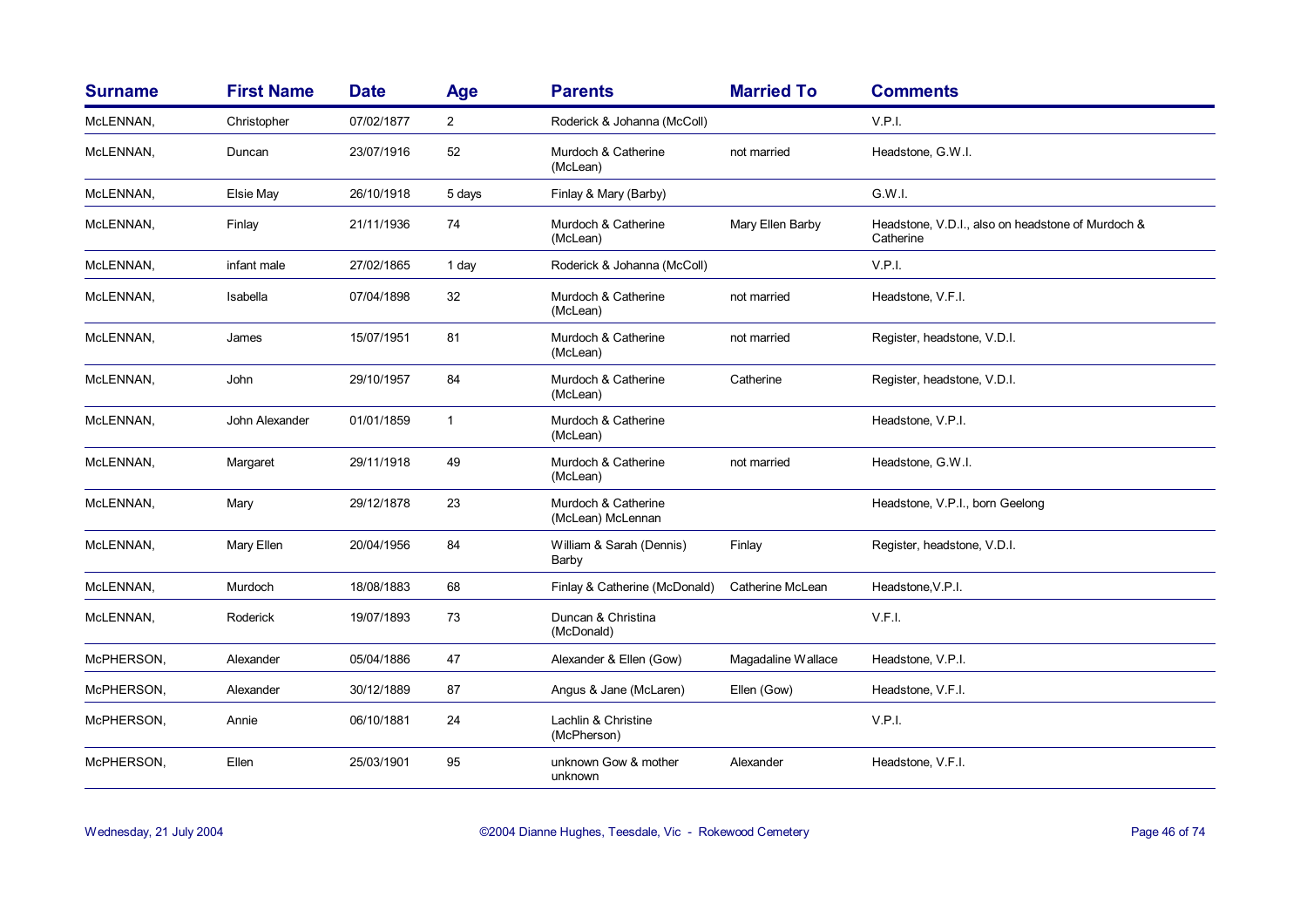| Surname | First Name | Date | Age | Parents | Married To | Comments |
|---|---|---|---|---|---|---|
| McLENNAN, | Christopher | 07/02/1877 | 2 | Roderick & Johanna (McColl) | | V.P.I. |
| McLENNAN, | Duncan | 23/07/1916 | 52 | Murdoch & Catherine (McLean) | not married | Headstone, G.W.I. |
| McLENNAN, | Elsie May | 26/10/1918 | 5 days | Finlay & Mary (Barby) | | G.W.I. |
| McLENNAN, | Finlay | 21/11/1936 | 74 | Murdoch & Catherine (McLean) | Mary Ellen Barby | Headstone, V.D.I., also on headstone of Murdoch & Catherine |
| McLENNAN, | infant male | 27/02/1865 | 1 day | Roderick & Johanna (McColl) | | V.P.I. |
| McLENNAN, | Isabella | 07/04/1898 | 32 | Murdoch & Catherine (McLean) | not married | Headstone, V.F.I. |
| McLENNAN, | James | 15/07/1951 | 81 | Murdoch & Catherine (McLean) | not married | Register, headstone, V.D.I. |
| McLENNAN, | John | 29/10/1957 | 84 | Murdoch & Catherine (McLean) | Catherine | Register, headstone, V.D.I. |
| McLENNAN, | John Alexander | 01/01/1859 | 1 | Murdoch & Catherine (McLean) | | Headstone, V.P.I. |
| McLENNAN, | Margaret | 29/11/1918 | 49 | Murdoch & Catherine (McLean) | not married | Headstone, G.W.I. |
| McLENNAN, | Mary | 29/12/1878 | 23 | Murdoch & Catherine (McLean) McLennan | | Headstone, V.P.I., born Geelong |
| McLENNAN, | Mary Ellen | 20/04/1956 | 84 | William & Sarah (Dennis) Barby | Finlay | Register, headstone, V.D.I. |
| McLENNAN, | Murdoch | 18/08/1883 | 68 | Finlay & Catherine (McDonald) | Catherine McLean | Headstone,V.P.I. |
| McLENNAN, | Roderick | 19/07/1893 | 73 | Duncan & Christina (McDonald) | | V.F.I. |
| McPHERSON, | Alexander | 05/04/1886 | 47 | Alexander & Ellen (Gow) | Magadaline Wallace | Headstone, V.P.I. |
| McPHERSON, | Alexander | 30/12/1889 | 87 | Angus & Jane (McLaren) | Ellen (Gow) | Headstone, V.F.I. |
| McPHERSON, | Annie | 06/10/1881 | 24 | Lachlin & Christine (McPherson) | | V.P.I. |
| McPHERSON, | Ellen | 25/03/1901 | 95 | unknown Gow & mother unknown | Alexander | Headstone, V.F.I. |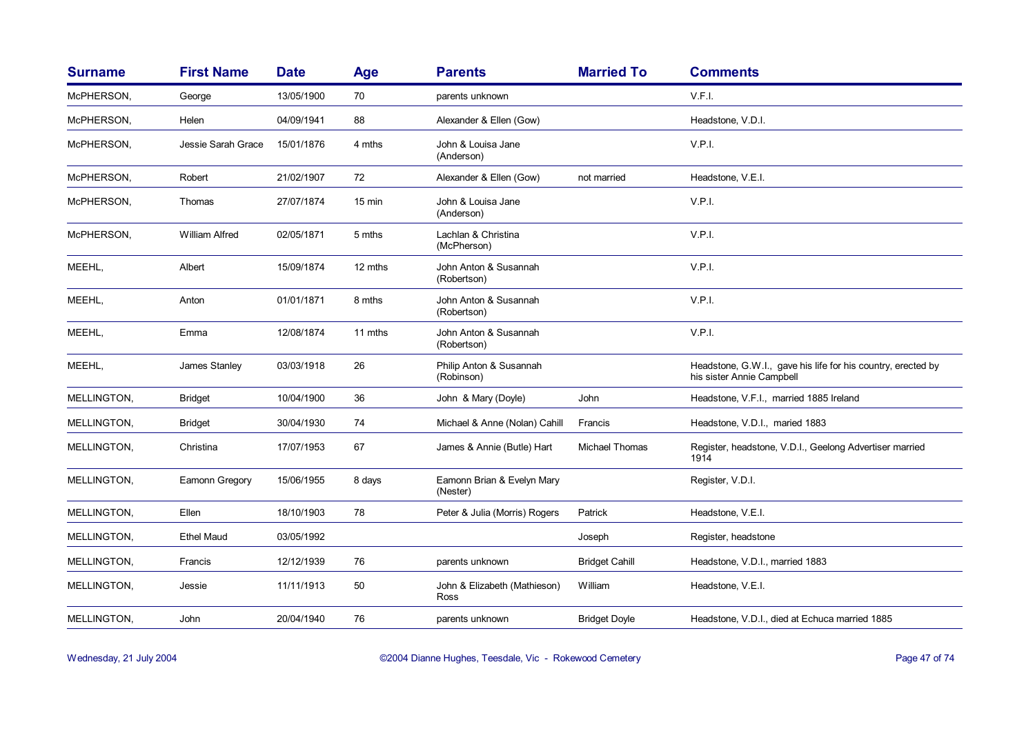| Surname | First Name | Date | Age | Parents | Married To | Comments |
|---|---|---|---|---|---|---|
| McPHERSON, | George | 13/05/1900 | 70 | parents unknown | | V.F.I. |
| McPHERSON, | Helen | 04/09/1941 | 88 | Alexander & Ellen (Gow) | | Headstone, V.D.I. |
| McPHERSON, | Jessie Sarah Grace | 15/01/1876 | 4 mths | John & Louisa Jane (Anderson) | | V.P.I. |
| McPHERSON, | Robert | 21/02/1907 | 72 | Alexander & Ellen (Gow) | not married | Headstone, V.E.I. |
| McPHERSON, | Thomas | 27/07/1874 | 15 min | John & Louisa Jane (Anderson) | | V.P.I. |
| McPHERSON, | William Alfred | 02/05/1871 | 5 mths | Lachlan & Christina (McPherson) | | V.P.I. |
| MEEHL, | Albert | 15/09/1874 | 12 mths | John Anton & Susannah (Robertson) | | V.P.I. |
| MEEHL, | Anton | 01/01/1871 | 8 mths | John Anton & Susannah (Robertson) | | V.P.I. |
| MEEHL, | Emma | 12/08/1874 | 11 mths | John Anton & Susannah (Robertson) | | V.P.I. |
| MEEHL, | James Stanley | 03/03/1918 | 26 | Philip Anton & Susannah (Robinson) | | Headstone, G.W.I., gave his life for his country, erected by his sister Annie Campbell |
| MELLINGTON, | Bridget | 10/04/1900 | 36 | John & Mary (Doyle) | John | Headstone, V.F.I., married 1885 Ireland |
| MELLINGTON, | Bridget | 30/04/1930 | 74 | Michael & Anne (Nolan) Cahill | Francis | Headstone, V.D.I., maried 1883 |
| MELLINGTON, | Christina | 17/07/1953 | 67 | James & Annie (Butle) Hart | Michael Thomas | Register, headstone, V.D.I., Geelong Advertiser married 1914 |
| MELLINGTON, | Eamonn Gregory | 15/06/1955 | 8 days | Eamonn Brian & Evelyn Mary (Nester) | | Register, V.D.I. |
| MELLINGTON, | Ellen | 18/10/1903 | 78 | Peter & Julia (Morris) Rogers | Patrick | Headstone, V.E.I. |
| MELLINGTON, | Ethel Maud | 03/05/1992 | | | Joseph | Register, headstone |
| MELLINGTON, | Francis | 12/12/1939 | 76 | parents unknown | Bridget Cahill | Headstone, V.D.I., married 1883 |
| MELLINGTON, | Jessie | 11/11/1913 | 50 | John & Elizabeth (Mathieson) Ross | William | Headstone, V.E.I. |
| MELLINGTON, | John | 20/04/1940 | 76 | parents unknown | Bridget Doyle | Headstone, V.D.I., died at Echuca married 1885 |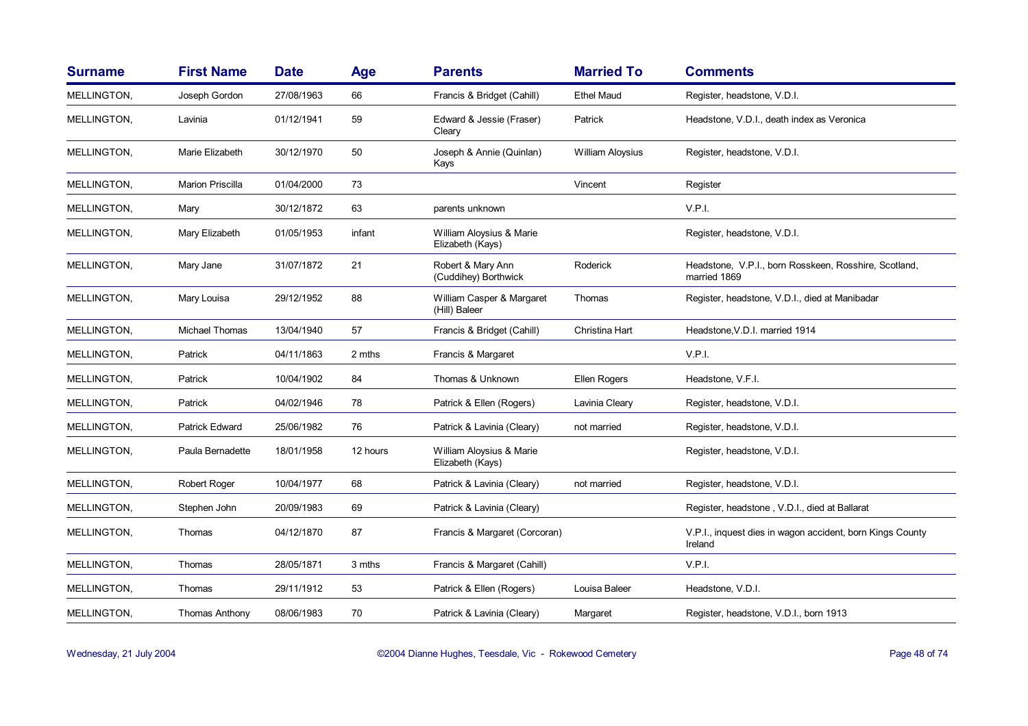| Surname | First Name | Date | Age | Parents | Married To | Comments |
|---|---|---|---|---|---|---|
| MELLINGTON, | Joseph Gordon | 27/08/1963 | 66 | Francis & Bridget (Cahill) | Ethel Maud | Register, headstone, V.D.I. |
| MELLINGTON, | Lavinia | 01/12/1941 | 59 | Edward & Jessie (Fraser) Cleary | Patrick | Headstone, V.D.I., death index as Veronica |
| MELLINGTON, | Marie Elizabeth | 30/12/1970 | 50 | Joseph & Annie (Quinlan) Kays | William Aloysius | Register, headstone, V.D.I. |
| MELLINGTON, | Marion Priscilla | 01/04/2000 | 73 | | Vincent | Register |
| MELLINGTON, | Mary | 30/12/1872 | 63 | parents unknown | | V.P.I. |
| MELLINGTON, | Mary Elizabeth | 01/05/1953 | infant | William Aloysius & Marie Elizabeth (Kays) | | Register, headstone, V.D.I. |
| MELLINGTON, | Mary Jane | 31/07/1872 | 21 | Robert & Mary Ann (Cuddihey) Borthwick | Roderick | Headstone, V.P.I., born Rosskeen, Rosshire, Scotland, married 1869 |
| MELLINGTON, | Mary Louisa | 29/12/1952 | 88 | William Casper & Margaret (Hill) Baleer | Thomas | Register, headstone, V.D.I., died at Manibadar |
| MELLINGTON, | Michael Thomas | 13/04/1940 | 57 | Francis & Bridget (Cahill) | Christina Hart | Headstone,V.D.I. married 1914 |
| MELLINGTON, | Patrick | 04/11/1863 | 2 mths | Francis & Margaret | | V.P.I. |
| MELLINGTON, | Patrick | 10/04/1902 | 84 | Thomas & Unknown | Ellen Rogers | Headstone, V.F.I. |
| MELLINGTON, | Patrick | 04/02/1946 | 78 | Patrick & Ellen (Rogers) | Lavinia Cleary | Register, headstone, V.D.I. |
| MELLINGTON, | Patrick Edward | 25/06/1982 | 76 | Patrick & Lavinia (Cleary) | not married | Register, headstone, V.D.I. |
| MELLINGTON, | Paula Bernadette | 18/01/1958 | 12 hours | William Aloysius & Marie Elizabeth (Kays) | | Register, headstone, V.D.I. |
| MELLINGTON, | Robert Roger | 10/04/1977 | 68 | Patrick & Lavinia (Cleary) | not married | Register, headstone, V.D.I. |
| MELLINGTON, | Stephen John | 20/09/1983 | 69 | Patrick & Lavinia (Cleary) | | Register, headstone , V.D.I., died at Ballarat |
| MELLINGTON, | Thomas | 04/12/1870 | 87 | Francis & Margaret (Corcoran) | | V.P.I., inquest dies in wagon accident, born Kings County Ireland |
| MELLINGTON, | Thomas | 28/05/1871 | 3 mths | Francis & Margaret (Cahill) | | V.P.I. |
| MELLINGTON, | Thomas | 29/11/1912 | 53 | Patrick & Ellen (Rogers) | Louisa Baleer | Headstone, V.D.I. |
| MELLINGTON, | Thomas Anthony | 08/06/1983 | 70 | Patrick & Lavinia (Cleary) | Margaret | Register, headstone, V.D.I., born 1913 |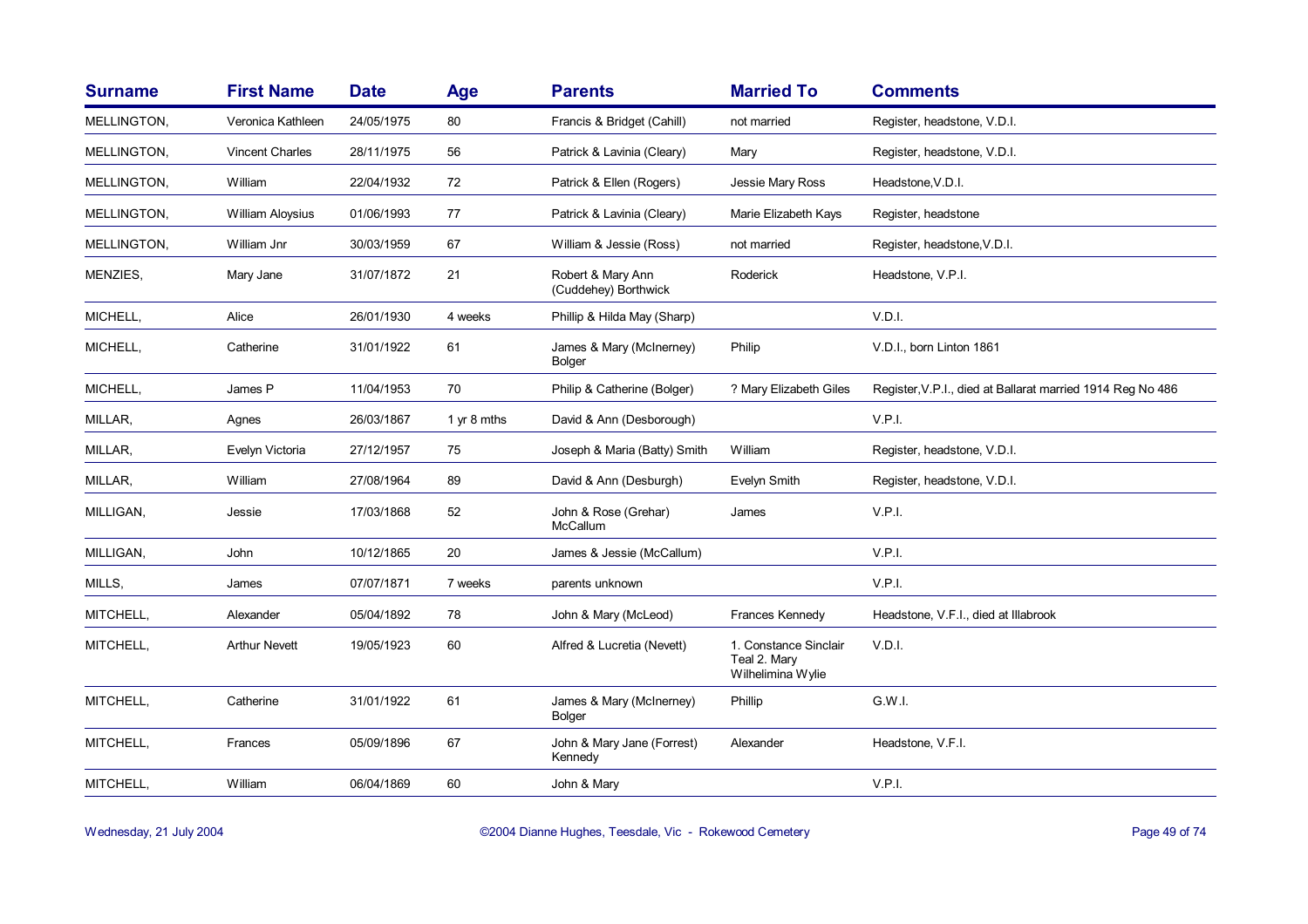| Surname | First Name | Date | Age | Parents | Married To | Comments |
|---|---|---|---|---|---|---|
| MELLINGTON, | Veronica Kathleen | 24/05/1975 | 80 | Francis & Bridget (Cahill) | not married | Register, headstone, V.D.I. |
| MELLINGTON, | Vincent Charles | 28/11/1975 | 56 | Patrick & Lavinia (Cleary) | Mary | Register, headstone, V.D.I. |
| MELLINGTON, | William | 22/04/1932 | 72 | Patrick & Ellen (Rogers) | Jessie Mary Ross | Headstone,V.D.I. |
| MELLINGTON, | William Aloysius | 01/06/1993 | 77 | Patrick & Lavinia (Cleary) | Marie Elizabeth Kays | Register, headstone |
| MELLINGTON, | William Jnr | 30/03/1959 | 67 | William & Jessie (Ross) | not married | Register, headstone,V.D.I. |
| MENZIES, | Mary Jane | 31/07/1872 | 21 | Robert & Mary Ann (Cuddehey) Borthwick | Roderick | Headstone, V.P.I. |
| MICHELL, | Alice | 26/01/1930 | 4 weeks | Phillip & Hilda May (Sharp) | | V.D.I. |
| MICHELL, | Catherine | 31/01/1922 | 61 | James & Mary (McInerney) Bolger | Philip | V.D.I., born Linton 1861 |
| MICHELL, | James P | 11/04/1953 | 70 | Philip & Catherine (Bolger) | ? Mary Elizabeth Giles | Register,V.P.I., died at Ballarat married 1914 Reg No 486 |
| MILLAR, | Agnes | 26/03/1867 | 1 yr 8 mths | David & Ann (Desborough) | | V.P.I. |
| MILLAR, | Evelyn Victoria | 27/12/1957 | 75 | Joseph & Maria (Batty) Smith | William | Register, headstone, V.D.I. |
| MILLAR, | William | 27/08/1964 | 89 | David & Ann (Desburgh) | Evelyn Smith | Register, headstone, V.D.I. |
| MILLIGAN, | Jessie | 17/03/1868 | 52 | John & Rose (Grehar) McCallum | James | V.P.I. |
| MILLIGAN, | John | 10/12/1865 | 20 | James & Jessie (McCallum) | | V.P.I. |
| MILLS, | James | 07/07/1871 | 7 weeks | parents unknown | | V.P.I. |
| MITCHELL, | Alexander | 05/04/1892 | 78 | John & Mary (McLeod) | Frances Kennedy | Headstone, V.F.I., died at Illabrook |
| MITCHELL, | Arthur Nevett | 19/05/1923 | 60 | Alfred & Lucretia (Nevett) | 1. Constance Sinclair Teal 2. Mary Wilhelimina Wylie | V.D.I. |
| MITCHELL, | Catherine | 31/01/1922 | 61 | James & Mary (McInerney) Bolger | Phillip | G.W.I. |
| MITCHELL, | Frances | 05/09/1896 | 67 | John & Mary Jane (Forrest) Kennedy | Alexander | Headstone, V.F.I. |
| MITCHELL, | William | 06/04/1869 | 60 | John & Mary | | V.P.I. |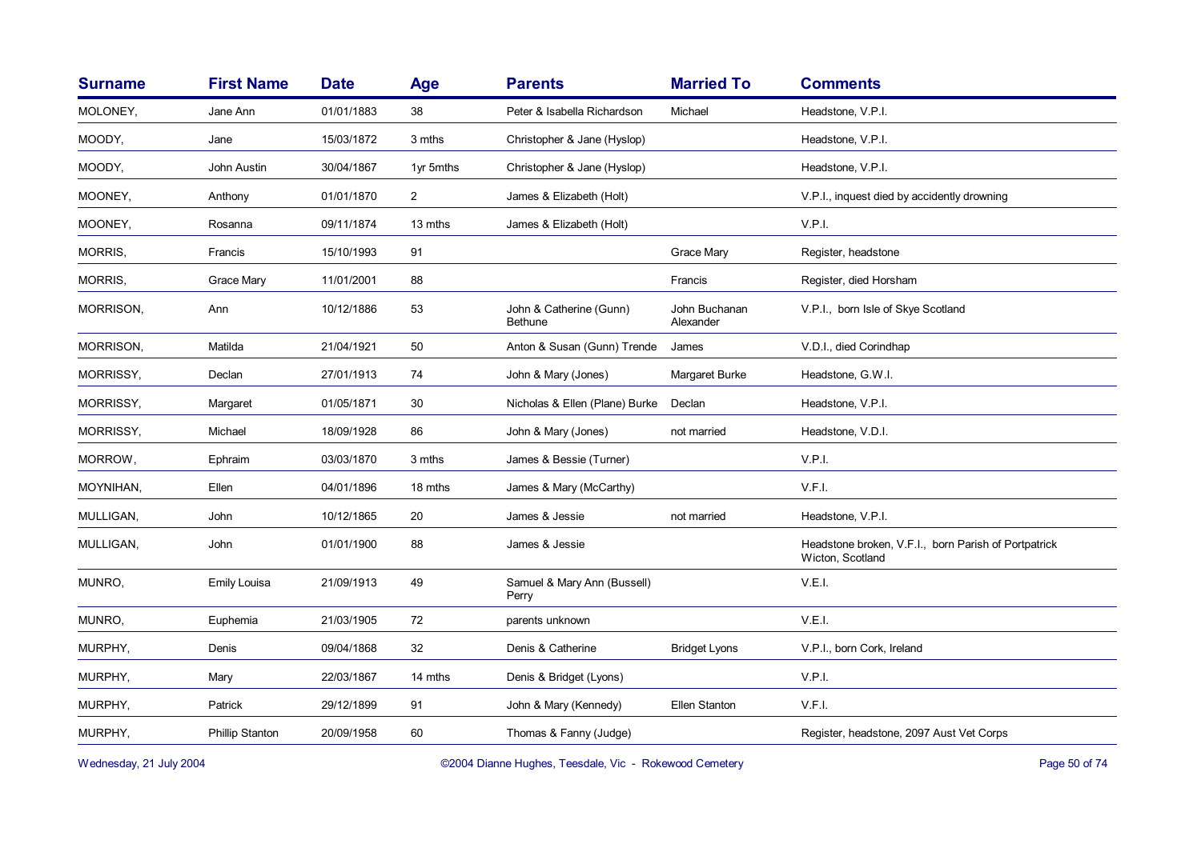| Surname | First Name | Date | Age | Parents | Married To | Comments |
|---|---|---|---|---|---|---|
| MOLONEY, | Jane Ann | 01/01/1883 | 38 | Peter & Isabella Richardson | Michael | Headstone, V.P.I. |
| MOODY, | Jane | 15/03/1872 | 3 mths | Christopher & Jane (Hyslop) | | Headstone, V.P.I. |
| MOODY, | John Austin | 30/04/1867 | 1yr 5mths | Christopher & Jane (Hyslop) | | Headstone, V.P.I. |
| MOONEY, | Anthony | 01/01/1870 | 2 | James & Elizabeth (Holt) | | V.P.I., inquest died by accidently drowning |
| MOONEY, | Rosanna | 09/11/1874 | 13 mths | James & Elizabeth (Holt) | | V.P.I. |
| MORRIS, | Francis | 15/10/1993 | 91 | | Grace Mary | Register, headstone |
| MORRIS, | Grace Mary | 11/01/2001 | 88 | | Francis | Register, died Horsham |
| MORRISON, | Ann | 10/12/1886 | 53 | John & Catherine (Gunn) Bethune | John Buchanan Alexander | V.P.I., born Isle of Skye Scotland |
| MORRISON, | Matilda | 21/04/1921 | 50 | Anton & Susan (Gunn) Trende | James | V.D.I., died Corindhap |
| MORRISSY, | Declan | 27/01/1913 | 74 | John & Mary (Jones) | Margaret Burke | Headstone, G.W.I. |
| MORRISSY, | Margaret | 01/05/1871 | 30 | Nicholas & Ellen (Plane) Burke | Declan | Headstone, V.P.I. |
| MORRISSY, | Michael | 18/09/1928 | 86 | John & Mary (Jones) | not married | Headstone, V.D.I. |
| MORROW, | Ephraim | 03/03/1870 | 3 mths | James & Bessie (Turner) | | V.P.I. |
| MOYNIHAN, | Ellen | 04/01/1896 | 18 mths | James & Mary (McCarthy) | | V.F.I. |
| MULLIGAN, | John | 10/12/1865 | 20 | James & Jessie | not married | Headstone, V.P.I. |
| MULLIGAN, | John | 01/01/1900 | 88 | James & Jessie | | Headstone broken, V.F.I., born Parish of Portpatrick Wicton, Scotland |
| MUNRO, | Emily Louisa | 21/09/1913 | 49 | Samuel & Mary Ann (Bussell) Perry | | V.E.I. |
| MUNRO, | Euphemia | 21/03/1905 | 72 | parents unknown | | V.E.I. |
| MURPHY, | Denis | 09/04/1868 | 32 | Denis & Catherine | Bridget Lyons | V.P.I., born Cork, Ireland |
| MURPHY, | Mary | 22/03/1867 | 14 mths | Denis & Bridget (Lyons) | | V.P.I. |
| MURPHY, | Patrick | 29/12/1899 | 91 | John & Mary (Kennedy) | Ellen Stanton | V.F.I. |
| MURPHY, | Phillip Stanton | 20/09/1958 | 60 | Thomas & Fanny (Judge) | | Register, headstone, 2097 Aust Vet Corps |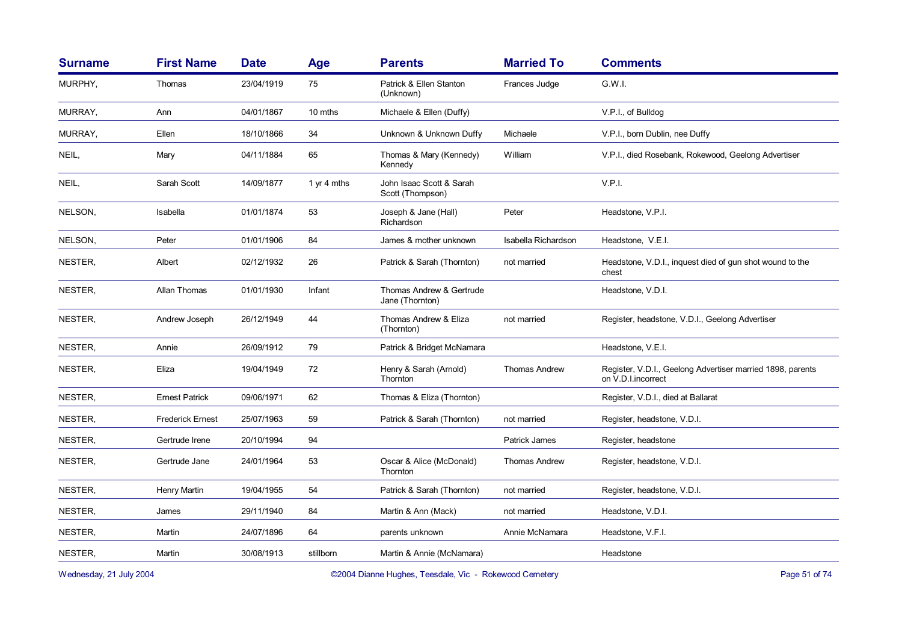| Surname | First Name | Date | Age | Parents | Married To | Comments |
|---|---|---|---|---|---|---|
| MURPHY, | Thomas | 23/04/1919 | 75 | Patrick & Ellen Stanton (Unknown) | Frances Judge | G.W.I. |
| MURRAY, | Ann | 04/01/1867 | 10 mths | Michaele & Ellen (Duffy) | | V.P.I., of Bulldog |
| MURRAY, | Ellen | 18/10/1866 | 34 | Unknown & Unknown Duffy | Michaele | V.P.I., born Dublin, nee Duffy |
| NEIL, | Mary | 04/11/1884 | 65 | Thomas & Mary (Kennedy) Kennedy | William | V.P.I., died Rosebank, Rokewood, Geelong Advertiser |
| NEIL, | Sarah Scott | 14/09/1877 | 1 yr 4 mths | John Isaac Scott & Sarah Scott (Thompson) | | V.P.I. |
| NELSON, | Isabella | 01/01/1874 | 53 | Joseph & Jane (Hall) Richardson | Peter | Headstone, V.P.I. |
| NELSON, | Peter | 01/01/1906 | 84 | James & mother unknown | Isabella Richardson | Headstone, V.E.I. |
| NESTER, | Albert | 02/12/1932 | 26 | Patrick & Sarah (Thornton) | not married | Headstone, V.D.I., inquest died of gun shot wound to the chest |
| NESTER, | Allan Thomas | 01/01/1930 | Infant | Thomas Andrew & Gertrude Jane (Thornton) | | Headstone, V.D.I. |
| NESTER, | Andrew Joseph | 26/12/1949 | 44 | Thomas Andrew & Eliza (Thornton) | not married | Register, headstone, V.D.I., Geelong Advertiser |
| NESTER, | Annie | 26/09/1912 | 79 | Patrick & Bridget McNamara | | Headstone, V.E.I. |
| NESTER, | Eliza | 19/04/1949 | 72 | Henry & Sarah (Arnold) Thornton | Thomas Andrew | Register, V.D.I., Geelong Advertiser married 1898, parents on V.D.I.incorrect |
| NESTER, | Ernest Patrick | 09/06/1971 | 62 | Thomas & Eliza (Thornton) | | Register, V.D.I., died at Ballarat |
| NESTER, | Frederick Ernest | 25/07/1963 | 59 | Patrick & Sarah (Thornton) | not married | Register, headstone, V.D.I. |
| NESTER, | Gertrude Irene | 20/10/1994 | 94 | | Patrick James | Register, headstone |
| NESTER, | Gertrude Jane | 24/01/1964 | 53 | Oscar & Alice (McDonald) Thornton | Thomas Andrew | Register, headstone, V.D.I. |
| NESTER, | Henry Martin | 19/04/1955 | 54 | Patrick & Sarah (Thornton) | not married | Register, headstone, V.D.I. |
| NESTER, | James | 29/11/1940 | 84 | Martin & Ann (Mack) | not married | Headstone, V.D.I. |
| NESTER, | Martin | 24/07/1896 | 64 | parents unknown | Annie McNamara | Headstone, V.F.I. |
| NESTER, | Martin | 30/08/1913 | stillborn | Martin & Annie (McNamara) | | Headstone |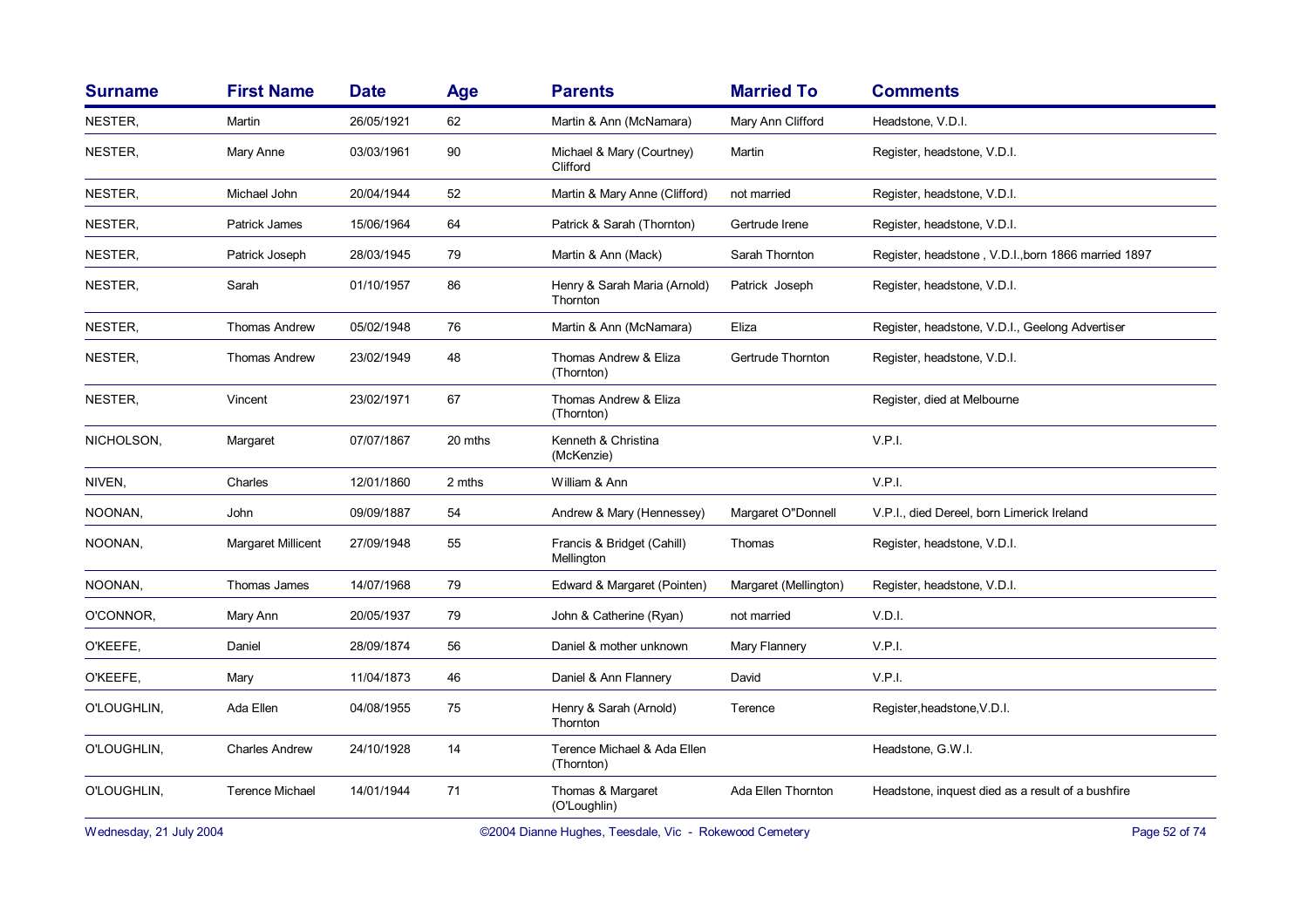| Surname | First Name | Date | Age | Parents | Married To | Comments |
|---|---|---|---|---|---|---|
| NESTER, | Martin | 26/05/1921 | 62 | Martin & Ann (McNamara) | Mary Ann Clifford | Headstone, V.D.I. |
| NESTER, | Mary Anne | 03/03/1961 | 90 | Michael & Mary (Courtney) Clifford | Martin | Register, headstone, V.D.I. |
| NESTER, | Michael John | 20/04/1944 | 52 | Martin & Mary Anne (Clifford) | not married | Register, headstone, V.D.I. |
| NESTER, | Patrick James | 15/06/1964 | 64 | Patrick & Sarah (Thornton) | Gertrude Irene | Register, headstone, V.D.I. |
| NESTER, | Patrick Joseph | 28/03/1945 | 79 | Martin & Ann (Mack) | Sarah Thornton | Register, headstone , V.D.I.,born 1866 married 1897 |
| NESTER, | Sarah | 01/10/1957 | 86 | Henry & Sarah Maria (Arnold) Thornton | Patrick Joseph | Register, headstone, V.D.I. |
| NESTER, | Thomas Andrew | 05/02/1948 | 76 | Martin & Ann (McNamara) | Eliza | Register, headstone, V.D.I., Geelong Advertiser |
| NESTER, | Thomas Andrew | 23/02/1949 | 48 | Thomas Andrew & Eliza (Thornton) | Gertrude Thornton | Register, headstone, V.D.I. |
| NESTER, | Vincent | 23/02/1971 | 67 | Thomas Andrew & Eliza (Thornton) | | Register, died at Melbourne |
| NICHOLSON, | Margaret | 07/07/1867 | 20 mths | Kenneth & Christina (McKenzie) | | V.P.I. |
| NIVEN, | Charles | 12/01/1860 | 2 mths | William & Ann | | V.P.I. |
| NOONAN, | John | 09/09/1887 | 54 | Andrew & Mary (Hennessey) | Margaret O"Donnell | V.P.I., died Dereel, born Limerick Ireland |
| NOONAN, | Margaret Millicent | 27/09/1948 | 55 | Francis & Bridget (Cahill) Mellington | Thomas | Register, headstone, V.D.I. |
| NOONAN, | Thomas James | 14/07/1968 | 79 | Edward & Margaret (Pointen) | Margaret (Mellington) | Register, headstone, V.D.I. |
| O'CONNOR, | Mary Ann | 20/05/1937 | 79 | John & Catherine (Ryan) | not married | V.D.I. |
| O'KEEFE, | Daniel | 28/09/1874 | 56 | Daniel & mother unknown | Mary Flannery | V.P.I. |
| O'KEEFE, | Mary | 11/04/1873 | 46 | Daniel & Ann Flannery | David | V.P.I. |
| O'LOUGHLIN, | Ada Ellen | 04/08/1955 | 75 | Henry & Sarah (Arnold) Thornton | Terence | Register,headstone,V.D.I. |
| O'LOUGHLIN, | Charles Andrew | 24/10/1928 | 14 | Terence Michael & Ada Ellen (Thornton) | | Headstone, G.W.I. |
| O'LOUGHLIN, | Terence Michael | 14/01/1944 | 71 | Thomas & Margaret (O'Loughlin) | Ada Ellen Thornton | Headstone, inquest died as a result of a bushfire |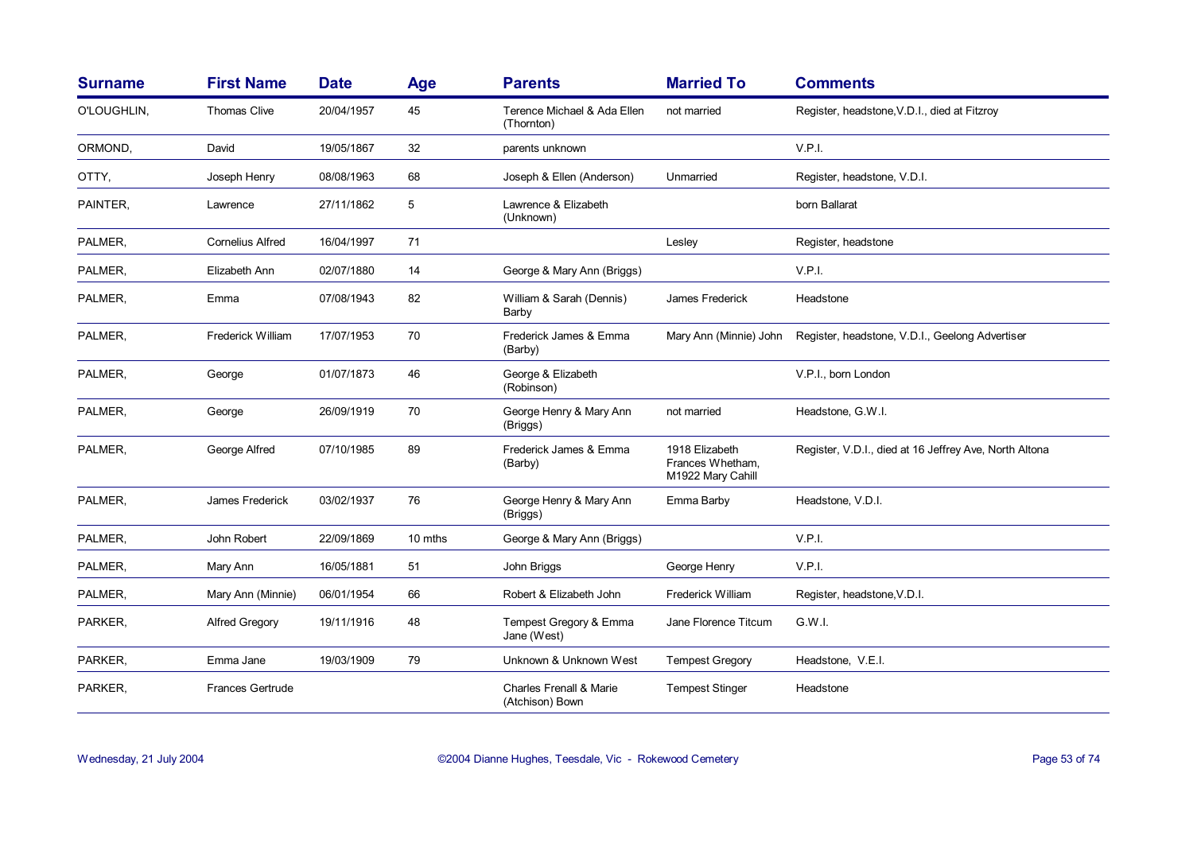| Surname | First Name | Date | Age | Parents | Married To | Comments |
|---|---|---|---|---|---|---|
| O'LOUGHLIN, | Thomas Clive | 20/04/1957 | 45 | Terence Michael & Ada Ellen (Thornton) | not married | Register, headstone,V.D.I., died at Fitzroy |
| ORMOND, | David | 19/05/1867 | 32 | parents unknown | | V.P.I. |
| OTTY, | Joseph Henry | 08/08/1963 | 68 | Joseph & Ellen (Anderson) | Unmarried | Register, headstone, V.D.I. |
| PAINTER, | Lawrence | 27/11/1862 | 5 | Lawrence & Elizabeth (Unknown) | | born Ballarat |
| PALMER, | Cornelius Alfred | 16/04/1997 | 71 | | Lesley | Register, headstone |
| PALMER, | Elizabeth Ann | 02/07/1880 | 14 | George & Mary Ann (Briggs) | | V.P.I. |
| PALMER, | Emma | 07/08/1943 | 82 | William & Sarah (Dennis) Barby | James Frederick | Headstone |
| PALMER, | Frederick William | 17/07/1953 | 70 | Frederick James & Emma (Barby) | Mary Ann (Minnie) John | Register, headstone, V.D.I., Geelong Advertiser |
| PALMER, | George | 01/07/1873 | 46 | George & Elizabeth (Robinson) | | V.P.I., born London |
| PALMER, | George | 26/09/1919 | 70 | George Henry & Mary Ann (Briggs) | not married | Headstone, G.W.I. |
| PALMER, | George Alfred | 07/10/1985 | 89 | Frederick James & Emma (Barby) | 1918 Elizabeth Frances Whetham, M1922 Mary Cahill | Register, V.D.I., died at 16 Jeffrey Ave, North Altona |
| PALMER, | James Frederick | 03/02/1937 | 76 | George Henry & Mary Ann (Briggs) | Emma Barby | Headstone, V.D.I. |
| PALMER, | John Robert | 22/09/1869 | 10 mths | George & Mary Ann (Briggs) | | V.P.I. |
| PALMER, | Mary Ann | 16/05/1881 | 51 | John Briggs | George Henry | V.P.I. |
| PALMER, | Mary Ann (Minnie) | 06/01/1954 | 66 | Robert & Elizabeth John | Frederick William | Register, headstone,V.D.I. |
| PARKER, | Alfred Gregory | 19/11/1916 | 48 | Tempest Gregory & Emma Jane (West) | Jane Florence Titcum | G.W.I. |
| PARKER, | Emma Jane | 19/03/1909 | 79 | Unknown & Unknown West | Tempest Gregory | Headstone, V.E.I. |
| PARKER, | Frances Gertrude | | | Charles Frenall & Marie (Atchison) Bown | Tempest Stinger | Headstone |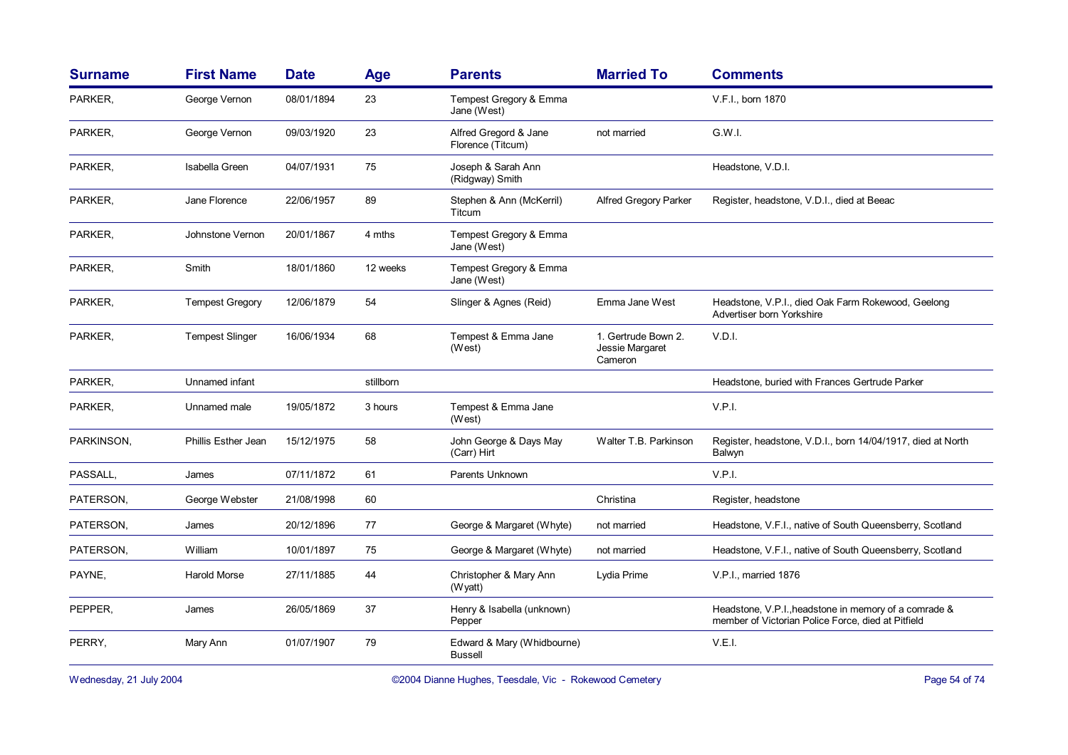| Surname | First Name | Date | Age | Parents | Married To | Comments |
|---|---|---|---|---|---|---|
| PARKER, | George Vernon | 08/01/1894 | 23 | Tempest Gregory & Emma Jane (West) | | V.F.I., born 1870 |
| PARKER, | George Vernon | 09/03/1920 | 23 | Alfred Gregord & Jane Florence (Titcum) | not married | G.W.I. |
| PARKER, | Isabella Green | 04/07/1931 | 75 | Joseph & Sarah Ann (Ridgway) Smith | | Headstone, V.D.I. |
| PARKER, | Jane Florence | 22/06/1957 | 89 | Stephen & Ann (McKerril) Titcum | Alfred Gregory Parker | Register, headstone, V.D.I., died at Beeac |
| PARKER, | Johnstone Vernon | 20/01/1867 | 4 mths | Tempest Gregory & Emma Jane (West) | | |
| PARKER, | Smith | 18/01/1860 | 12 weeks | Tempest Gregory & Emma Jane (West) | | |
| PARKER, | Tempest Gregory | 12/06/1879 | 54 | Slinger & Agnes (Reid) | Emma Jane West | Headstone, V.P.I., died Oak Farm Rokewood, Geelong Advertiser born Yorkshire |
| PARKER, | Tempest Slinger | 16/06/1934 | 68 | Tempest & Emma Jane (West) | 1. Gertrude Bown 2. Jessie Margaret Cameron | V.D.I. |
| PARKER, | Unnamed infant | | stillborn | | | Headstone, buried with Frances Gertrude Parker |
| PARKER, | Unnamed male | 19/05/1872 | 3 hours | Tempest & Emma Jane (West) | | V.P.I. |
| PARKINSON, | Phillis Esther Jean | 15/12/1975 | 58 | John George & Days May (Carr) Hirt | Walter T.B. Parkinson | Register, headstone, V.D.I., born 14/04/1917, died at North Balwyn |
| PASSALL, | James | 07/11/1872 | 61 | Parents Unknown | | V.P.I. |
| PATERSON, | George Webster | 21/08/1998 | 60 | | Christina | Register, headstone |
| PATERSON, | James | 20/12/1896 | 77 | George & Margaret (Whyte) | not married | Headstone, V.F.I., native of South Queensberry, Scotland |
| PATERSON, | William | 10/01/1897 | 75 | George & Margaret (Whyte) | not married | Headstone, V.F.I., native of South Queensberry, Scotland |
| PAYNE, | Harold Morse | 27/11/1885 | 44 | Christopher & Mary Ann (Wyatt) | Lydia Prime | V.P.I., married 1876 |
| PEPPER, | James | 26/05/1869 | 37 | Henry & Isabella (unknown) Pepper | | Headstone, V.P.I.,headstone in memory of a comrade & member of Victorian Police Force, died at Pitfield |
| PERRY, | Mary Ann | 01/07/1907 | 79 | Edward & Mary (Whidbourne) Bussell | | V.E.I. |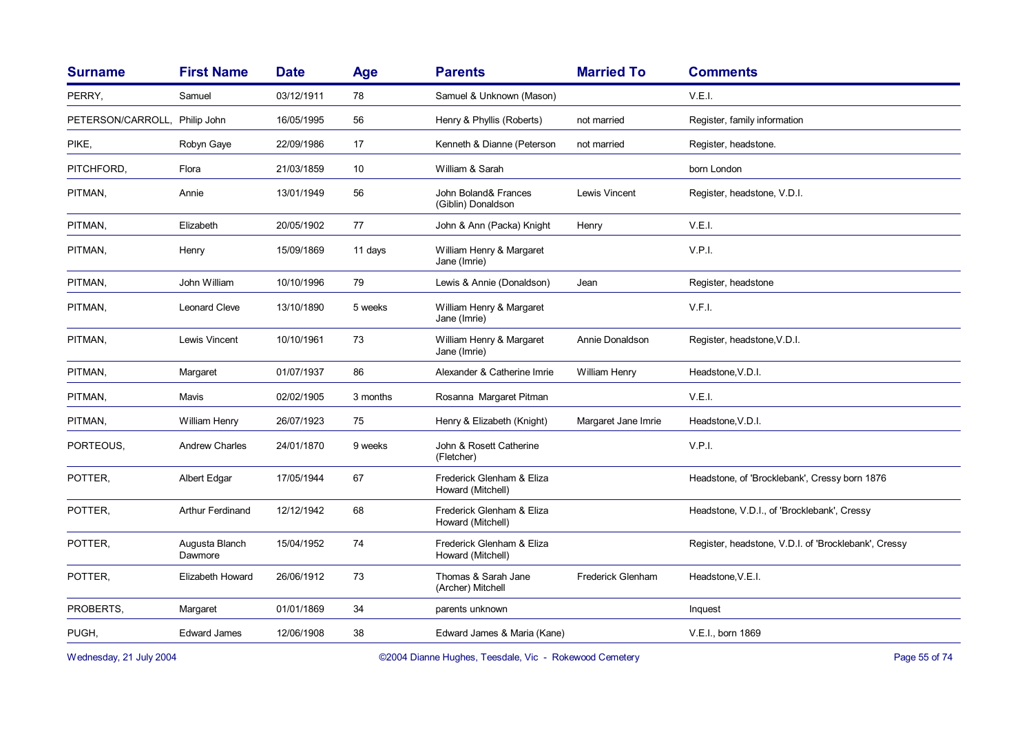| Surname | First Name | Date | Age | Parents | Married To | Comments |
|---|---|---|---|---|---|---|
| PERRY, | Samuel | 03/12/1911 | 78 | Samuel & Unknown (Mason) | | V.E.I. |
| PETERSON/CARROLL, | Philip John | 16/05/1995 | 56 | Henry & Phyllis (Roberts) | not married | Register, family information |
| PIKE, | Robyn Gaye | 22/09/1986 | 17 | Kenneth & Dianne (Peterson | not married | Register, headstone. |
| PITCHFORD, | Flora | 21/03/1859 | 10 | William & Sarah | | born London |
| PITMAN, | Annie | 13/01/1949 | 56 | John Boland& Frances (Giblin) Donaldson | Lewis Vincent | Register, headstone, V.D.I. |
| PITMAN, | Elizabeth | 20/05/1902 | 77 | John & Ann (Packa) Knight | Henry | V.E.I. |
| PITMAN, | Henry | 15/09/1869 | 11 days | William Henry & Margaret Jane (Imrie) | | V.P.I. |
| PITMAN, | John William | 10/10/1996 | 79 | Lewis & Annie (Donaldson) | Jean | Register, headstone |
| PITMAN, | Leonard Cleve | 13/10/1890 | 5 weeks | William Henry & Margaret Jane (Imrie) | | V.F.I. |
| PITMAN, | Lewis Vincent | 10/10/1961 | 73 | William Henry & Margaret Jane (Imrie) | Annie Donaldson | Register, headstone,V.D.I. |
| PITMAN, | Margaret | 01/07/1937 | 86 | Alexander & Catherine Imrie | William Henry | Headstone,V.D.I. |
| PITMAN, | Mavis | 02/02/1905 | 3 months | Rosanna Margaret Pitman | | V.E.I. |
| PITMAN, | William Henry | 26/07/1923 | 75 | Henry & Elizabeth (Knight) | Margaret Jane Imrie | Headstone,V.D.I. |
| PORTEOUS, | Andrew Charles | 24/01/1870 | 9 weeks | John & Rosett Catherine (Fletcher) | | V.P.I. |
| POTTER, | Albert Edgar | 17/05/1944 | 67 | Frederick Glenham & Eliza Howard (Mitchell) | | Headstone, of 'Brocklebank', Cressy born 1876 |
| POTTER, | Arthur Ferdinand | 12/12/1942 | 68 | Frederick Glenham & Eliza Howard (Mitchell) | | Headstone, V.D.I., of 'Brocklebank', Cressy |
| POTTER, | Augusta Blanch Dawmore | 15/04/1952 | 74 | Frederick Glenham & Eliza Howard (Mitchell) | | Register, headstone, V.D.I. of 'Brocklebank', Cressy |
| POTTER, | Elizabeth Howard | 26/06/1912 | 73 | Thomas & Sarah Jane (Archer) Mitchell | Frederick Glenham | Headstone,V.E.I. |
| PROBERTS, | Margaret | 01/01/1869 | 34 | parents unknown | | Inquest |
| PUGH, | Edward James | 12/06/1908 | 38 | Edward James & Maria (Kane) | | V.E.I., born 1869 |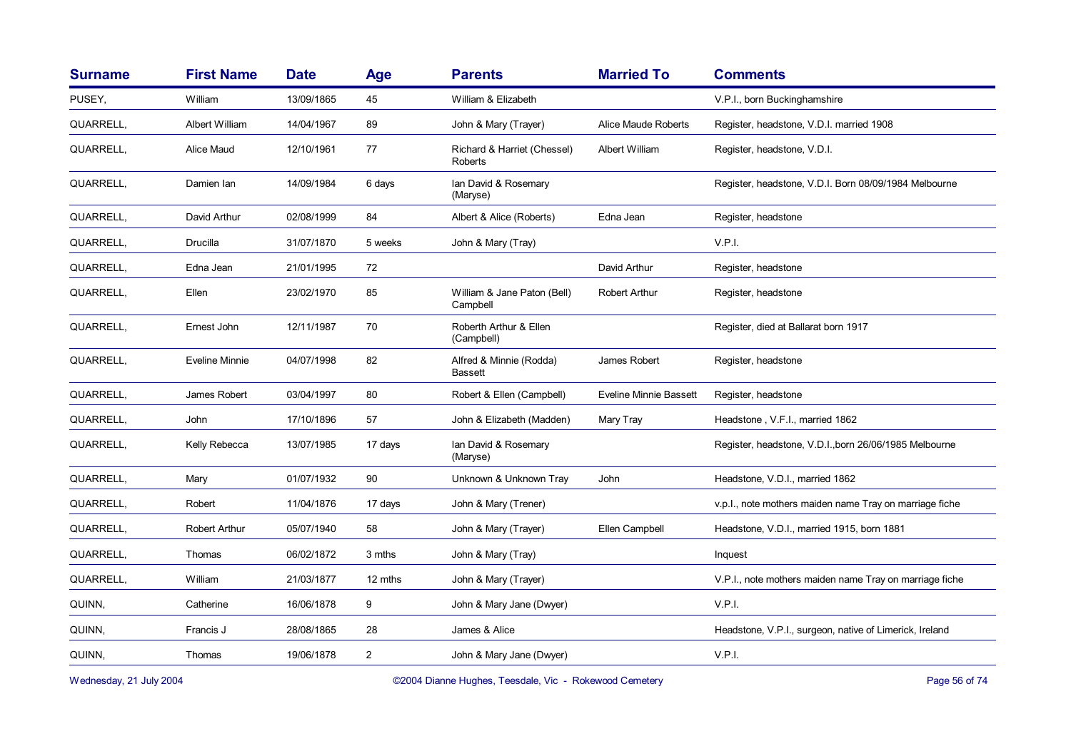| Surname | First Name | Date | Age | Parents | Married To | Comments |
|---|---|---|---|---|---|---|
| PUSEY, | William | 13/09/1865 | 45 | William & Elizabeth | | V.P.I., born Buckinghamshire |
| QUARRELL, | Albert William | 14/04/1967 | 89 | John & Mary (Trayer) | Alice Maude Roberts | Register, headstone, V.D.I. married 1908 |
| QUARRELL, | Alice Maud | 12/10/1961 | 77 | Richard & Harriet (Chessel) Roberts | Albert William | Register, headstone, V.D.I. |
| QUARRELL, | Damien Ian | 14/09/1984 | 6 days | Ian David & Rosemary (Maryse) | | Register, headstone, V.D.I. Born 08/09/1984 Melbourne |
| QUARRELL, | David Arthur | 02/08/1999 | 84 | Albert & Alice (Roberts) | Edna Jean | Register, headstone |
| QUARRELL, | Drucilla | 31/07/1870 | 5 weeks | John & Mary (Tray) | | V.P.I. |
| QUARRELL, | Edna Jean | 21/01/1995 | 72 | | David Arthur | Register, headstone |
| QUARRELL, | Ellen | 23/02/1970 | 85 | William & Jane Paton (Bell) Campbell | Robert Arthur | Register, headstone |
| QUARRELL, | Ernest John | 12/11/1987 | 70 | Roberth Arthur & Ellen (Campbell) | | Register, died at Ballarat born 1917 |
| QUARRELL, | Eveline Minnie | 04/07/1998 | 82 | Alfred & Minnie (Rodda) Bassett | James Robert | Register, headstone |
| QUARRELL, | James Robert | 03/04/1997 | 80 | Robert & Ellen (Campbell) | Eveline Minnie Bassett | Register, headstone |
| QUARRELL, | John | 17/10/1896 | 57 | John & Elizabeth (Madden) | Mary Tray | Headstone , V.F.I., married 1862 |
| QUARRELL, | Kelly Rebecca | 13/07/1985 | 17 days | Ian David & Rosemary (Maryse) | | Register, headstone, V.D.I.,born 26/06/1985 Melbourne |
| QUARRELL, | Mary | 01/07/1932 | 90 | Unknown & Unknown Tray | John | Headstone, V.D.I., married 1862 |
| QUARRELL, | Robert | 11/04/1876 | 17 days | John & Mary (Trener) | | v.p.I., note mothers maiden name Tray on marriage fiche |
| QUARRELL, | Robert Arthur | 05/07/1940 | 58 | John & Mary (Trayer) | Ellen Campbell | Headstone, V.D.I., married 1915, born 1881 |
| QUARRELL, | Thomas | 06/02/1872 | 3 mths | John & Mary (Tray) | | Inquest |
| QUARRELL, | William | 21/03/1877 | 12 mths | John & Mary (Trayer) | | V.P.I., note mothers maiden name Tray on marriage fiche |
| QUINN, | Catherine | 16/06/1878 | 9 | John & Mary Jane (Dwyer) | | V.P.I. |
| QUINN, | Francis J | 28/08/1865 | 28 | James & Alice | | Headstone, V.P.I., surgeon, native of Limerick, Ireland |
| QUINN, | Thomas | 19/06/1878 | 2 | John & Mary Jane (Dwyer) | | V.P.I. |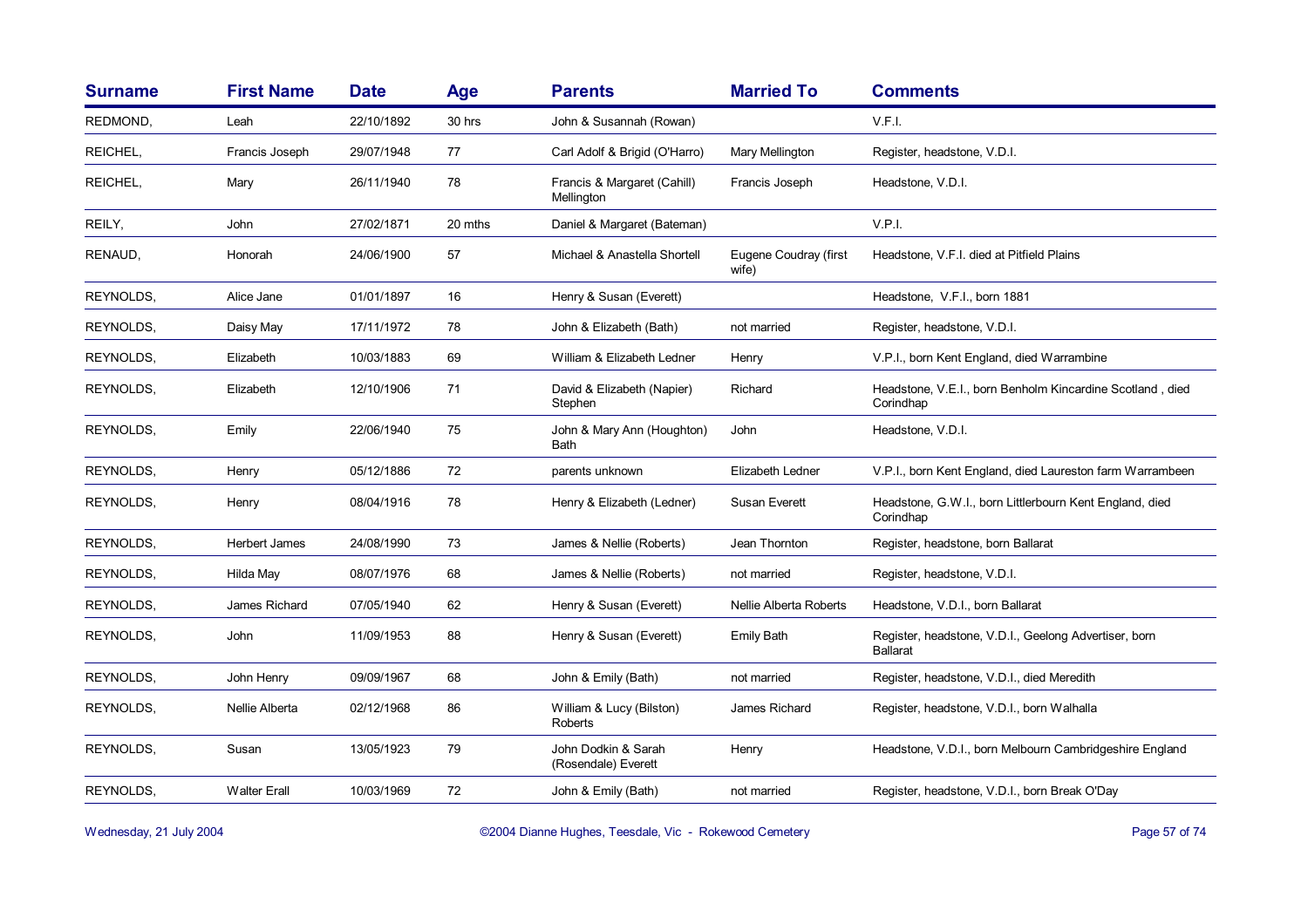| Surname | First Name | Date | Age | Parents | Married To | Comments |
|---|---|---|---|---|---|---|
| REDMOND, | Leah | 22/10/1892 | 30 hrs | John & Susannah (Rowan) | | V.F.I. |
| REICHEL, | Francis Joseph | 29/07/1948 | 77 | Carl Adolf & Brigid (O'Harro) | Mary Mellington | Register, headstone, V.D.I. |
| REICHEL, | Mary | 26/11/1940 | 78 | Francis & Margaret (Cahill) Mellington | Francis Joseph | Headstone, V.D.I. |
| REILY, | John | 27/02/1871 | 20 mths | Daniel & Margaret (Bateman) | | V.P.I. |
| RENAUD, | Honorah | 24/06/1900 | 57 | Michael & Anastella Shortell | Eugene Coudray (first wife) | Headstone, V.F.I. died at Pitfield Plains |
| REYNOLDS, | Alice Jane | 01/01/1897 | 16 | Henry & Susan (Everett) | | Headstone, V.F.I., born 1881 |
| REYNOLDS, | Daisy May | 17/11/1972 | 78 | John & Elizabeth (Bath) | not married | Register, headstone, V.D.I. |
| REYNOLDS, | Elizabeth | 10/03/1883 | 69 | William & Elizabeth Ledner | Henry | V.P.I., born Kent England, died Warrambine |
| REYNOLDS, | Elizabeth | 12/10/1906 | 71 | David & Elizabeth (Napier) Stephen | Richard | Headstone, V.E.I., born Benholm Kincardine Scotland , died Corindhap |
| REYNOLDS, | Emily | 22/06/1940 | 75 | John & Mary Ann (Houghton) Bath | John | Headstone, V.D.I. |
| REYNOLDS, | Henry | 05/12/1886 | 72 | parents unknown | Elizabeth Ledner | V.P.I., born Kent England, died Laureston farm Warrambeen |
| REYNOLDS, | Henry | 08/04/1916 | 78 | Henry & Elizabeth (Ledner) | Susan Everett | Headstone, G.W.I., born Littlerbourn Kent England, died Corindhap |
| REYNOLDS, | Herbert James | 24/08/1990 | 73 | James & Nellie (Roberts) | Jean Thornton | Register, headstone, born Ballarat |
| REYNOLDS, | Hilda May | 08/07/1976 | 68 | James & Nellie (Roberts) | not married | Register, headstone, V.D.I. |
| REYNOLDS, | James Richard | 07/05/1940 | 62 | Henry & Susan (Everett) | Nellie Alberta Roberts | Headstone, V.D.I., born Ballarat |
| REYNOLDS, | John | 11/09/1953 | 88 | Henry & Susan (Everett) | Emily Bath | Register, headstone, V.D.I., Geelong Advertiser, born Ballarat |
| REYNOLDS, | John Henry | 09/09/1967 | 68 | John & Emily (Bath) | not married | Register, headstone, V.D.I., died Meredith |
| REYNOLDS, | Nellie Alberta | 02/12/1968 | 86 | William & Lucy (Bilston) Roberts | James Richard | Register, headstone, V.D.I., born Walhalla |
| REYNOLDS, | Susan | 13/05/1923 | 79 | John Dodkin & Sarah (Rosendale) Everett | Henry | Headstone, V.D.I., born Melbourn Cambridgeshire England |
| REYNOLDS, | Walter Erall | 10/03/1969 | 72 | John & Emily (Bath) | not married | Register, headstone, V.D.I., born Break O'Day |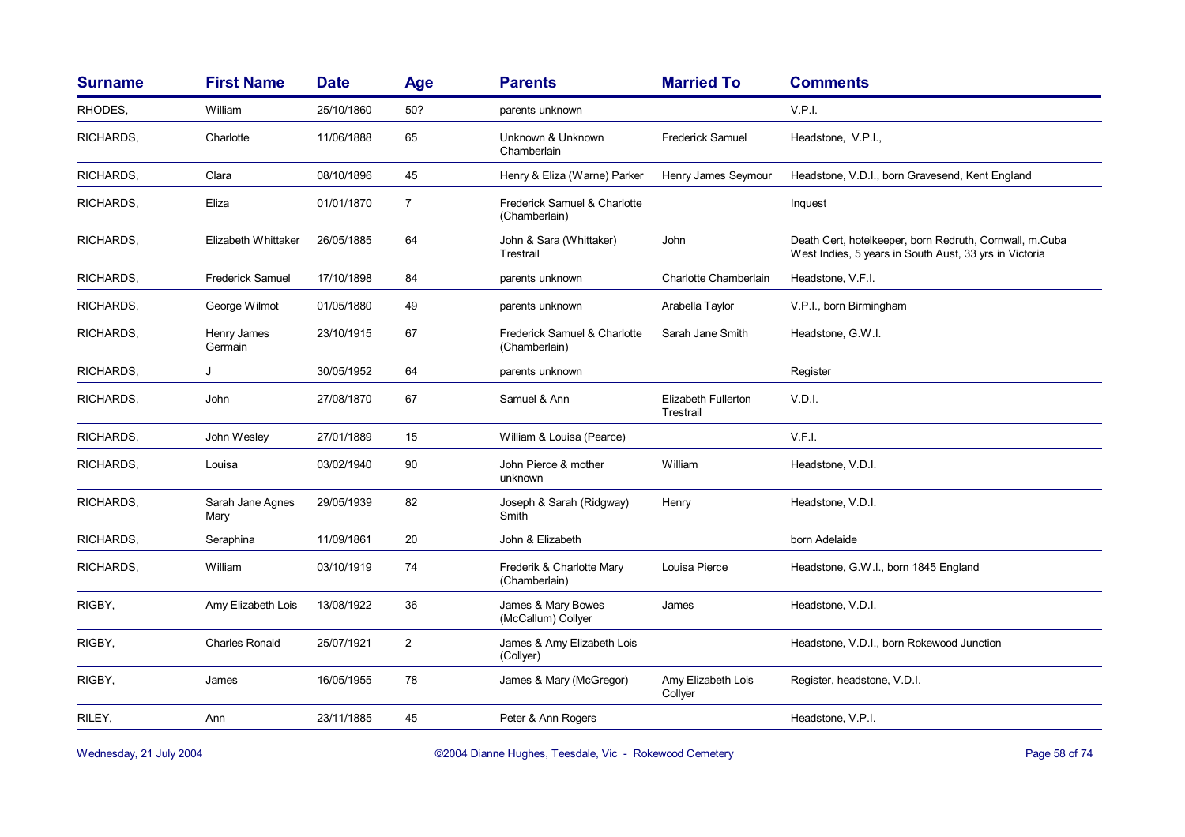| Surname | First Name | Date | Age | Parents | Married To | Comments |
|---|---|---|---|---|---|---|
| RHODES, | William | 25/10/1860 | 50? | parents unknown | | V.P.I. |
| RICHARDS, | Charlotte | 11/06/1888 | 65 | Unknown & Unknown Chamberlain | Frederick Samuel | Headstone, V.P.I., |
| RICHARDS, | Clara | 08/10/1896 | 45 | Henry & Eliza (Warne) Parker | Henry James Seymour | Headstone, V.D.I., born Gravesend, Kent England |
| RICHARDS, | Eliza | 01/01/1870 | 7 | Frederick Samuel & Charlotte (Chamberlain) | | Inquest |
| RICHARDS, | Elizabeth Whittaker | 26/05/1885 | 64 | John & Sara (Whittaker) Trestrail | John | Death Cert, hotelkeeper, born Redruth, Cornwall, m.Cuba West Indies, 5 years in South Aust, 33 yrs in Victoria |
| RICHARDS, | Frederick Samuel | 17/10/1898 | 84 | parents unknown | Charlotte Chamberlain | Headstone, V.F.I. |
| RICHARDS, | George Wilmot | 01/05/1880 | 49 | parents unknown | Arabella Taylor | V.P.I., born Birmingham |
| RICHARDS, | Henry James Germain | 23/10/1915 | 67 | Frederick Samuel & Charlotte (Chamberlain) | Sarah Jane Smith | Headstone, G.W.I. |
| RICHARDS, | J | 30/05/1952 | 64 | parents unknown | | Register |
| RICHARDS, | John | 27/08/1870 | 67 | Samuel & Ann | Elizabeth Fullerton Trestrail | V.D.I. |
| RICHARDS, | John Wesley | 27/01/1889 | 15 | William & Louisa (Pearce) | | V.F.I. |
| RICHARDS, | Louisa | 03/02/1940 | 90 | John Pierce & mother unknown | William | Headstone, V.D.I. |
| RICHARDS, | Sarah Jane Agnes Mary | 29/05/1939 | 82 | Joseph & Sarah (Ridgway) Smith | Henry | Headstone, V.D.I. |
| RICHARDS, | Seraphina | 11/09/1861 | 20 | John & Elizabeth | | born Adelaide |
| RICHARDS, | William | 03/10/1919 | 74 | Frederik & Charlotte Mary (Chamberlain) | Louisa Pierce | Headstone, G.W.I., born 1845 England |
| RIGBY, | Amy Elizabeth Lois | 13/08/1922 | 36 | James & Mary Bowes (McCallum) Collyer | James | Headstone, V.D.I. |
| RIGBY, | Charles Ronald | 25/07/1921 | 2 | James & Amy Elizabeth Lois (Collyer) | | Headstone, V.D.I., born Rokewood Junction |
| RIGBY, | James | 16/05/1955 | 78 | James & Mary (McGregor) | Amy Elizabeth Lois Collyer | Register, headstone, V.D.I. |
| RILEY, | Ann | 23/11/1885 | 45 | Peter & Ann Rogers | | Headstone, V.P.I. |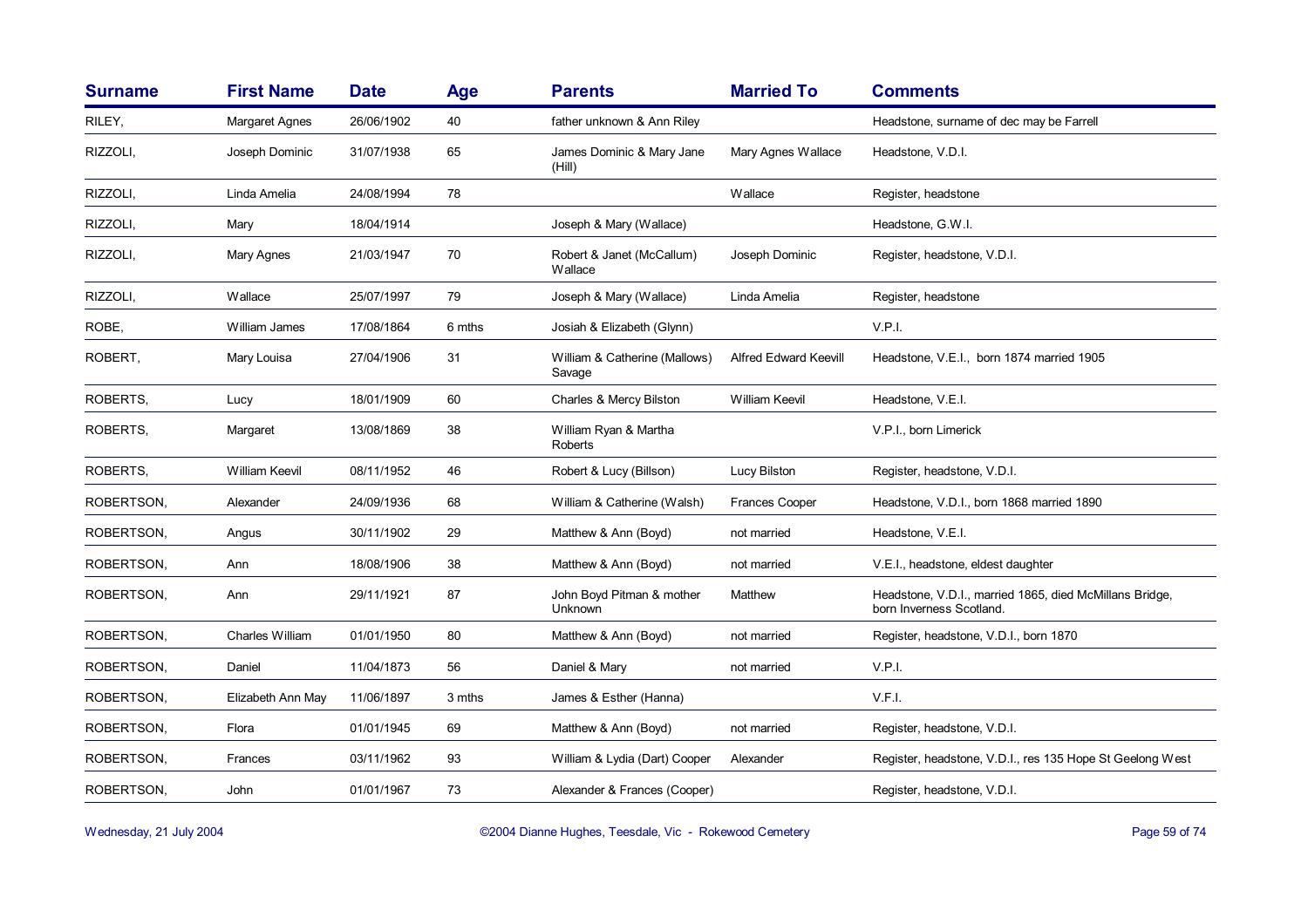| Surname | First Name | Date | Age | Parents | Married To | Comments |
|---|---|---|---|---|---|---|
| RILEY, | Margaret Agnes | 26/06/1902 | 40 | father unknown & Ann Riley | | Headstone, surname of dec may be Farrell |
| RIZZOLI, | Joseph Dominic | 31/07/1938 | 65 | James Dominic & Mary Jane (Hill) | Mary Agnes Wallace | Headstone, V.D.I. |
| RIZZOLI, | Linda Amelia | 24/08/1994 | 78 | | Wallace | Register, headstone |
| RIZZOLI, | Mary | 18/04/1914 | | Joseph & Mary (Wallace) | | Headstone, G.W.I. |
| RIZZOLI, | Mary Agnes | 21/03/1947 | 70 | Robert & Janet (McCallum) Wallace | Joseph Dominic | Register, headstone, V.D.I. |
| RIZZOLI, | Wallace | 25/07/1997 | 79 | Joseph & Mary (Wallace) | Linda Amelia | Register, headstone |
| ROBE, | William James | 17/08/1864 | 6 mths | Josiah & Elizabeth (Glynn) | | V.P.I. |
| ROBERT, | Mary Louisa | 27/04/1906 | 31 | William & Catherine (Mallows) Savage | Alfred Edward Keevill | Headstone, V.E.I., born 1874 married 1905 |
| ROBERTS, | Lucy | 18/01/1909 | 60 | Charles & Mercy Bilston | William Keevil | Headstone, V.E.I. |
| ROBERTS, | Margaret | 13/08/1869 | 38 | William Ryan & Martha Roberts | | V.P.I., born Limerick |
| ROBERTS, | William Keevil | 08/11/1952 | 46 | Robert & Lucy (Billson) | Lucy Bilston | Register, headstone, V.D.I. |
| ROBERTSON, | Alexander | 24/09/1936 | 68 | William & Catherine (Walsh) | Frances Cooper | Headstone, V.D.I., born 1868 married 1890 |
| ROBERTSON, | Angus | 30/11/1902 | 29 | Matthew & Ann (Boyd) | not married | Headstone, V.E.I. |
| ROBERTSON, | Ann | 18/08/1906 | 38 | Matthew & Ann (Boyd) | not married | V.E.I., headstone, eldest daughter |
| ROBERTSON, | Ann | 29/11/1921 | 87 | John Boyd Pitman & mother Unknown | Matthew | Headstone, V.D.I., married 1865, died McMillans Bridge, born Inverness Scotland. |
| ROBERTSON, | Charles William | 01/01/1950 | 80 | Matthew & Ann (Boyd) | not married | Register, headstone, V.D.I., born 1870 |
| ROBERTSON, | Daniel | 11/04/1873 | 56 | Daniel & Mary | not married | V.P.I. |
| ROBERTSON, | Elizabeth Ann May | 11/06/1897 | 3 mths | James & Esther (Hanna) | | V.F.I. |
| ROBERTSON, | Flora | 01/01/1945 | 69 | Matthew & Ann (Boyd) | not married | Register, headstone, V.D.I. |
| ROBERTSON, | Frances | 03/11/1962 | 93 | William & Lydia (Dart) Cooper | Alexander | Register, headstone, V.D.I., res 135 Hope St Geelong West |
| ROBERTSON, | John | 01/01/1967 | 73 | Alexander & Frances (Cooper) | | Register, headstone, V.D.I. |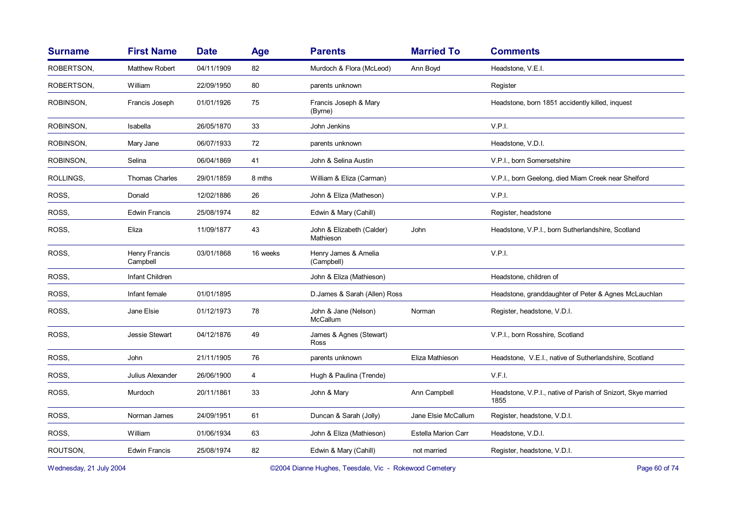| Surname | First Name | Date | Age | Parents | Married To | Comments |
|---|---|---|---|---|---|---|
| ROBERTSON, | Matthew Robert | 04/11/1909 | 82 | Murdoch & Flora (McLeod) | Ann Boyd | Headstone, V.E.I. |
| ROBERTSON, | William | 22/09/1950 | 80 | parents unknown | | Register |
| ROBINSON, | Francis Joseph | 01/01/1926 | 75 | Francis Joseph & Mary (Byrne) | | Headstone, born 1851 accidently killed, inquest |
| ROBINSON, | Isabella | 26/05/1870 | 33 | John Jenkins | | V.P.I. |
| ROBINSON, | Mary Jane | 06/07/1933 | 72 | parents unknown | | Headstone, V.D.I. |
| ROBINSON, | Selina | 06/04/1869 | 41 | John & Selina Austin | | V.P.I., born Somersetshire |
| ROLLINGS, | Thomas Charles | 29/01/1859 | 8 mths | William & Eliza (Carman) | | V.P.I., born Geelong, died Miam Creek near Shelford |
| ROSS, | Donald | 12/02/1886 | 26 | John & Eliza (Matheson) | | V.P.I. |
| ROSS, | Edwin Francis | 25/08/1974 | 82 | Edwin & Mary (Cahill) | | Register, headstone |
| ROSS, | Eliza | 11/09/1877 | 43 | John & Elizabeth (Calder) Mathieson | John | Headstone, V.P.I., born Sutherlandshire, Scotland |
| ROSS, | Henry Francis Campbell | 03/01/1868 | 16 weeks | Henry James & Amelia (Campbell) | | V.P.I. |
| ROSS, | Infant Children | | | John & Eliza (Mathieson) | | Headstone, children of |
| ROSS, | Infant female | 01/01/1895 | | D.James & Sarah (Allen) Ross | | Headstone, granddaughter of Peter & Agnes McLauchlan |
| ROSS, | Jane Elsie | 01/12/1973 | 78 | John & Jane (Nelson) McCallum | Norman | Register, headstone, V.D.I. |
| ROSS, | Jessie Stewart | 04/12/1876 | 49 | James & Agnes (Stewart) Ross | | V.P.I., born Rosshire, Scotland |
| ROSS, | John | 21/11/1905 | 76 | parents unknown | Eliza Mathieson | Headstone, V.E.I., native of Sutherlandshire, Scotland |
| ROSS, | Julius Alexander | 26/06/1900 | 4 | Hugh & Paulina (Trende) | | V.F.I. |
| ROSS, | Murdoch | 20/11/1861 | 33 | John & Mary | Ann Campbell | Headstone, V.P.I., native of Parish of Snizort, Skye married 1855 |
| ROSS, | Norman James | 24/09/1951 | 61 | Duncan & Sarah (Jolly) | Jane Elsie McCallum | Register, headstone, V.D.I. |
| ROSS, | William | 01/06/1934 | 63 | John & Eliza (Mathieson) | Estella Marion Carr | Headstone, V.D.I. |
| ROUTSON, | Edwin Francis | 25/08/1974 | 82 | Edwin & Mary (Cahill) | not married | Register, headstone, V.D.I. |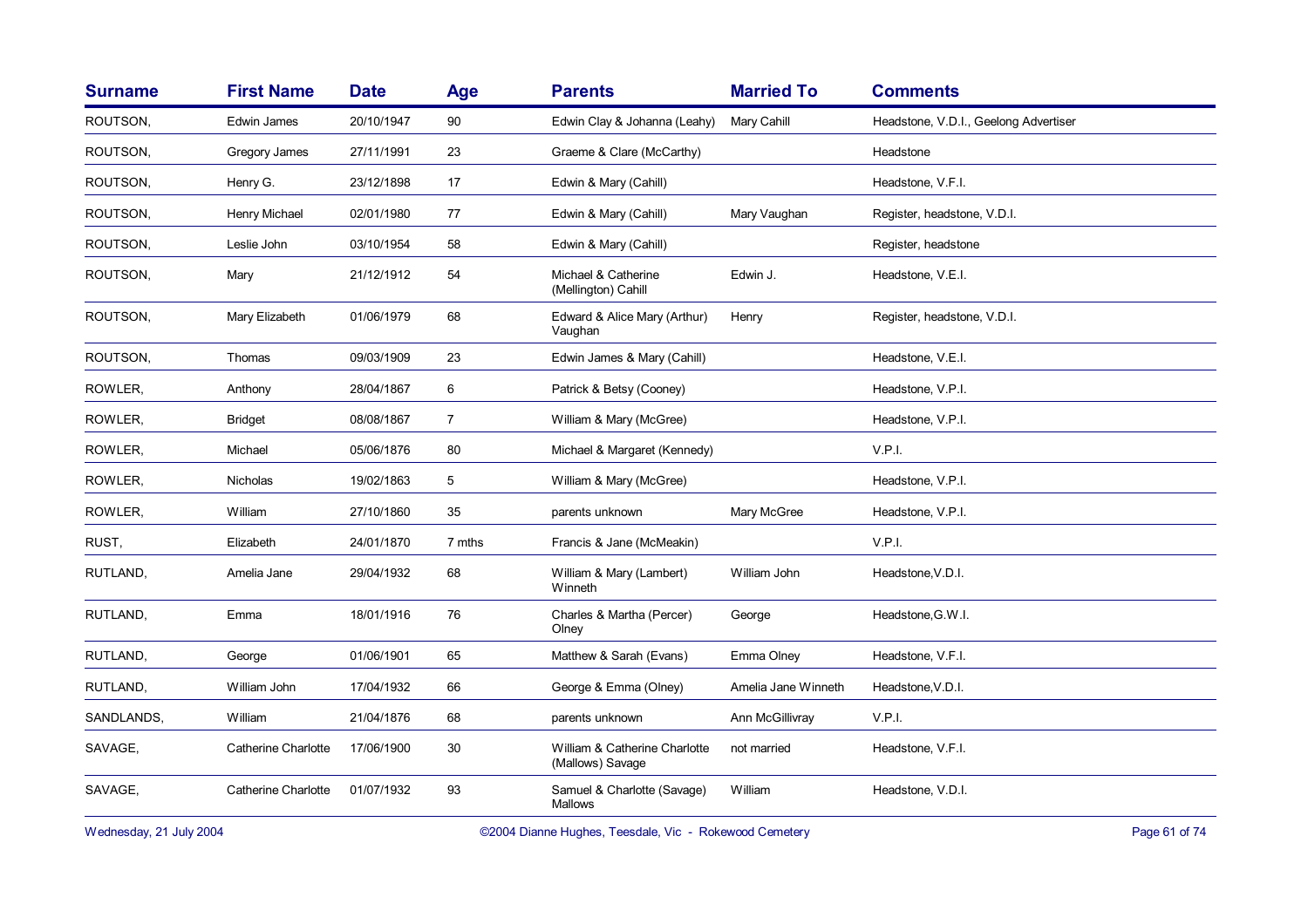| Surname | First Name | Date | Age | Parents | Married To | Comments |
|---|---|---|---|---|---|---|
| ROUTSON, | Edwin James | 20/10/1947 | 90 | Edwin Clay & Johanna (Leahy) | Mary Cahill | Headstone, V.D.I., Geelong Advertiser |
| ROUTSON, | Gregory James | 27/11/1991 | 23 | Graeme & Clare (McCarthy) | | Headstone |
| ROUTSON, | Henry G. | 23/12/1898 | 17 | Edwin & Mary (Cahill) | | Headstone, V.F.I. |
| ROUTSON, | Henry Michael | 02/01/1980 | 77 | Edwin & Mary (Cahill) | Mary Vaughan | Register, headstone, V.D.I. |
| ROUTSON, | Leslie John | 03/10/1954 | 58 | Edwin & Mary (Cahill) | | Register, headstone |
| ROUTSON, | Mary | 21/12/1912 | 54 | Michael & Catherine (Mellington) Cahill | Edwin J. | Headstone, V.E.I. |
| ROUTSON, | Mary Elizabeth | 01/06/1979 | 68 | Edward & Alice Mary (Arthur) Vaughan | Henry | Register, headstone, V.D.I. |
| ROUTSON, | Thomas | 09/03/1909 | 23 | Edwin James & Mary (Cahill) | | Headstone, V.E.I. |
| ROWLER, | Anthony | 28/04/1867 | 6 | Patrick & Betsy (Cooney) | | Headstone, V.P.I. |
| ROWLER, | Bridget | 08/08/1867 | 7 | William & Mary (McGree) | | Headstone, V.P.I. |
| ROWLER, | Michael | 05/06/1876 | 80 | Michael & Margaret (Kennedy) | | V.P.I. |
| ROWLER, | Nicholas | 19/02/1863 | 5 | William & Mary (McGree) | | Headstone, V.P.I. |
| ROWLER, | William | 27/10/1860 | 35 | parents unknown | Mary McGree | Headstone, V.P.I. |
| RUST, | Elizabeth | 24/01/1870 | 7 mths | Francis & Jane (McMeakin) | | V.P.I. |
| RUTLAND, | Amelia Jane | 29/04/1932 | 68 | William & Mary (Lambert) Winneth | William John | Headstone,V.D.I. |
| RUTLAND, | Emma | 18/01/1916 | 76 | Charles & Martha (Percer) Olney | George | Headstone,G.W.I. |
| RUTLAND, | George | 01/06/1901 | 65 | Matthew & Sarah (Evans) | Emma Olney | Headstone, V.F.I. |
| RUTLAND, | William John | 17/04/1932 | 66 | George & Emma (Olney) | Amelia Jane Winneth | Headstone,V.D.I. |
| SANDLANDS, | William | 21/04/1876 | 68 | parents unknown | Ann McGillivray | V.P.I. |
| SAVAGE, | Catherine Charlotte | 17/06/1900 | 30 | William & Catherine Charlotte (Mallows) Savage | not married | Headstone, V.F.I. |
| SAVAGE, | Catherine Charlotte | 01/07/1932 | 93 | Samuel & Charlotte (Savage) Mallows | William | Headstone, V.D.I. |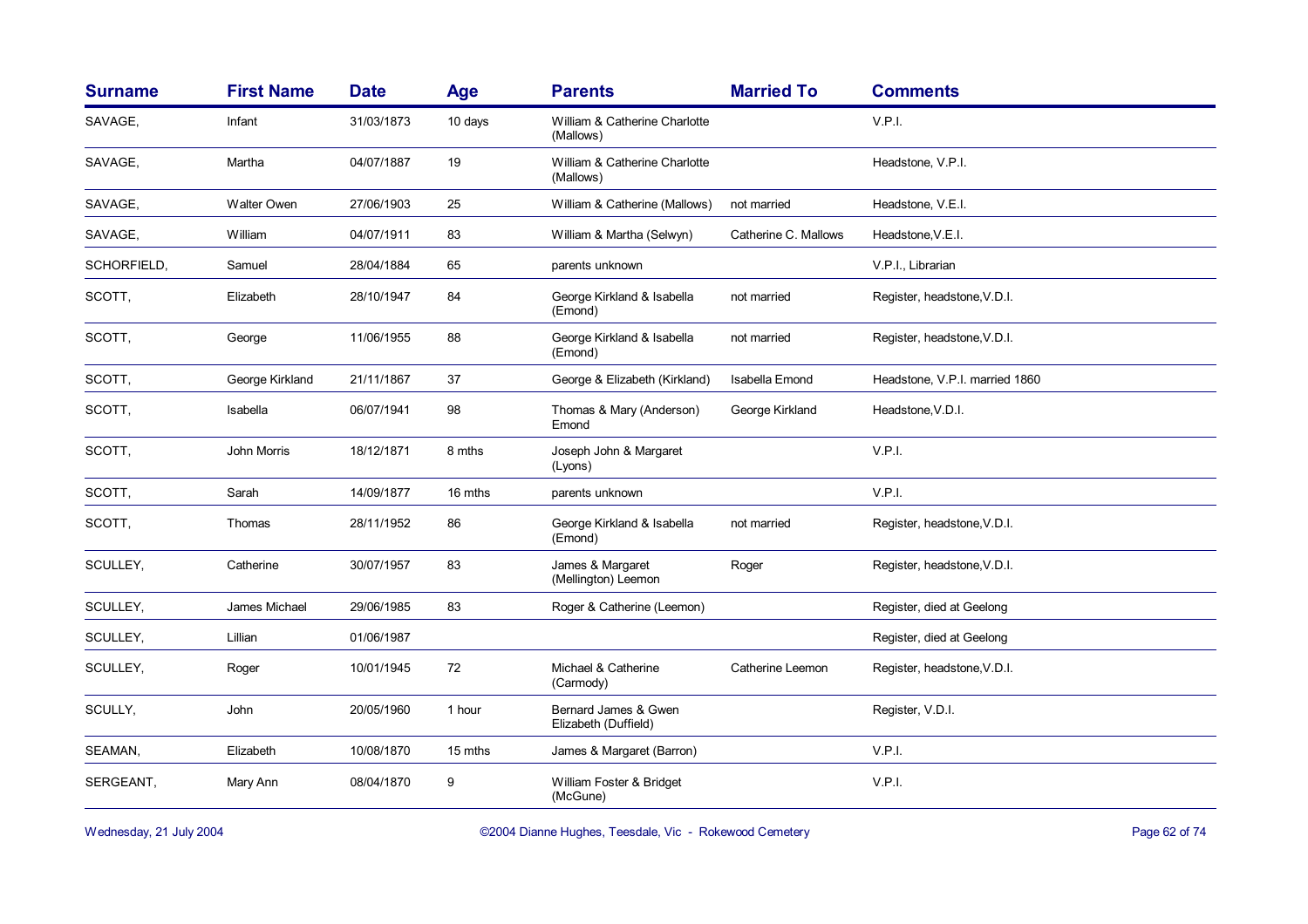| Surname | First Name | Date | Age | Parents | Married To | Comments |
| --- | --- | --- | --- | --- | --- | --- |
| SAVAGE, | Infant | 31/03/1873 | 10 days | William & Catherine Charlotte (Mallows) | | V.P.I. |
| SAVAGE, | Martha | 04/07/1887 | 19 | William & Catherine Charlotte (Mallows) | | Headstone, V.P.I. |
| SAVAGE, | Walter Owen | 27/06/1903 | 25 | William & Catherine (Mallows) | not married | Headstone, V.E.I. |
| SAVAGE, | William | 04/07/1911 | 83 | William & Martha (Selwyn) | Catherine C. Mallows | Headstone,V.E.I. |
| SCHORFIELD, | Samuel | 28/04/1884 | 65 | parents unknown | | V.P.I., Librarian |
| SCOTT, | Elizabeth | 28/10/1947 | 84 | George Kirkland & Isabella (Emond) | not married | Register, headstone,V.D.I. |
| SCOTT, | George | 11/06/1955 | 88 | George Kirkland & Isabella (Emond) | not married | Register, headstone,V.D.I. |
| SCOTT, | George Kirkland | 21/11/1867 | 37 | George & Elizabeth (Kirkland) | Isabella Emond | Headstone, V.P.I. married 1860 |
| SCOTT, | Isabella | 06/07/1941 | 98 | Thomas & Mary (Anderson) Emond | George Kirkland | Headstone,V.D.I. |
| SCOTT, | John Morris | 18/12/1871 | 8 mths | Joseph John & Margaret (Lyons) | | V.P.I. |
| SCOTT, | Sarah | 14/09/1877 | 16 mths | parents unknown | | V.P.I. |
| SCOTT, | Thomas | 28/11/1952 | 86 | George Kirkland & Isabella (Emond) | not married | Register, headstone,V.D.I. |
| SCULLEY, | Catherine | 30/07/1957 | 83 | James & Margaret (Mellington) Leemon | Roger | Register, headstone,V.D.I. |
| SCULLEY, | James Michael | 29/06/1985 | 83 | Roger & Catherine (Leemon) | | Register, died at Geelong |
| SCULLEY, | Lillian | 01/06/1987 | | | | Register, died at Geelong |
| SCULLEY, | Roger | 10/01/1945 | 72 | Michael & Catherine (Carmody) | Catherine Leemon | Register, headstone,V.D.I. |
| SCULLY, | John | 20/05/1960 | 1 hour | Bernard James & Gwen Elizabeth (Duffield) | | Register, V.D.I. |
| SEAMAN, | Elizabeth | 10/08/1870 | 15 mths | James & Margaret (Barron) | | V.P.I. |
| SERGEANT, | Mary Ann | 08/04/1870 | 9 | William Foster & Bridget (McGune) | | V.P.I. |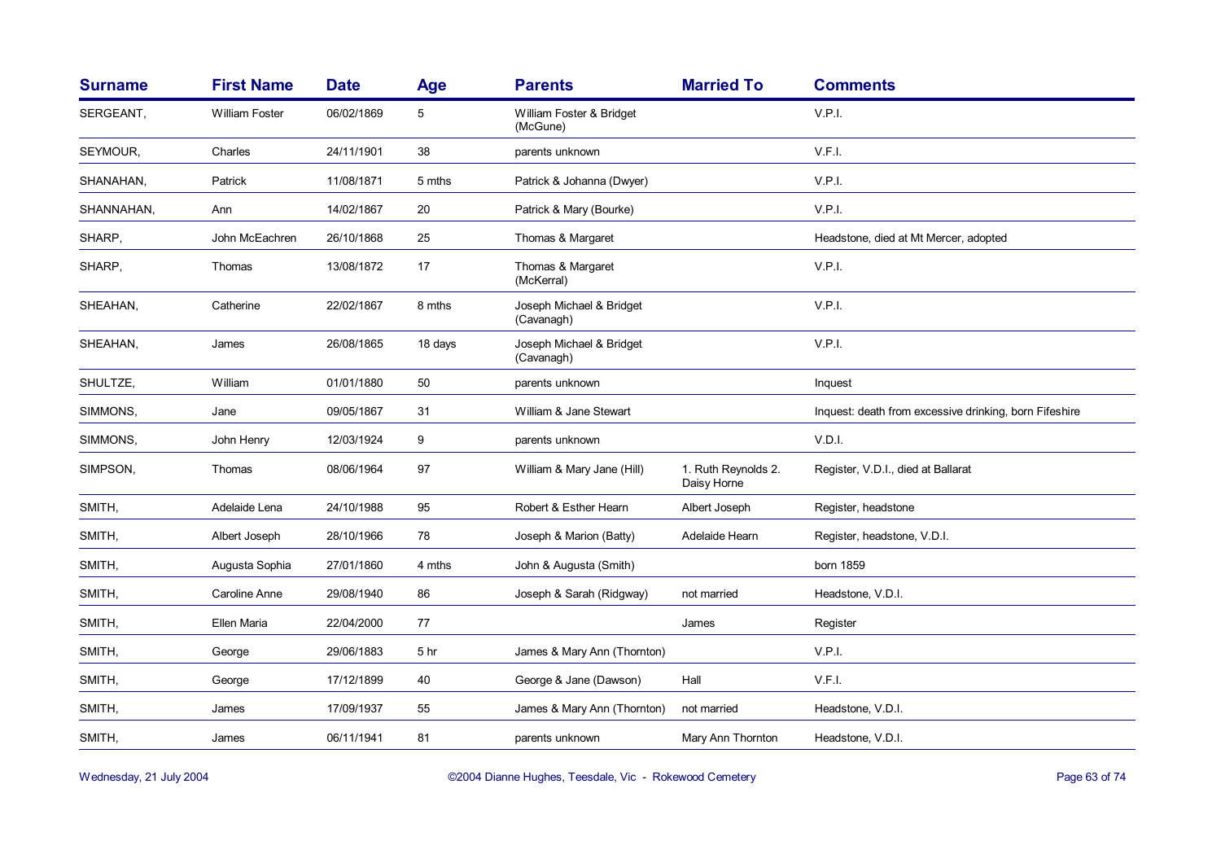| Surname | First Name | Date | Age | Parents | Married To | Comments |
|---|---|---|---|---|---|---|
| SERGEANT, | William Foster | 06/02/1869 | 5 | William Foster & Bridget (McGune) | | V.P.I. |
| SEYMOUR, | Charles | 24/11/1901 | 38 | parents unknown | | V.F.I. |
| SHANAHAN, | Patrick | 11/08/1871 | 5 mths | Patrick & Johanna (Dwyer) | | V.P.I. |
| SHANNAHAN, | Ann | 14/02/1867 | 20 | Patrick & Mary (Bourke) | | V.P.I. |
| SHARP, | John McEachren | 26/10/1868 | 25 | Thomas & Margaret | | Headstone, died at Mt Mercer, adopted |
| SHARP, | Thomas | 13/08/1872 | 17 | Thomas & Margaret (McKerral) | | V.P.I. |
| SHEAHAN, | Catherine | 22/02/1867 | 8 mths | Joseph Michael & Bridget (Cavanagh) | | V.P.I. |
| SHEAHAN, | James | 26/08/1865 | 18 days | Joseph Michael & Bridget (Cavanagh) | | V.P.I. |
| SHULTZE, | William | 01/01/1880 | 50 | parents unknown | | Inquest |
| SIMMONS, | Jane | 09/05/1867 | 31 | William & Jane Stewart | | Inquest: death from excessive drinking, born Fifeshire |
| SIMMONS, | John Henry | 12/03/1924 | 9 | parents unknown | | V.D.I. |
| SIMPSON, | Thomas | 08/06/1964 | 97 | William & Mary Jane (Hill) | 1. Ruth Reynolds 2. Daisy Horne | Register, V.D.I., died at Ballarat |
| SMITH, | Adelaide Lena | 24/10/1988 | 95 | Robert & Esther Hearn | Albert Joseph | Register, headstone |
| SMITH, | Albert Joseph | 28/10/1966 | 78 | Joseph & Marion (Batty) | Adelaide Hearn | Register, headstone, V.D.I. |
| SMITH, | Augusta Sophia | 27/01/1860 | 4 mths | John & Augusta (Smith) | | born 1859 |
| SMITH, | Caroline Anne | 29/08/1940 | 86 | Joseph & Sarah (Ridgway) | not married | Headstone, V.D.I. |
| SMITH, | Ellen Maria | 22/04/2000 | 77 | | James | Register |
| SMITH, | George | 29/06/1883 | 5 hr | James & Mary Ann (Thornton) | | V.P.I. |
| SMITH, | George | 17/12/1899 | 40 | George & Jane (Dawson) | Hall | V.F.I. |
| SMITH, | James | 17/09/1937 | 55 | James & Mary Ann (Thornton) | not married | Headstone, V.D.I. |
| SMITH, | James | 06/11/1941 | 81 | parents unknown | Mary Ann Thornton | Headstone, V.D.I. |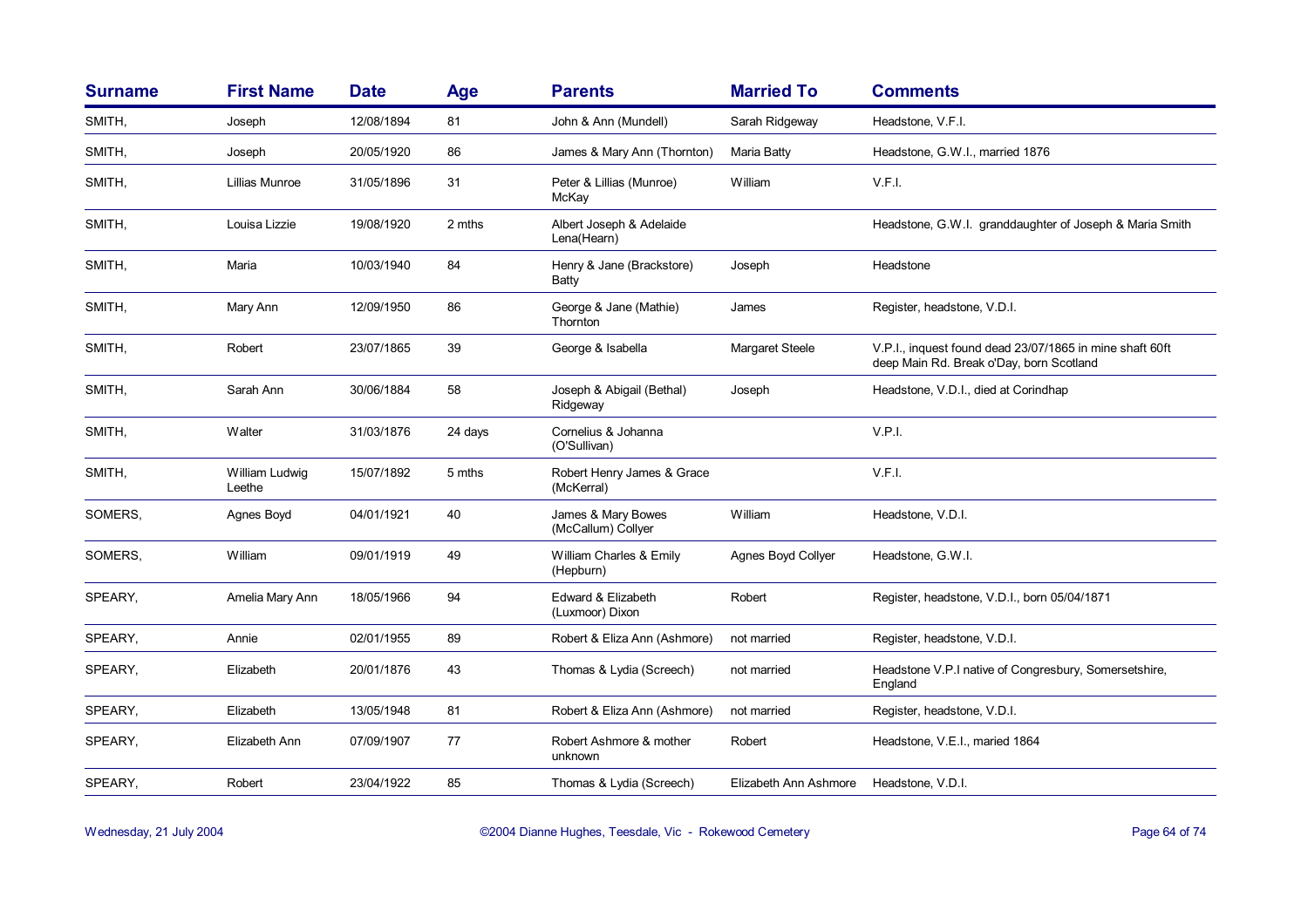| Surname | First Name | Date | Age | Parents | Married To | Comments |
|---|---|---|---|---|---|---|
| SMITH, | Joseph | 12/08/1894 | 81 | John & Ann (Mundell) | Sarah Ridgeway | Headstone, V.F.I. |
| SMITH, | Joseph | 20/05/1920 | 86 | James & Mary Ann (Thornton) | Maria Batty | Headstone, G.W.I., married 1876 |
| SMITH, | Lillias Munroe | 31/05/1896 | 31 | Peter & Lillias (Munroe) McKay | William | V.F.I. |
| SMITH, | Louisa Lizzie | 19/08/1920 | 2 mths | Albert Joseph & Adelaide Lena(Hearn) | | Headstone, G.W.I. granddaughter of Joseph & Maria Smith |
| SMITH, | Maria | 10/03/1940 | 84 | Henry & Jane (Brackstore) Batty | Joseph | Headstone |
| SMITH, | Mary Ann | 12/09/1950 | 86 | George & Jane (Mathie) Thornton | James | Register, headstone, V.D.I. |
| SMITH, | Robert | 23/07/1865 | 39 | George & Isabella | Margaret Steele | V.P.I., inquest found dead 23/07/1865 in mine shaft 60ft deep Main Rd. Break o'Day, born Scotland |
| SMITH, | Sarah Ann | 30/06/1884 | 58 | Joseph & Abigail (Bethal) Ridgeway | Joseph | Headstone, V.D.I., died at Corindhap |
| SMITH, | Walter | 31/03/1876 | 24 days | Cornelius & Johanna (O'Sullivan) | | V.P.I. |
| SMITH, | William Ludwig Leethe | 15/07/1892 | 5 mths | Robert Henry James & Grace (McKerral) | | V.F.I. |
| SOMERS, | Agnes Boyd | 04/01/1921 | 40 | James & Mary Bowes (McCallum) Collyer | William | Headstone, V.D.I. |
| SOMERS, | William | 09/01/1919 | 49 | William Charles & Emily (Hepburn) | Agnes Boyd Collyer | Headstone, G.W.I. |
| SPEARY, | Amelia Mary Ann | 18/05/1966 | 94 | Edward & Elizabeth (Luxmoor) Dixon | Robert | Register, headstone, V.D.I., born 05/04/1871 |
| SPEARY, | Annie | 02/01/1955 | 89 | Robert & Eliza Ann (Ashmore) | not married | Register, headstone, V.D.I. |
| SPEARY, | Elizabeth | 20/01/1876 | 43 | Thomas & Lydia (Screech) | not married | Headstone V.P.I native of Congresbury, Somersetshire, England |
| SPEARY, | Elizabeth | 13/05/1948 | 81 | Robert & Eliza Ann (Ashmore) | not married | Register, headstone, V.D.I. |
| SPEARY, | Elizabeth Ann | 07/09/1907 | 77 | Robert Ashmore & mother unknown | Robert | Headstone, V.E.I., maried 1864 |
| SPEARY, | Robert | 23/04/1922 | 85 | Thomas & Lydia (Screech) | Elizabeth Ann Ashmore | Headstone, V.D.I. |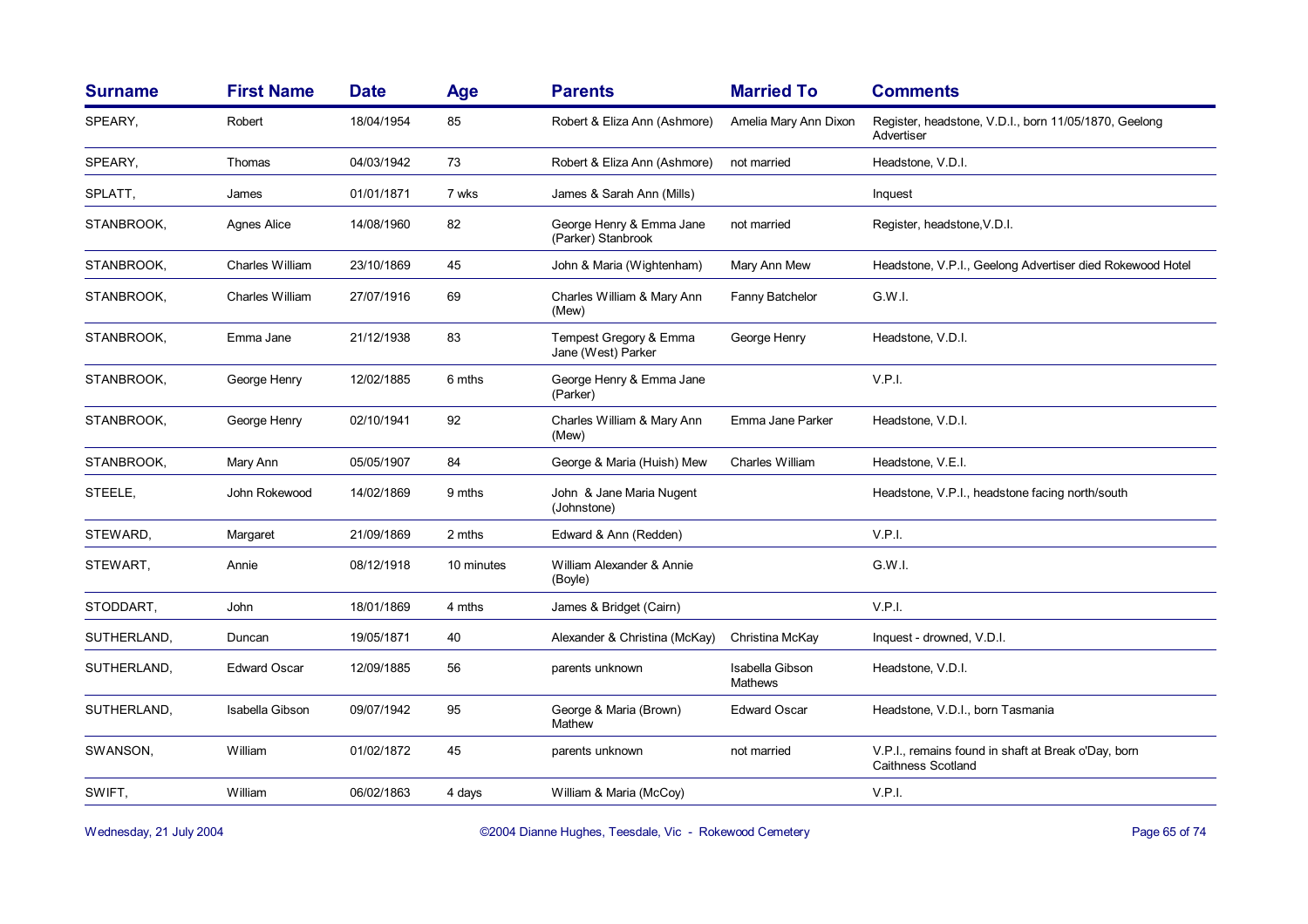| Surname | First Name | Date | Age | Parents | Married To | Comments |
|---|---|---|---|---|---|---|
| SPEARY, | Robert | 18/04/1954 | 85 | Robert & Eliza Ann (Ashmore) | Amelia Mary Ann Dixon | Register, headstone, V.D.I., born 11/05/1870, Geelong Advertiser |
| SPEARY, | Thomas | 04/03/1942 | 73 | Robert & Eliza Ann (Ashmore) | not married | Headstone, V.D.I. |
| SPLATT, | James | 01/01/1871 | 7 wks | James & Sarah Ann (Mills) | | Inquest |
| STANBROOK, | Agnes Alice | 14/08/1960 | 82 | George Henry & Emma Jane (Parker) Stanbrook | not married | Register, headstone,V.D.I. |
| STANBROOK, | Charles William | 23/10/1869 | 45 | John & Maria (Wightenham) | Mary Ann Mew | Headstone, V.P.I., Geelong Advertiser died Rokewood Hotel |
| STANBROOK, | Charles William | 27/07/1916 | 69 | Charles William & Mary Ann (Mew) | Fanny Batchelor | G.W.I. |
| STANBROOK, | Emma Jane | 21/12/1938 | 83 | Tempest Gregory & Emma Jane (West) Parker | George Henry | Headstone, V.D.I. |
| STANBROOK, | George Henry | 12/02/1885 | 6 mths | George Henry & Emma Jane (Parker) | | V.P.I. |
| STANBROOK, | George Henry | 02/10/1941 | 92 | Charles William & Mary Ann (Mew) | Emma Jane Parker | Headstone, V.D.I. |
| STANBROOK, | Mary Ann | 05/05/1907 | 84 | George & Maria (Huish) Mew | Charles William | Headstone, V.E.I. |
| STEELE, | John Rokewood | 14/02/1869 | 9 mths | John & Jane Maria Nugent (Johnstone) | | Headstone, V.P.I., headstone facing north/south |
| STEWARD, | Margaret | 21/09/1869 | 2 mths | Edward & Ann (Redden) | | V.P.I. |
| STEWART, | Annie | 08/12/1918 | 10 minutes | William Alexander & Annie (Boyle) | | G.W.I. |
| STODDART, | John | 18/01/1869 | 4 mths | James & Bridget (Cairn) | | V.P.I. |
| SUTHERLAND, | Duncan | 19/05/1871 | 40 | Alexander & Christina (McKay) | Christina McKay | Inquest - drowned, V.D.I. |
| SUTHERLAND, | Edward Oscar | 12/09/1885 | 56 | parents unknown | Isabella Gibson Mathews | Headstone, V.D.I. |
| SUTHERLAND, | Isabella Gibson | 09/07/1942 | 95 | George & Maria (Brown) Mathew | Edward Oscar | Headstone, V.D.I., born Tasmania |
| SWANSON, | William | 01/02/1872 | 45 | parents unknown | not married | V.P.I., remains found in shaft at Break o'Day, born Caithness Scotland |
| SWIFT, | William | 06/02/1863 | 4 days | William & Maria (McCoy) | | V.P.I. |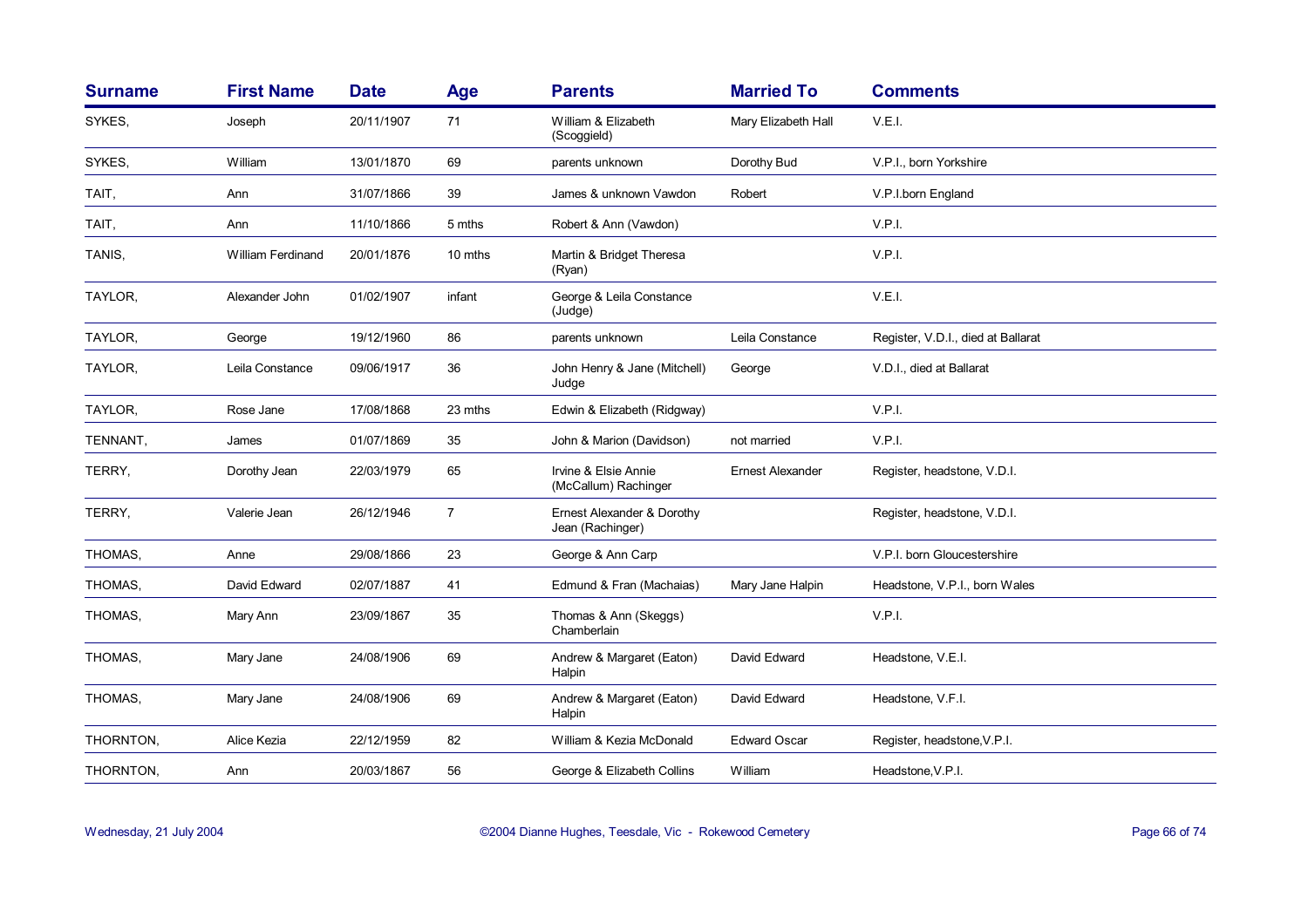| Surname | First Name | Date | Age | Parents | Married To | Comments |
|---|---|---|---|---|---|---|
| SYKES, | Joseph | 20/11/1907 | 71 | William & Elizabeth (Scoggield) | Mary Elizabeth Hall | V.E.I. |
| SYKES, | William | 13/01/1870 | 69 | parents unknown | Dorothy Bud | V.P.I., born Yorkshire |
| TAIT, | Ann | 31/07/1866 | 39 | James & unknown Vawdon | Robert | V.P.I.born England |
| TAIT, | Ann | 11/10/1866 | 5 mths | Robert & Ann (Vawdon) | | V.P.I. |
| TANIS, | William Ferdinand | 20/01/1876 | 10 mths | Martin & Bridget Theresa (Ryan) | | V.P.I. |
| TAYLOR, | Alexander John | 01/02/1907 | infant | George & Leila Constance (Judge) | | V.E.I. |
| TAYLOR, | George | 19/12/1960 | 86 | parents unknown | Leila Constance | Register, V.D.I., died at Ballarat |
| TAYLOR, | Leila Constance | 09/06/1917 | 36 | John Henry & Jane (Mitchell) Judge | George | V.D.I., died at Ballarat |
| TAYLOR, | Rose Jane | 17/08/1868 | 23 mths | Edwin & Elizabeth (Ridgway) | | V.P.I. |
| TENNANT, | James | 01/07/1869 | 35 | John & Marion (Davidson) | not married | V.P.I. |
| TERRY, | Dorothy Jean | 22/03/1979 | 65 | Irvine & Elsie Annie (McCallum) Rachinger | Ernest Alexander | Register, headstone, V.D.I. |
| TERRY, | Valerie Jean | 26/12/1946 | 7 | Ernest Alexander & Dorothy Jean (Rachinger) | | Register, headstone, V.D.I. |
| THOMAS, | Anne | 29/08/1866 | 23 | George & Ann Carp | | V.P.I. born Gloucestershire |
| THOMAS, | David Edward | 02/07/1887 | 41 | Edmund & Fran (Machaias) | Mary Jane Halpin | Headstone, V.P.I., born Wales |
| THOMAS, | Mary Ann | 23/09/1867 | 35 | Thomas & Ann (Skeggs) Chamberlain | | V.P.I. |
| THOMAS, | Mary Jane | 24/08/1906 | 69 | Andrew & Margaret (Eaton) Halpin | David Edward | Headstone, V.E.I. |
| THOMAS, | Mary Jane | 24/08/1906 | 69 | Andrew & Margaret (Eaton) Halpin | David Edward | Headstone, V.F.I. |
| THORNTON, | Alice Kezia | 22/12/1959 | 82 | William & Kezia McDonald | Edward Oscar | Register, headstone,V.P.I. |
| THORNTON, | Ann | 20/03/1867 | 56 | George & Elizabeth Collins | William | Headstone,V.P.I. |

Wednesday, 21 July 2004 ©2004 Dianne Hughes, Teesdale, Vic - Rokewood Cemetery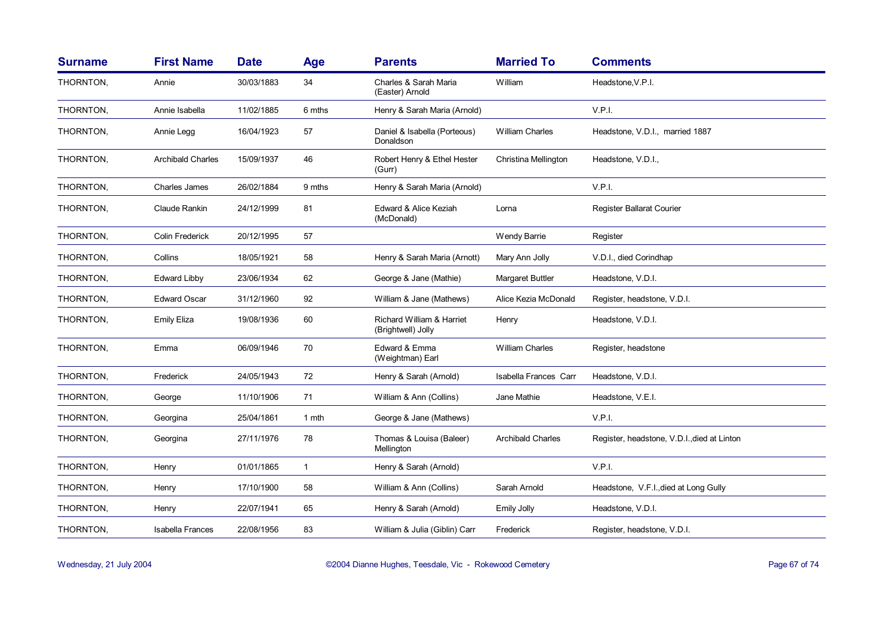| Surname | First Name | Date | Age | Parents | Married To | Comments |
|---|---|---|---|---|---|---|
| THORNTON, | Annie | 30/03/1883 | 34 | Charles & Sarah Maria (Easter) Arnold | William | Headstone,V.P.I. |
| THORNTON, | Annie Isabella | 11/02/1885 | 6 mths | Henry & Sarah Maria (Arnold) | | V.P.I. |
| THORNTON, | Annie Legg | 16/04/1923 | 57 | Daniel & Isabella (Porteous) Donaldson | William Charles | Headstone, V.D.I., married 1887 |
| THORNTON, | Archibald Charles | 15/09/1937 | 46 | Robert Henry & Ethel Hester (Gurr) | Christina Mellington | Headstone, V.D.I., |
| THORNTON, | Charles James | 26/02/1884 | 9 mths | Henry & Sarah Maria (Arnold) | | V.P.I. |
| THORNTON, | Claude Rankin | 24/12/1999 | 81 | Edward & Alice Keziah (McDonald) | Lorna | Register Ballarat Courier |
| THORNTON, | Colin Frederick | 20/12/1995 | 57 | | Wendy Barrie | Register |
| THORNTON, | Collins | 18/05/1921 | 58 | Henry & Sarah Maria (Arnott) | Mary Ann Jolly | V.D.I., died Corindhap |
| THORNTON, | Edward Libby | 23/06/1934 | 62 | George & Jane (Mathie) | Margaret Buttler | Headstone, V.D.I. |
| THORNTON, | Edward Oscar | 31/12/1960 | 92 | William & Jane (Mathews) | Alice Kezia McDonald | Register, headstone, V.D.I. |
| THORNTON, | Emily Eliza | 19/08/1936 | 60 | Richard William & Harriet (Brightwell) Jolly | Henry | Headstone, V.D.I. |
| THORNTON, | Emma | 06/09/1946 | 70 | Edward & Emma (Weightman) Earl | William Charles | Register, headstone |
| THORNTON, | Frederick | 24/05/1943 | 72 | Henry & Sarah (Arnold) | Isabella Frances Carr | Headstone, V.D.I. |
| THORNTON, | George | 11/10/1906 | 71 | William & Ann (Collins) | Jane Mathie | Headstone, V.E.I. |
| THORNTON, | Georgina | 25/04/1861 | 1 mth | George & Jane (Mathews) | | V.P.I. |
| THORNTON, | Georgina | 27/11/1976 | 78 | Thomas & Louisa (Baleer) Mellington | Archibald Charles | Register, headstone, V.D.I.,died at Linton |
| THORNTON, | Henry | 01/01/1865 | 1 | Henry & Sarah (Arnold) | | V.P.I. |
| THORNTON, | Henry | 17/10/1900 | 58 | William & Ann (Collins) | Sarah Arnold | Headstone, V.F.I.,died at Long Gully |
| THORNTON, | Henry | 22/07/1941 | 65 | Henry & Sarah (Arnold) | Emily Jolly | Headstone, V.D.I. |
| THORNTON, | Isabella Frances | 22/08/1956 | 83 | William & Julia (Giblin) Carr | Frederick | Register, headstone, V.D.I. |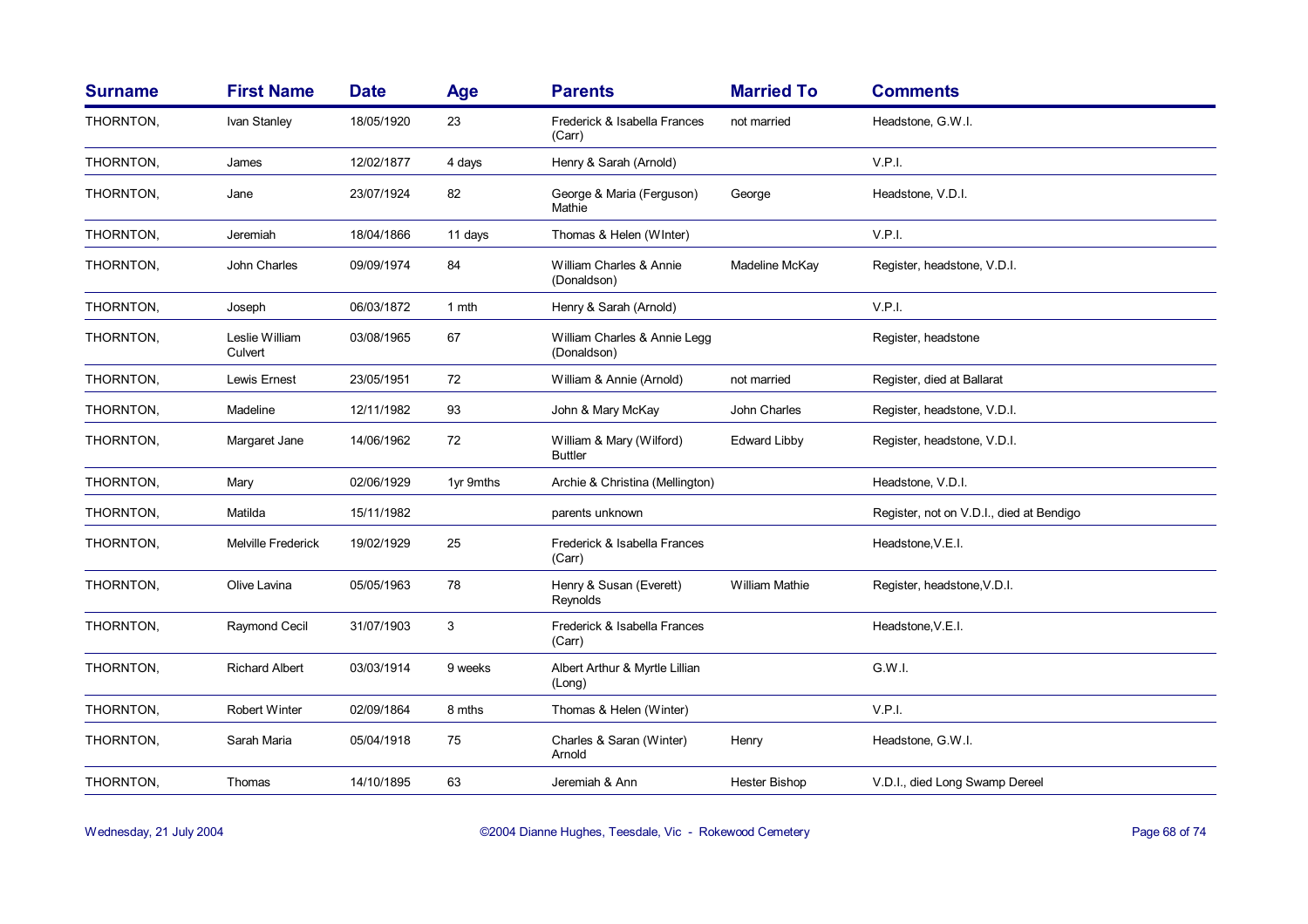| Surname | First Name | Date | Age | Parents | Married To | Comments |
|---|---|---|---|---|---|---|
| THORNTON, | Ivan Stanley | 18/05/1920 | 23 | Frederick & Isabella Frances (Carr) | not married | Headstone, G.W.I. |
| THORNTON, | James | 12/02/1877 | 4 days | Henry & Sarah (Arnold) | | V.P.I. |
| THORNTON, | Jane | 23/07/1924 | 82 | George & Maria (Ferguson) Mathie | George | Headstone, V.D.I. |
| THORNTON, | Jeremiah | 18/04/1866 | 11 days | Thomas & Helen (WInter) | | V.P.I. |
| THORNTON, | John Charles | 09/09/1974 | 84 | William Charles & Annie (Donaldson) | Madeline McKay | Register, headstone, V.D.I. |
| THORNTON, | Joseph | 06/03/1872 | 1 mth | Henry & Sarah (Arnold) | | V.P.I. |
| THORNTON, | Leslie William Culvert | 03/08/1965 | 67 | William Charles & Annie Legg (Donaldson) | | Register, headstone |
| THORNTON, | Lewis Ernest | 23/05/1951 | 72 | William & Annie (Arnold) | not married | Register, died at Ballarat |
| THORNTON, | Madeline | 12/11/1982 | 93 | John & Mary McKay | John Charles | Register, headstone, V.D.I. |
| THORNTON, | Margaret Jane | 14/06/1962 | 72 | William & Mary (Wilford) Buttler | Edward Libby | Register, headstone, V.D.I. |
| THORNTON, | Mary | 02/06/1929 | 1yr 9mths | Archie & Christina (Mellington) | | Headstone, V.D.I. |
| THORNTON, | Matilda | 15/11/1982 | | parents unknown | | Register, not on V.D.I., died at Bendigo |
| THORNTON, | Melville Frederick | 19/02/1929 | 25 | Frederick & Isabella Frances (Carr) | | Headstone,V.E.I. |
| THORNTON, | Olive Lavina | 05/05/1963 | 78 | Henry & Susan (Everett) Reynolds | William Mathie | Register, headstone,V.D.I. |
| THORNTON, | Raymond Cecil | 31/07/1903 | 3 | Frederick & Isabella Frances (Carr) | | Headstone,V.E.I. |
| THORNTON, | Richard Albert | 03/03/1914 | 9 weeks | Albert Arthur & Myrtle Lillian (Long) | | G.W.I. |
| THORNTON, | Robert Winter | 02/09/1864 | 8 mths | Thomas & Helen (Winter) | | V.P.I. |
| THORNTON, | Sarah Maria | 05/04/1918 | 75 | Charles & Saran (Winter) Arnold | Henry | Headstone, G.W.I. |
| THORNTON, | Thomas | 14/10/1895 | 63 | Jeremiah & Ann | Hester Bishop | V.D.I., died Long Swamp Dereel |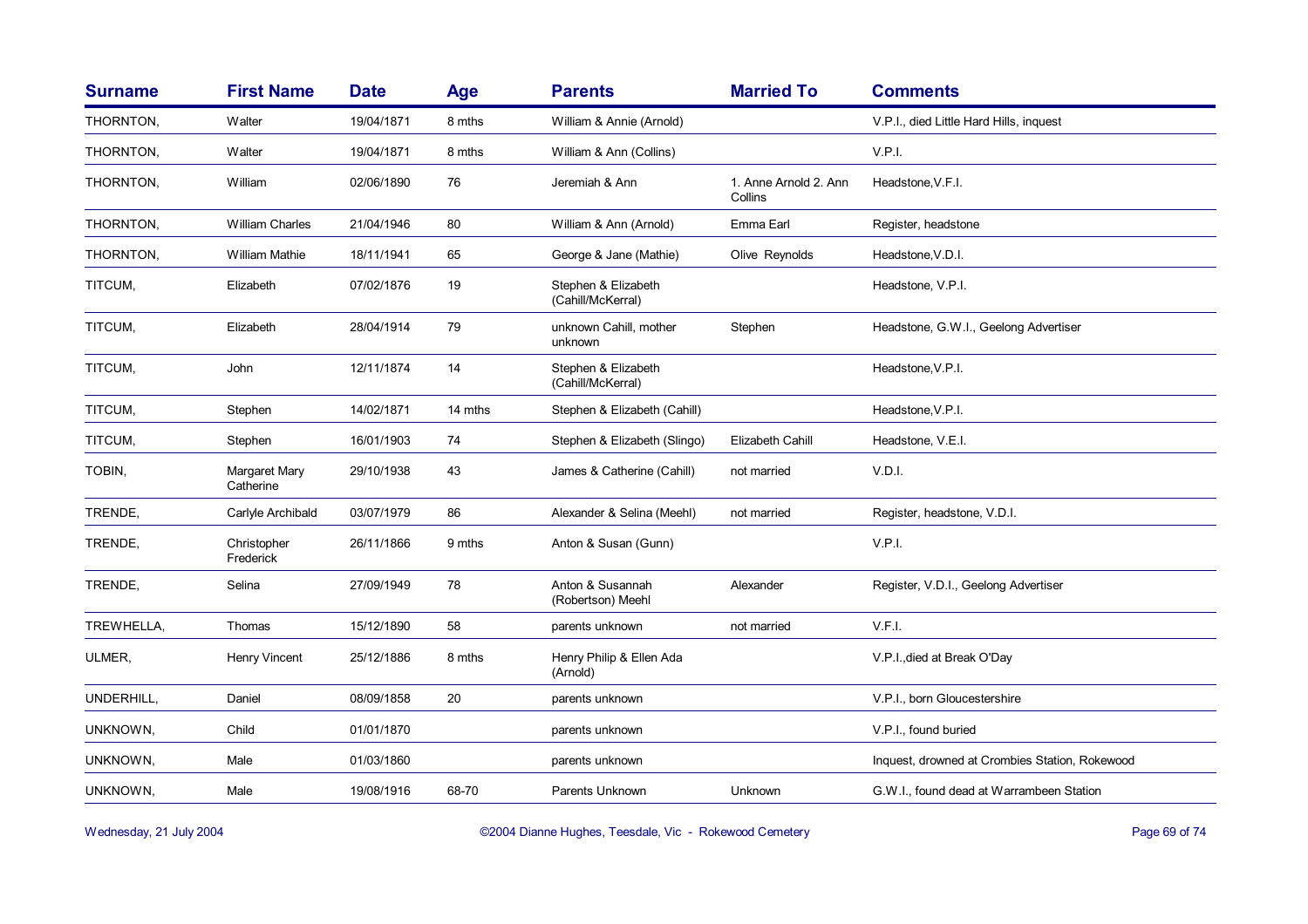| Surname | First Name | Date | Age | Parents | Married To | Comments |
|---|---|---|---|---|---|---|
| THORNTON, | Walter | 19/04/1871 | 8 mths | William & Annie (Arnold) | | V.P.I., died Little Hard Hills, inquest |
| THORNTON, | Walter | 19/04/1871 | 8 mths | William & Ann (Collins) | | V.P.I. |
| THORNTON, | William | 02/06/1890 | 76 | Jeremiah & Ann | 1. Anne Arnold 2. Ann Collins | Headstone,V.F.I. |
| THORNTON, | William Charles | 21/04/1946 | 80 | William & Ann (Arnold) | Emma Earl | Register, headstone |
| THORNTON, | William Mathie | 18/11/1941 | 65 | George & Jane (Mathie) | Olive Reynolds | Headstone,V.D.I. |
| TITCUM, | Elizabeth | 07/02/1876 | 19 | Stephen & Elizabeth (Cahill/McKerral) | | Headstone, V.P.I. |
| TITCUM, | Elizabeth | 28/04/1914 | 79 | unknown Cahill, mother unknown | Stephen | Headstone, G.W.I., Geelong Advertiser |
| TITCUM, | John | 12/11/1874 | 14 | Stephen & Elizabeth (Cahill/McKerral) | | Headstone,V.P.I. |
| TITCUM, | Stephen | 14/02/1871 | 14 mths | Stephen & Elizabeth (Cahill) | | Headstone,V.P.I. |
| TITCUM, | Stephen | 16/01/1903 | 74 | Stephen & Elizabeth (Slingo) | Elizabeth Cahill | Headstone, V.E.I. |
| TOBIN, | Margaret Mary Catherine | 29/10/1938 | 43 | James & Catherine (Cahill) | not married | V.D.I. |
| TRENDE, | Carlyle Archibald | 03/07/1979 | 86 | Alexander & Selina (Meehl) | not married | Register, headstone, V.D.I. |
| TRENDE, | Christopher Frederick | 26/11/1866 | 9 mths | Anton & Susan (Gunn) | | V.P.I. |
| TRENDE, | Selina | 27/09/1949 | 78 | Anton & Susannah (Robertson) Meehl | Alexander | Register, V.D.I., Geelong Advertiser |
| TREWHELLA, | Thomas | 15/12/1890 | 58 | parents unknown | not married | V.F.I. |
| ULMER, | Henry Vincent | 25/12/1886 | 8 mths | Henry Philip & Ellen Ada (Arnold) | | V.P.I.,died at Break O'Day |
| UNDERHILL, | Daniel | 08/09/1858 | 20 | parents unknown | | V.P.I., born Gloucestershire |
| UNKNOWN, | Child | 01/01/1870 | | parents unknown | | V.P.I., found buried |
| UNKNOWN, | Male | 01/03/1860 | | parents unknown | | Inquest, drowned at Crombies Station, Rokewood |
| UNKNOWN, | Male | 19/08/1916 | 68-70 | Parents Unknown | Unknown | G.W.I., found dead at Warrambeen Station |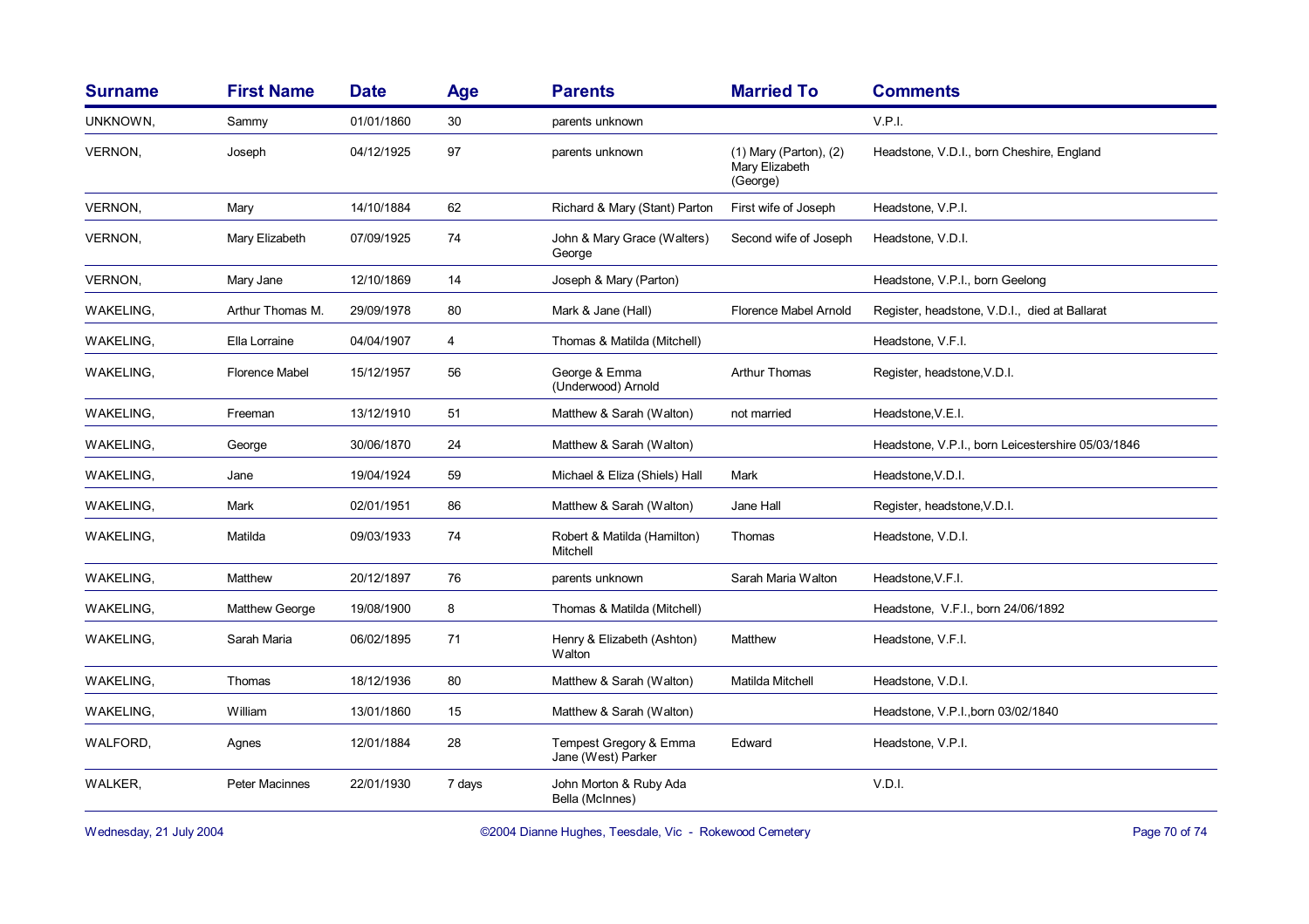| Surname | First Name | Date | Age | Parents | Married To | Comments |
|---|---|---|---|---|---|---|
| UNKNOWN, | Sammy | 01/01/1860 | 30 | parents unknown | | V.P.I. |
| VERNON, | Joseph | 04/12/1925 | 97 | parents unknown | (1) Mary (Parton), (2) Mary Elizabeth (George) | Headstone, V.D.I., born Cheshire, England |
| VERNON, | Mary | 14/10/1884 | 62 | Richard & Mary (Stant) Parton | First wife of Joseph | Headstone, V.P.I. |
| VERNON, | Mary Elizabeth | 07/09/1925 | 74 | John & Mary Grace (Walters) George | Second wife of Joseph | Headstone, V.D.I. |
| VERNON, | Mary Jane | 12/10/1869 | 14 | Joseph & Mary (Parton) | | Headstone, V.P.I., born Geelong |
| WAKELING, | Arthur Thomas M. | 29/09/1978 | 80 | Mark & Jane (Hall) | Florence Mabel Arnold | Register, headstone, V.D.I., died at Ballarat |
| WAKELING, | Ella Lorraine | 04/04/1907 | 4 | Thomas & Matilda (Mitchell) | | Headstone, V.F.I. |
| WAKELING, | Florence Mabel | 15/12/1957 | 56 | George & Emma (Underwood) Arnold | Arthur Thomas | Register, headstone,V.D.I. |
| WAKELING, | Freeman | 13/12/1910 | 51 | Matthew & Sarah (Walton) | not married | Headstone,V.E.I. |
| WAKELING, | George | 30/06/1870 | 24 | Matthew & Sarah (Walton) | | Headstone, V.P.I., born Leicestershire 05/03/1846 |
| WAKELING, | Jane | 19/04/1924 | 59 | Michael & Eliza (Shiels) Hall | Mark | Headstone,V.D.I. |
| WAKELING, | Mark | 02/01/1951 | 86 | Matthew & Sarah (Walton) | Jane Hall | Register, headstone,V.D.I. |
| WAKELING, | Matilda | 09/03/1933 | 74 | Robert & Matilda (Hamilton) Mitchell | Thomas | Headstone, V.D.I. |
| WAKELING, | Matthew | 20/12/1897 | 76 | parents unknown | Sarah Maria Walton | Headstone,V.F.I. |
| WAKELING, | Matthew George | 19/08/1900 | 8 | Thomas & Matilda (Mitchell) | | Headstone, V.F.I., born 24/06/1892 |
| WAKELING, | Sarah Maria | 06/02/1895 | 71 | Henry & Elizabeth (Ashton) Walton | Matthew | Headstone, V.F.I. |
| WAKELING, | Thomas | 18/12/1936 | 80 | Matthew & Sarah (Walton) | Matilda Mitchell | Headstone, V.D.I. |
| WAKELING, | William | 13/01/1860 | 15 | Matthew & Sarah (Walton) | | Headstone, V.P.I.,born 03/02/1840 |
| WALFORD, | Agnes | 12/01/1884 | 28 | Tempest Gregory & Emma Jane (West) Parker | Edward | Headstone, V.P.I. |
| WALKER, | Peter Macinnes | 22/01/1930 | 7 days | John Morton & Ruby Ada Bella (McInnes) | | V.D.I. |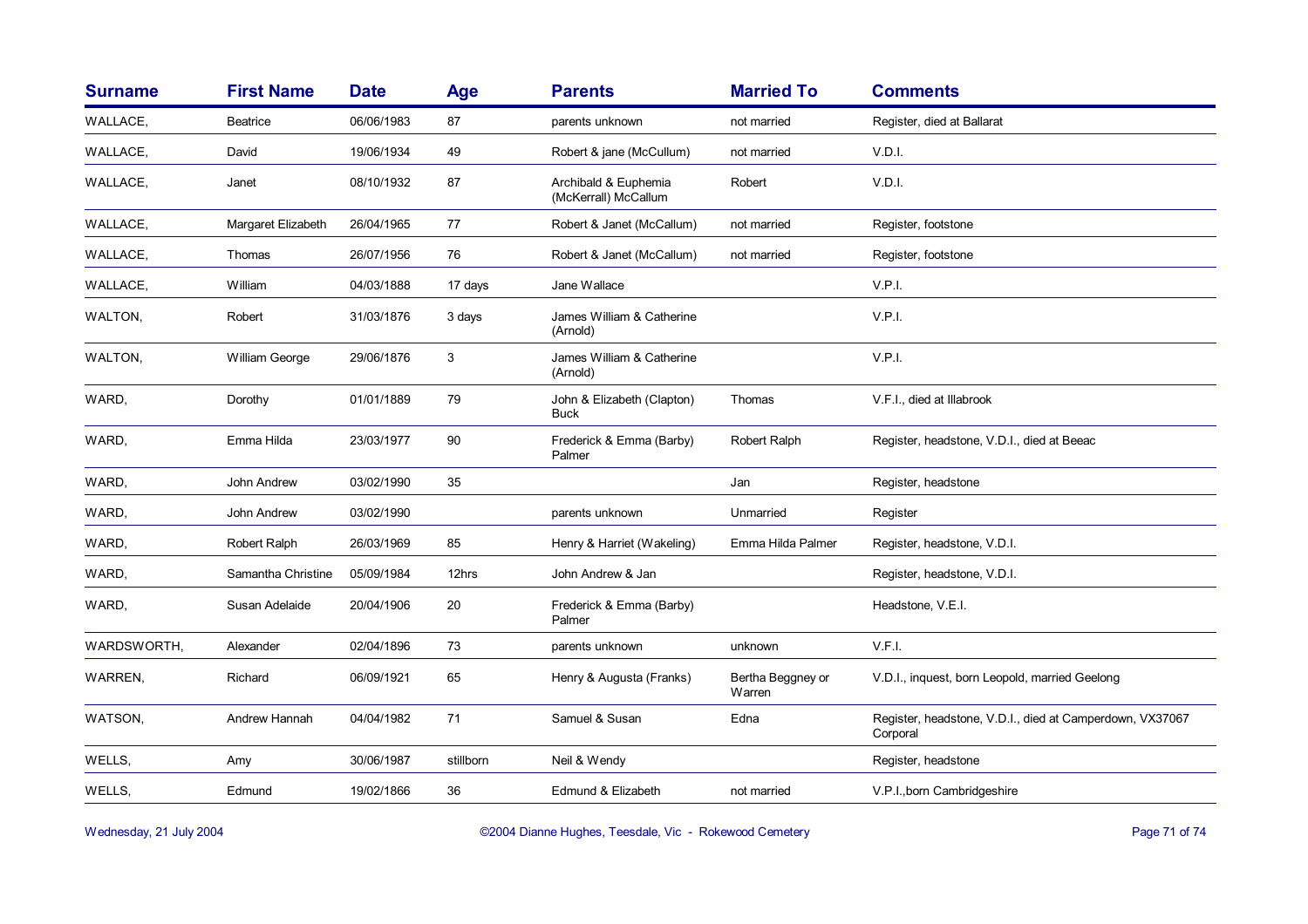| Surname | First Name | Date | Age | Parents | Married To | Comments |
|---|---|---|---|---|---|---|
| WALLACE, | Beatrice | 06/06/1983 | 87 | parents unknown | not married | Register, died at Ballarat |
| WALLACE, | David | 19/06/1934 | 49 | Robert & jane (McCullum) | not married | V.D.I. |
| WALLACE, | Janet | 08/10/1932 | 87 | Archibald & Euphemia (McKerrall) McCallum | Robert | V.D.I. |
| WALLACE, | Margaret Elizabeth | 26/04/1965 | 77 | Robert & Janet (McCallum) | not married | Register, footstone |
| WALLACE, | Thomas | 26/07/1956 | 76 | Robert & Janet (McCallum) | not married | Register, footstone |
| WALLACE, | William | 04/03/1888 | 17 days | Jane Wallace | | V.P.I. |
| WALTON, | Robert | 31/03/1876 | 3 days | James William & Catherine (Arnold) | | V.P.I. |
| WALTON, | William George | 29/06/1876 | 3 | James William & Catherine (Arnold) | | V.P.I. |
| WARD, | Dorothy | 01/01/1889 | 79 | John & Elizabeth (Clapton) Buck | Thomas | V.F.I., died at Illabrook |
| WARD, | Emma Hilda | 23/03/1977 | 90 | Frederick & Emma (Barby) Palmer | Robert Ralph | Register, headstone, V.D.I., died at Beeac |
| WARD, | John Andrew | 03/02/1990 | 35 | | Jan | Register, headstone |
| WARD, | John Andrew | 03/02/1990 | | parents unknown | Unmarried | Register |
| WARD, | Robert Ralph | 26/03/1969 | 85 | Henry & Harriet (Wakeling) | Emma Hilda Palmer | Register, headstone, V.D.I. |
| WARD, | Samantha Christine | 05/09/1984 | 12hrs | John Andrew & Jan | | Register, headstone, V.D.I. |
| WARD, | Susan Adelaide | 20/04/1906 | 20 | Frederick & Emma (Barby) Palmer | | Headstone, V.E.I. |
| WARDSWORTH, | Alexander | 02/04/1896 | 73 | parents unknown | unknown | V.F.I. |
| WARREN, | Richard | 06/09/1921 | 65 | Henry & Augusta (Franks) | Bertha Beggney or Warren | V.D.I., inquest, born Leopold, married Geelong |
| WATSON, | Andrew Hannah | 04/04/1982 | 71 | Samuel & Susan | Edna | Register, headstone, V.D.I., died at Camperdown, VX37067 Corporal |
| WELLS, | Amy | 30/06/1987 | stillborn | Neil & Wendy | | Register, headstone |
| WELLS, | Edmund | 19/02/1866 | 36 | Edmund & Elizabeth | not married | V.P.I.,born Cambridgeshire |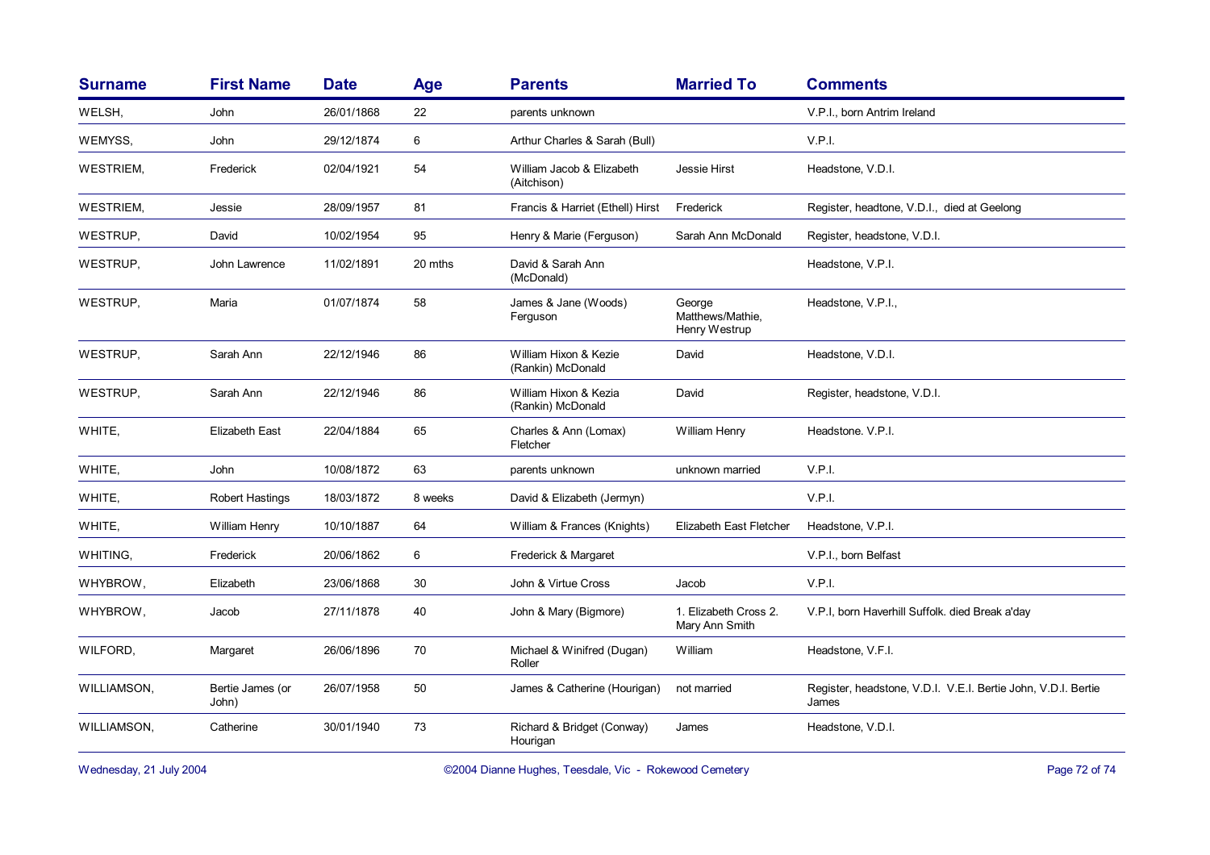| Surname | First Name | Date | Age | Parents | Married To | Comments |
|---|---|---|---|---|---|---|
| WELSH, | John | 26/01/1868 | 22 | parents unknown | | V.P.I., born Antrim Ireland |
| WEMYSS, | John | 29/12/1874 | 6 | Arthur Charles & Sarah (Bull) | | V.P.I. |
| WESTRIEM, | Frederick | 02/04/1921 | 54 | William Jacob & Elizabeth (Aitchison) | Jessie Hirst | Headstone, V.D.I. |
| WESTRIEM, | Jessie | 28/09/1957 | 81 | Francis & Harriet (Ethell) Hirst | Frederick | Register, headtone, V.D.I., died at Geelong |
| WESTRUP, | David | 10/02/1954 | 95 | Henry & Marie (Ferguson) | Sarah Ann McDonald | Register, headstone, V.D.I. |
| WESTRUP, | John Lawrence | 11/02/1891 | 20 mths | David & Sarah Ann (McDonald) | | Headstone, V.P.I. |
| WESTRUP, | Maria | 01/07/1874 | 58 | James & Jane (Woods) Ferguson | George Matthews/Mathie, Henry Westrup | Headstone, V.P.I., |
| WESTRUP, | Sarah Ann | 22/12/1946 | 86 | William Hixon & Kezie (Rankin) McDonald | David | Headstone, V.D.I. |
| WESTRUP, | Sarah Ann | 22/12/1946 | 86 | William Hixon & Kezia (Rankin) McDonald | David | Register, headstone, V.D.I. |
| WHITE, | Elizabeth East | 22/04/1884 | 65 | Charles & Ann (Lomax) Fletcher | William Henry | Headstone. V.P.I. |
| WHITE, | John | 10/08/1872 | 63 | parents unknown | unknown married | V.P.I. |
| WHITE, | Robert Hastings | 18/03/1872 | 8 weeks | David & Elizabeth (Jermyn) | | V.P.I. |
| WHITE, | William Henry | 10/10/1887 | 64 | William & Frances (Knights) | Elizabeth East Fletcher | Headstone, V.P.I. |
| WHITING, | Frederick | 20/06/1862 | 6 | Frederick & Margaret | | V.P.I., born Belfast |
| WHYBROW, | Elizabeth | 23/06/1868 | 30 | John & Virtue Cross | Jacob | V.P.I. |
| WHYBROW, | Jacob | 27/11/1878 | 40 | John & Mary (Bigmore) | 1. Elizabeth Cross 2. Mary Ann Smith | V.P.I, born Haverhill Suffolk. died Break a'day |
| WILFORD, | Margaret | 26/06/1896 | 70 | Michael & Winifred (Dugan) Roller | William | Headstone, V.F.I. |
| WILLIAMSON, | Bertie James (or John) | 26/07/1958 | 50 | James & Catherine (Hourigan) | not married | Register, headstone, V.D.I. V.E.I. Bertie John, V.D.I. Bertie James |
| WILLIAMSON, | Catherine | 30/01/1940 | 73 | Richard & Bridget (Conway) Hourigan | James | Headstone, V.D.I. |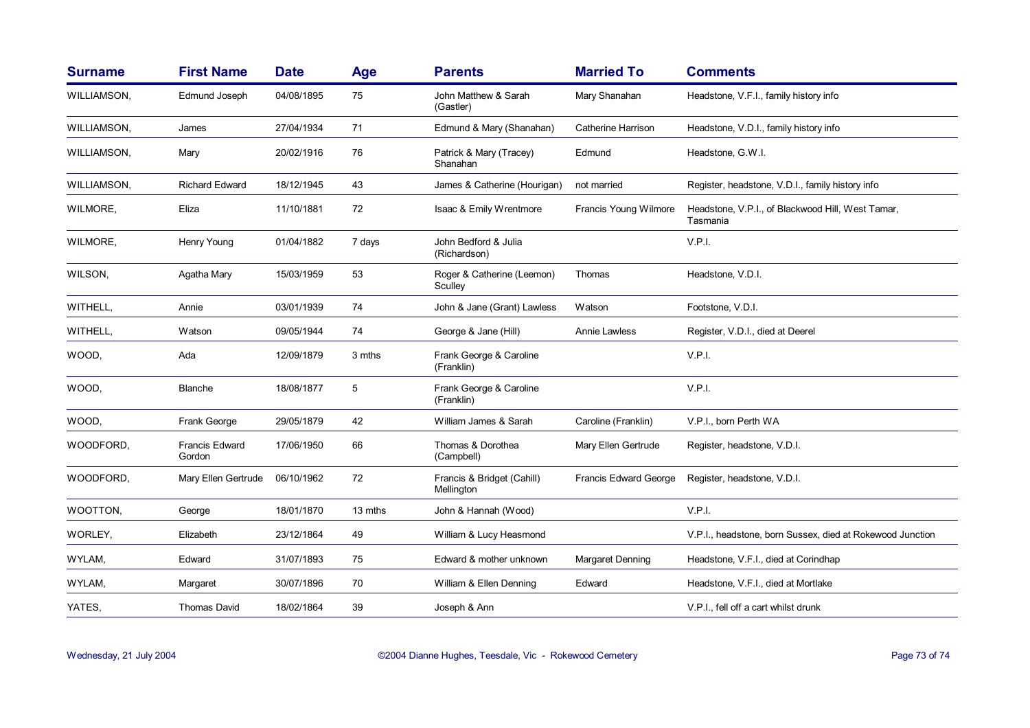| Surname | First Name | Date | Age | Parents | Married To | Comments |
|---|---|---|---|---|---|---|
| WILLIAMSON, | Edmund Joseph | 04/08/1895 | 75 | John Matthew & Sarah (Gastler) | Mary Shanahan | Headstone, V.F.I., family history info |
| WILLIAMSON, | James | 27/04/1934 | 71 | Edmund & Mary (Shanahan) | Catherine Harrison | Headstone, V.D.I., family history info |
| WILLIAMSON, | Mary | 20/02/1916 | 76 | Patrick & Mary (Tracey) Shanahan | Edmund | Headstone, G.W.I. |
| WILLIAMSON, | Richard Edward | 18/12/1945 | 43 | James & Catherine (Hourigan) | not married | Register, headstone, V.D.I., family history info |
| WILMORE, | Eliza | 11/10/1881 | 72 | Isaac & Emily Wrentmore | Francis Young Wilmore | Headstone, V.P.I., of Blackwood Hill, West Tamar, Tasmania |
| WILMORE, | Henry Young | 01/04/1882 | 7 days | John Bedford & Julia (Richardson) | | V.P.I. |
| WILSON, | Agatha Mary | 15/03/1959 | 53 | Roger & Catherine (Leemon) Sculley | Thomas | Headstone, V.D.I. |
| WITHELL, | Annie | 03/01/1939 | 74 | John & Jane (Grant) Lawless | Watson | Footstone, V.D.I. |
| WITHELL, | Watson | 09/05/1944 | 74 | George & Jane (Hill) | Annie Lawless | Register, V.D.I., died at Deerel |
| WOOD, | Ada | 12/09/1879 | 3 mths | Frank George & Caroline (Franklin) | | V.P.I. |
| WOOD, | Blanche | 18/08/1877 | 5 | Frank George & Caroline (Franklin) | | V.P.I. |
| WOOD, | Frank George | 29/05/1879 | 42 | William James & Sarah | Caroline (Franklin) | V.P.I., born Perth WA |
| WOODFORD, | Francis Edward Gordon | 17/06/1950 | 66 | Thomas & Dorothea (Campbell) | Mary Ellen Gertrude | Register, headstone, V.D.I. |
| WOODFORD, | Mary Ellen Gertrude | 06/10/1962 | 72 | Francis & Bridget (Cahill) Mellington | Francis Edward George | Register, headstone, V.D.I. |
| WOOTTON, | George | 18/01/1870 | 13 mths | John & Hannah (Wood) | | V.P.I. |
| WORLEY, | Elizabeth | 23/12/1864 | 49 | William & Lucy Heasmond | | V.P.I., headstone, born Sussex, died at Rokewood Junction |
| WYLAM, | Edward | 31/07/1893 | 75 | Edward & mother unknown | Margaret Denning | Headstone, V.F.I., died at Corindhap |
| WYLAM, | Margaret | 30/07/1896 | 70 | William & Ellen Denning | Edward | Headstone, V.F.I., died at Mortlake |
| YATES, | Thomas David | 18/02/1864 | 39 | Joseph & Ann | | V.P.I., fell off a cart whilst drunk |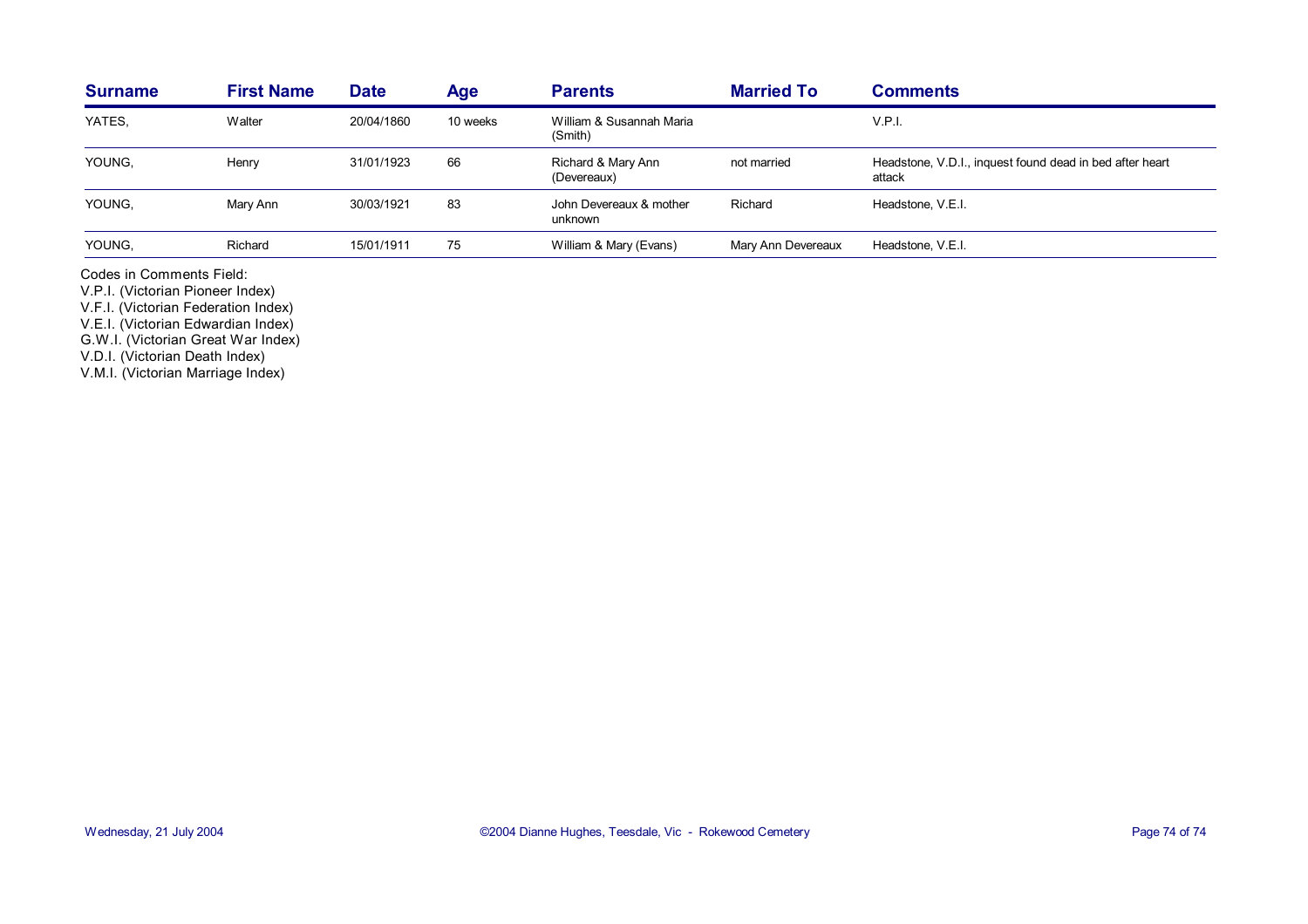| Surname | First Name | Date | Age | Parents | Married To | Comments |
|---|---|---|---|---|---|---|
| YATES, | Walter | 20/04/1860 | 10 weeks | William & Susannah Maria (Smith) | | V.P.I. |
| YOUNG, | Henry | 31/01/1923 | 66 | Richard & Mary Ann (Devereaux) | not married | Headstone, V.D.I., inquest found dead in bed after heart attack |
| YOUNG, | Mary Ann | 30/03/1921 | 83 | John Devereaux & mother unknown | Richard | Headstone, V.E.I. |
| YOUNG, | Richard | 15/01/1911 | 75 | William & Mary (Evans) | Mary Ann Devereaux | Headstone, V.E.I. |

Codes in Comments Field:
V.P.I. (Victorian Pioneer Index)
V.F.I. (Victorian Federation Index)
V.E.I. (Victorian Edwardian Index)
G.W.I. (Victorian Great War Index)
V.D.I. (Victorian Death Index)
V.M.I. (Victorian Marriage Index)